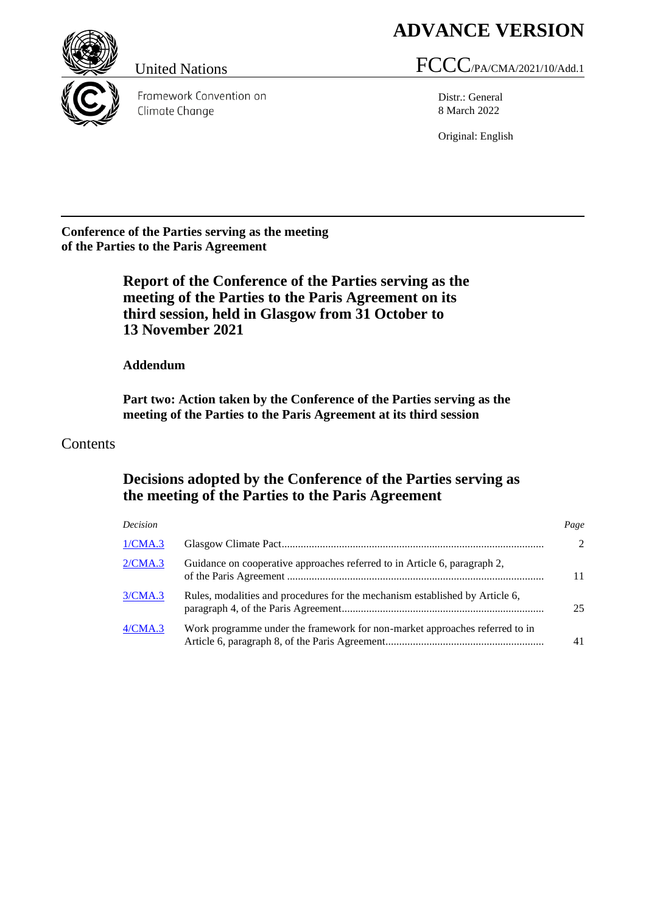**ADVANCE VERSION**

United Nations

FCCC/PA/CMA/2021/10/Add.1

Framework Convention on Climate Change

Distr.: General
8 March 2022

Original: English

**Conference of the Parties serving as the meeting of the Parties to the Paris Agreement**

# Report of the Conference of the Parties serving as the meeting of the Parties to the Paris Agreement on its third session, held in Glasgow from 31 October to 13 November 2021

## Addendum

### Part two: Action taken by the Conference of the Parties serving as the meeting of the Parties to the Paris Agreement at its third session

## Contents

### Decisions adopted by the Conference of the Parties serving as the meeting of the Parties to the Paris Agreement

| *Decision* | | *Page* |
|---|---|---|
| 1/CMA.3 | Glasgow Climate Pact | 2 |
| 2/CMA.3 | Guidance on cooperative approaches referred to in Article 6, paragraph 2, of the Paris Agreement | 11 |
| 3/CMA.3 | Rules, modalities and procedures for the mechanism established by Article 6, paragraph 4, of the Paris Agreement | 25 |
| 4/CMA.3 | Work programme under the framework for non-market approaches referred to in Article 6, paragraph 8, of the Paris Agreement | 41 |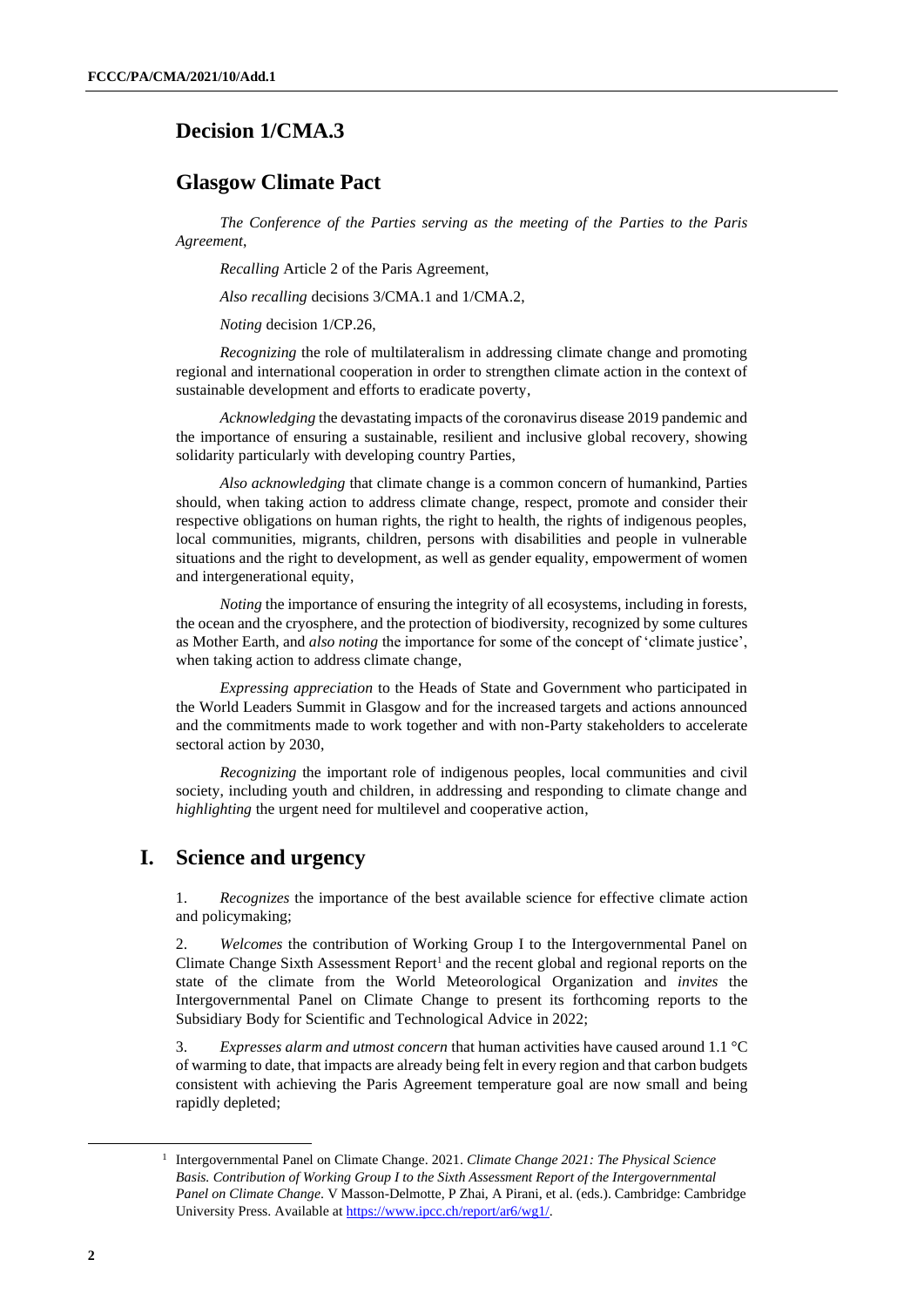# Decision 1/CMA.3

## Glasgow Climate Pact

*The Conference of the Parties serving as the meeting of the Parties to the Paris Agreement*,

*Recalling* Article 2 of the Paris Agreement,

*Also recalling* decisions 3/CMA.1 and 1/CMA.2,

*Noting* decision 1/CP.26,

*Recognizing* the role of multilateralism in addressing climate change and promoting regional and international cooperation in order to strengthen climate action in the context of sustainable development and efforts to eradicate poverty,

*Acknowledging* the devastating impacts of the coronavirus disease 2019 pandemic and the importance of ensuring a sustainable, resilient and inclusive global recovery, showing solidarity particularly with developing country Parties,

*Also acknowledging* that climate change is a common concern of humankind, Parties should, when taking action to address climate change, respect, promote and consider their respective obligations on human rights, the right to health, the rights of indigenous peoples, local communities, migrants, children, persons with disabilities and people in vulnerable situations and the right to development, as well as gender equality, empowerment of women and intergenerational equity,

*Noting* the importance of ensuring the integrity of all ecosystems, including in forests, the ocean and the cryosphere, and the protection of biodiversity, recognized by some cultures as Mother Earth, and *also noting* the importance for some of the concept of 'climate justice', when taking action to address climate change,

*Expressing appreciation* to the Heads of State and Government who participated in the World Leaders Summit in Glasgow and for the increased targets and actions announced and the commitments made to work together and with non-Party stakeholders to accelerate sectoral action by 2030,

*Recognizing* the important role of indigenous peoples, local communities and civil society, including youth and children, in addressing and responding to climate change and *highlighting* the urgent need for multilevel and cooperative action,

## I. Science and urgency

1. *Recognizes* the importance of the best available science for effective climate action and policymaking;

2. *Welcomes* the contribution of Working Group I to the Intergovernmental Panel on Climate Change Sixth Assessment Report[1] and the recent global and regional reports on the state of the climate from the World Meteorological Organization and *invites* the Intergovernmental Panel on Climate Change to present its forthcoming reports to the Subsidiary Body for Scientific and Technological Advice in 2022;

3. *Expresses alarm and utmost concern* that human activities have caused around 1.1 °C of warming to date, that impacts are already being felt in every region and that carbon budgets consistent with achieving the Paris Agreement temperature goal are now small and being rapidly depleted;

[1] Intergovernmental Panel on Climate Change. 2021. *Climate Change 2021: The Physical Science Basis. Contribution of Working Group I to the Sixth Assessment Report of the Intergovernmental Panel on Climate Change*. V Masson-Delmotte, P Zhai, A Pirani, et al. (eds.). Cambridge: Cambridge University Press. Available at https://www.ipcc.ch/report/ar6/wg1/.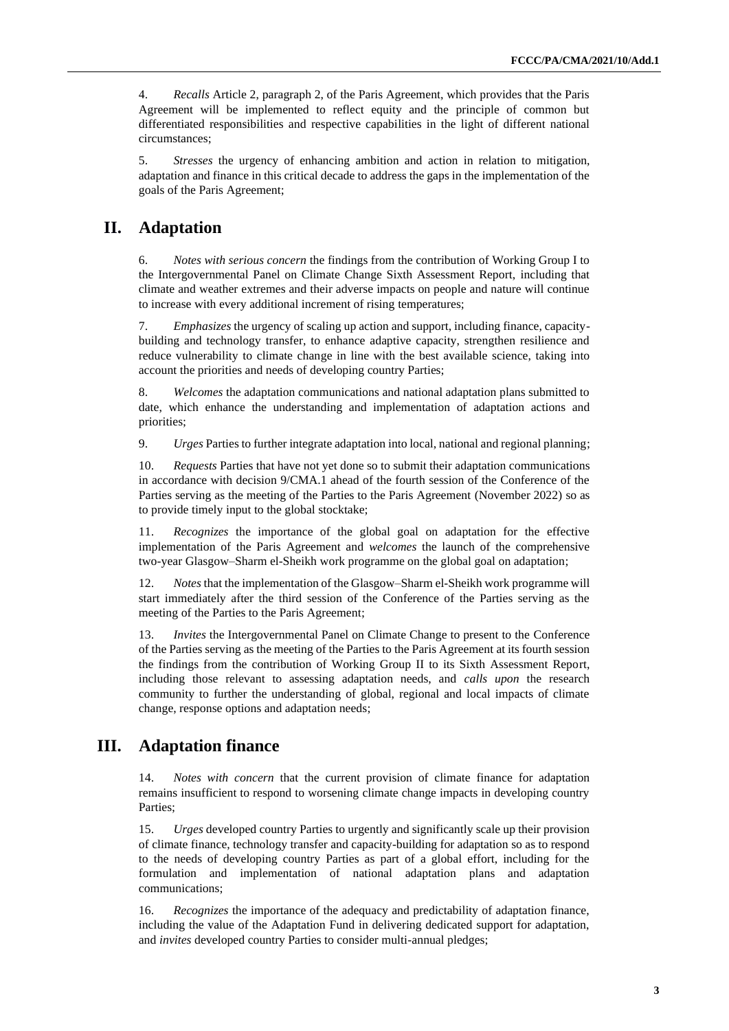4. *Recalls* Article 2, paragraph 2, of the Paris Agreement, which provides that the Paris Agreement will be implemented to reflect equity and the principle of common but differentiated responsibilities and respective capabilities in the light of different national circumstances;

5. *Stresses* the urgency of enhancing ambition and action in relation to mitigation, adaptation and finance in this critical decade to address the gaps in the implementation of the goals of the Paris Agreement;

## II. Adaptation

6. *Notes with serious concern* the findings from the contribution of Working Group I to the Intergovernmental Panel on Climate Change Sixth Assessment Report, including that climate and weather extremes and their adverse impacts on people and nature will continue to increase with every additional increment of rising temperatures;

7. *Emphasizes* the urgency of scaling up action and support, including finance, capacity-building and technology transfer, to enhance adaptive capacity, strengthen resilience and reduce vulnerability to climate change in line with the best available science, taking into account the priorities and needs of developing country Parties;

8. *Welcomes* the adaptation communications and national adaptation plans submitted to date, which enhance the understanding and implementation of adaptation actions and priorities;

9. *Urges* Parties to further integrate adaptation into local, national and regional planning;

10. *Requests* Parties that have not yet done so to submit their adaptation communications in accordance with decision 9/CMA.1 ahead of the fourth session of the Conference of the Parties serving as the meeting of the Parties to the Paris Agreement (November 2022) so as to provide timely input to the global stocktake;

11. *Recognizes* the importance of the global goal on adaptation for the effective implementation of the Paris Agreement and *welcomes* the launch of the comprehensive two-year Glasgow–Sharm el-Sheikh work programme on the global goal on adaptation;

12. *Notes* that the implementation of the Glasgow–Sharm el-Sheikh work programme will start immediately after the third session of the Conference of the Parties serving as the meeting of the Parties to the Paris Agreement;

13. *Invites* the Intergovernmental Panel on Climate Change to present to the Conference of the Parties serving as the meeting of the Parties to the Paris Agreement at its fourth session the findings from the contribution of Working Group II to its Sixth Assessment Report, including those relevant to assessing adaptation needs, and *calls upon* the research community to further the understanding of global, regional and local impacts of climate change, response options and adaptation needs;

## III. Adaptation finance

14. *Notes with concern* that the current provision of climate finance for adaptation remains insufficient to respond to worsening climate change impacts in developing country Parties;

15. *Urges* developed country Parties to urgently and significantly scale up their provision of climate finance, technology transfer and capacity-building for adaptation so as to respond to the needs of developing country Parties as part of a global effort, including for the formulation and implementation of national adaptation plans and adaptation communications;

16. *Recognizes* the importance of the adequacy and predictability of adaptation finance, including the value of the Adaptation Fund in delivering dedicated support for adaptation, and *invites* developed country Parties to consider multi-annual pledges;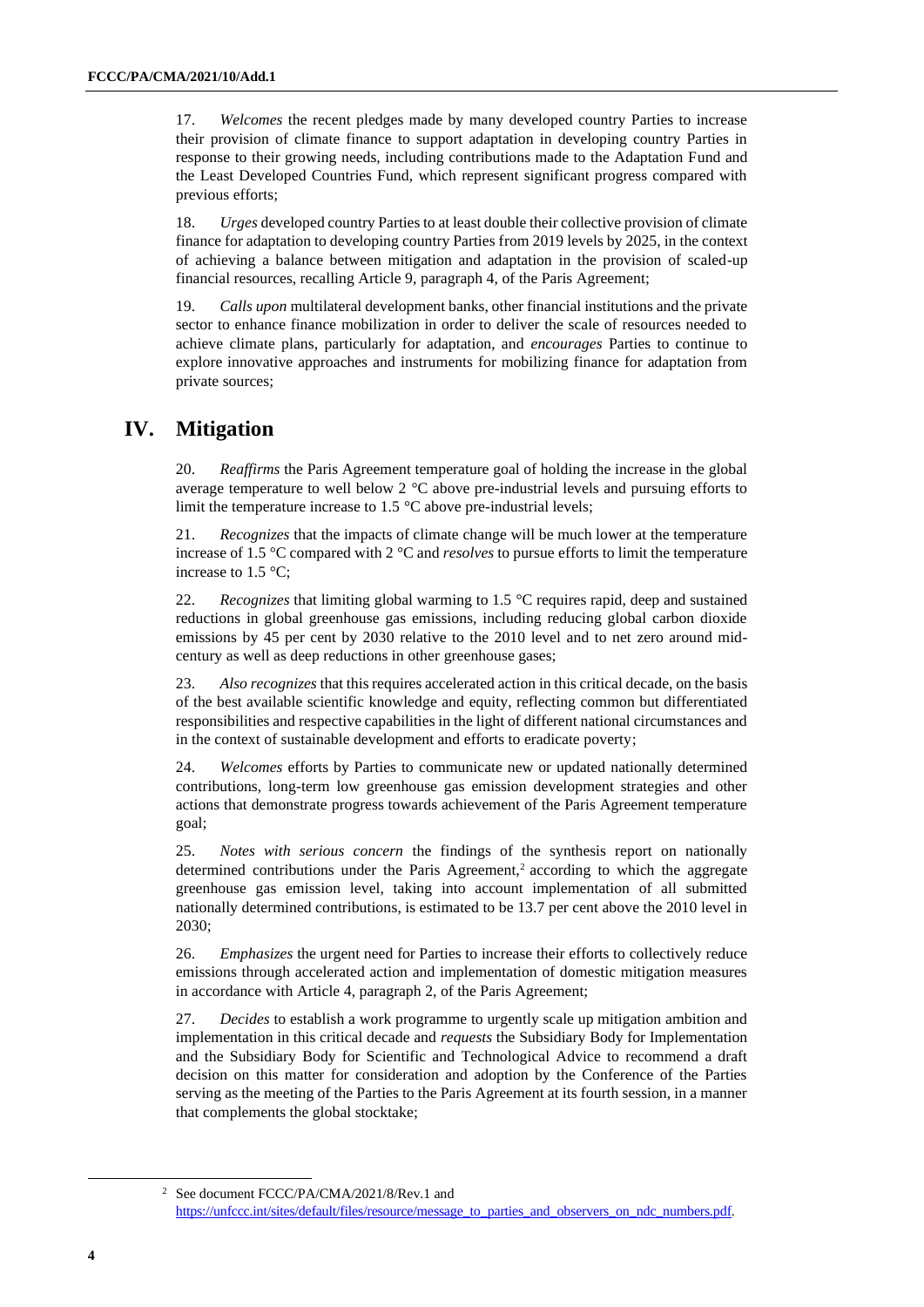17. *Welcomes* the recent pledges made by many developed country Parties to increase their provision of climate finance to support adaptation in developing country Parties in response to their growing needs, including contributions made to the Adaptation Fund and the Least Developed Countries Fund, which represent significant progress compared with previous efforts;

18. *Urges* developed country Parties to at least double their collective provision of climate finance for adaptation to developing country Parties from 2019 levels by 2025, in the context of achieving a balance between mitigation and adaptation in the provision of scaled-up financial resources, recalling Article 9, paragraph 4, of the Paris Agreement;

19. *Calls upon* multilateral development banks, other financial institutions and the private sector to enhance finance mobilization in order to deliver the scale of resources needed to achieve climate plans, particularly for adaptation, and *encourages* Parties to continue to explore innovative approaches and instruments for mobilizing finance for adaptation from private sources;

## IV. Mitigation

20. *Reaffirms* the Paris Agreement temperature goal of holding the increase in the global average temperature to well below 2 °C above pre-industrial levels and pursuing efforts to limit the temperature increase to 1.5 °C above pre-industrial levels;

21. *Recognizes* that the impacts of climate change will be much lower at the temperature increase of 1.5 °C compared with 2 °C and *resolves* to pursue efforts to limit the temperature increase to 1.5 °C;

22. *Recognizes* that limiting global warming to 1.5 °C requires rapid, deep and sustained reductions in global greenhouse gas emissions, including reducing global carbon dioxide emissions by 45 per cent by 2030 relative to the 2010 level and to net zero around mid-century as well as deep reductions in other greenhouse gases;

23. *Also recognizes* that this requires accelerated action in this critical decade, on the basis of the best available scientific knowledge and equity, reflecting common but differentiated responsibilities and respective capabilities in the light of different national circumstances and in the context of sustainable development and efforts to eradicate poverty;

24. *Welcomes* efforts by Parties to communicate new or updated nationally determined contributions, long-term low greenhouse gas emission development strategies and other actions that demonstrate progress towards achievement of the Paris Agreement temperature goal;

25. *Notes with serious concern* the findings of the synthesis report on nationally determined contributions under the Paris Agreement,[2] according to which the aggregate greenhouse gas emission level, taking into account implementation of all submitted nationally determined contributions, is estimated to be 13.7 per cent above the 2010 level in 2030;

26. *Emphasizes* the urgent need for Parties to increase their efforts to collectively reduce emissions through accelerated action and implementation of domestic mitigation measures in accordance with Article 4, paragraph 2, of the Paris Agreement;

27. *Decides* to establish a work programme to urgently scale up mitigation ambition and implementation in this critical decade and *requests* the Subsidiary Body for Implementation and the Subsidiary Body for Scientific and Technological Advice to recommend a draft decision on this matter for consideration and adoption by the Conference of the Parties serving as the meeting of the Parties to the Paris Agreement at its fourth session, in a manner that complements the global stocktake;

[2] See document FCCC/PA/CMA/2021/8/Rev.1 and https://unfccc.int/sites/default/files/resource/message_to_parties_and_observers_on_ndc_numbers.pdf.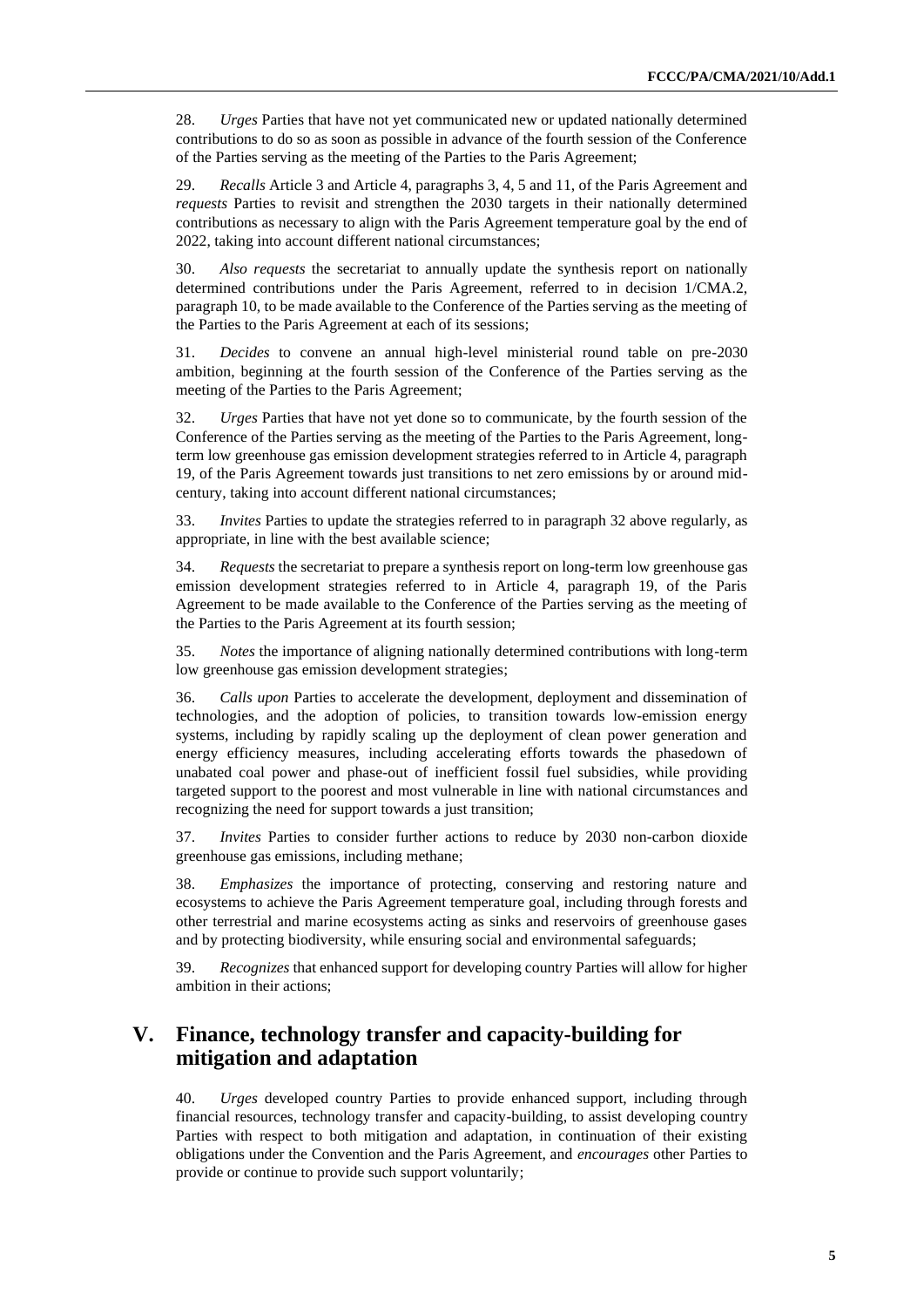28. *Urges* Parties that have not yet communicated new or updated nationally determined contributions to do so as soon as possible in advance of the fourth session of the Conference of the Parties serving as the meeting of the Parties to the Paris Agreement;

29. *Recalls* Article 3 and Article 4, paragraphs 3, 4, 5 and 11, of the Paris Agreement and *requests* Parties to revisit and strengthen the 2030 targets in their nationally determined contributions as necessary to align with the Paris Agreement temperature goal by the end of 2022, taking into account different national circumstances;

30. *Also requests* the secretariat to annually update the synthesis report on nationally determined contributions under the Paris Agreement, referred to in decision 1/CMA.2, paragraph 10, to be made available to the Conference of the Parties serving as the meeting of the Parties to the Paris Agreement at each of its sessions;

31. *Decides* to convene an annual high-level ministerial round table on pre-2030 ambition, beginning at the fourth session of the Conference of the Parties serving as the meeting of the Parties to the Paris Agreement;

32. *Urges* Parties that have not yet done so to communicate, by the fourth session of the Conference of the Parties serving as the meeting of the Parties to the Paris Agreement, long-term low greenhouse gas emission development strategies referred to in Article 4, paragraph 19, of the Paris Agreement towards just transitions to net zero emissions by or around mid-century, taking into account different national circumstances;

33. *Invites* Parties to update the strategies referred to in paragraph 32 above regularly, as appropriate, in line with the best available science;

34. *Requests* the secretariat to prepare a synthesis report on long-term low greenhouse gas emission development strategies referred to in Article 4, paragraph 19, of the Paris Agreement to be made available to the Conference of the Parties serving as the meeting of the Parties to the Paris Agreement at its fourth session;

35. *Notes* the importance of aligning nationally determined contributions with long-term low greenhouse gas emission development strategies;

36. *Calls upon* Parties to accelerate the development, deployment and dissemination of technologies, and the adoption of policies, to transition towards low-emission energy systems, including by rapidly scaling up the deployment of clean power generation and energy efficiency measures, including accelerating efforts towards the phasedown of unabated coal power and phase-out of inefficient fossil fuel subsidies, while providing targeted support to the poorest and most vulnerable in line with national circumstances and recognizing the need for support towards a just transition;

37. *Invites* Parties to consider further actions to reduce by 2030 non-carbon dioxide greenhouse gas emissions, including methane;

38. *Emphasizes* the importance of protecting, conserving and restoring nature and ecosystems to achieve the Paris Agreement temperature goal, including through forests and other terrestrial and marine ecosystems acting as sinks and reservoirs of greenhouse gases and by protecting biodiversity, while ensuring social and environmental safeguards;

39. *Recognizes* that enhanced support for developing country Parties will allow for higher ambition in their actions;

## V. Finance, technology transfer and capacity-building for mitigation and adaptation

40. *Urges* developed country Parties to provide enhanced support, including through financial resources, technology transfer and capacity-building, to assist developing country Parties with respect to both mitigation and adaptation, in continuation of their existing obligations under the Convention and the Paris Agreement, and *encourages* other Parties to provide or continue to provide such support voluntarily;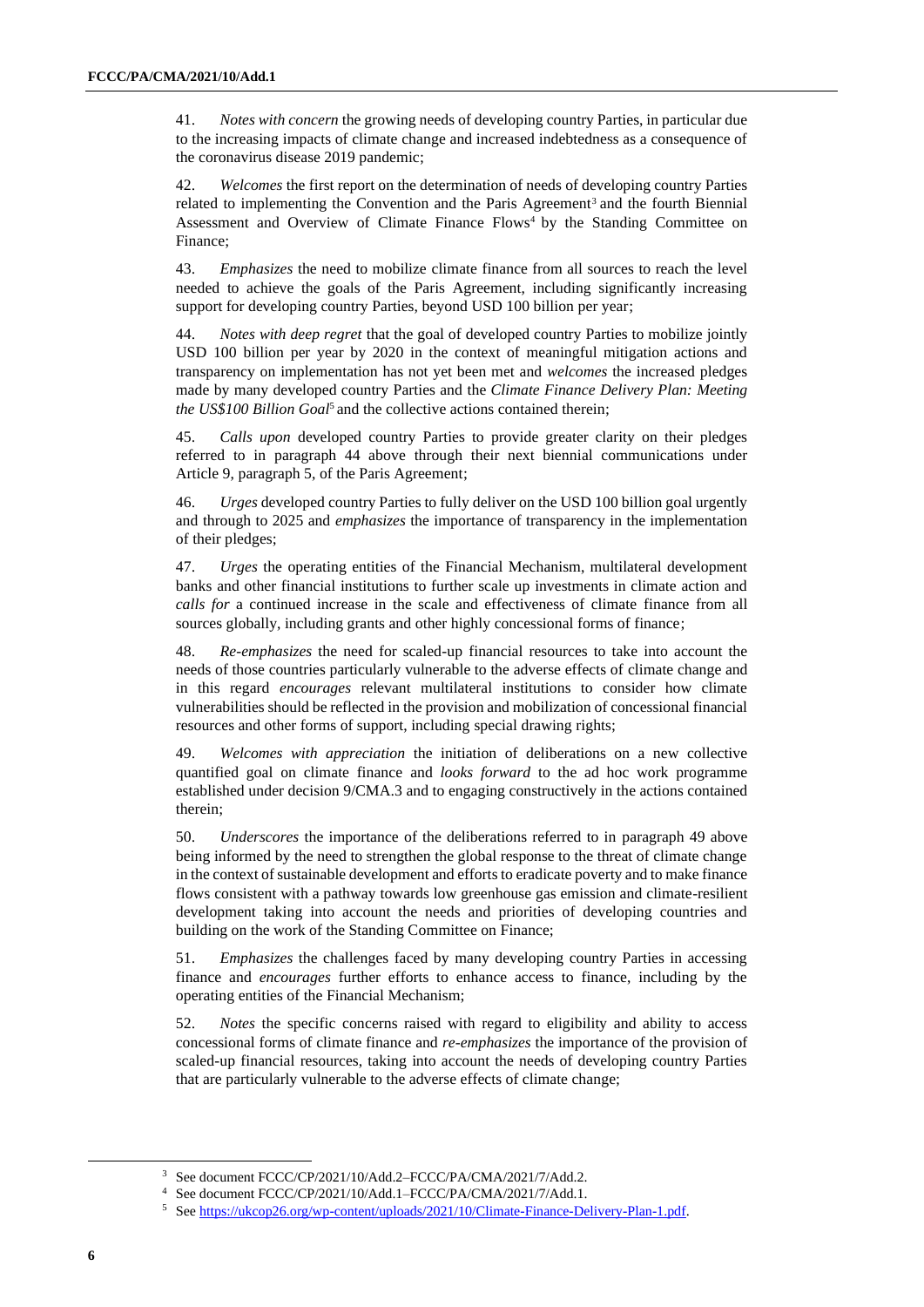41. *Notes with concern* the growing needs of developing country Parties, in particular due to the increasing impacts of climate change and increased indebtedness as a consequence of the coronavirus disease 2019 pandemic;

42. *Welcomes* the first report on the determination of needs of developing country Parties related to implementing the Convention and the Paris Agreement[3] and the fourth Biennial Assessment and Overview of Climate Finance Flows[4] by the Standing Committee on Finance;

43. *Emphasizes* the need to mobilize climate finance from all sources to reach the level needed to achieve the goals of the Paris Agreement, including significantly increasing support for developing country Parties, beyond USD 100 billion per year;

44. *Notes with deep regret* that the goal of developed country Parties to mobilize jointly USD 100 billion per year by 2020 in the context of meaningful mitigation actions and transparency on implementation has not yet been met and *welcomes* the increased pledges made by many developed country Parties and the *Climate Finance Delivery Plan: Meeting the US$100 Billion Goal*[5] and the collective actions contained therein;

45. *Calls upon* developed country Parties to provide greater clarity on their pledges referred to in paragraph 44 above through their next biennial communications under Article 9, paragraph 5, of the Paris Agreement;

46. *Urges* developed country Parties to fully deliver on the USD 100 billion goal urgently and through to 2025 and *emphasizes* the importance of transparency in the implementation of their pledges;

47. *Urges* the operating entities of the Financial Mechanism, multilateral development banks and other financial institutions to further scale up investments in climate action and *calls for* a continued increase in the scale and effectiveness of climate finance from all sources globally, including grants and other highly concessional forms of finance;

48. *Re-emphasizes* the need for scaled-up financial resources to take into account the needs of those countries particularly vulnerable to the adverse effects of climate change and in this regard *encourages* relevant multilateral institutions to consider how climate vulnerabilities should be reflected in the provision and mobilization of concessional financial resources and other forms of support, including special drawing rights;

49. *Welcomes with appreciation* the initiation of deliberations on a new collective quantified goal on climate finance and *looks forward* to the ad hoc work programme established under decision 9/CMA.3 and to engaging constructively in the actions contained therein;

50. *Underscores* the importance of the deliberations referred to in paragraph 49 above being informed by the need to strengthen the global response to the threat of climate change in the context of sustainable development and efforts to eradicate poverty and to make finance flows consistent with a pathway towards low greenhouse gas emission and climate-resilient development taking into account the needs and priorities of developing countries and building on the work of the Standing Committee on Finance;

51. *Emphasizes* the challenges faced by many developing country Parties in accessing finance and *encourages* further efforts to enhance access to finance, including by the operating entities of the Financial Mechanism;

52. *Notes* the specific concerns raised with regard to eligibility and ability to access concessional forms of climate finance and *re-emphasizes* the importance of the provision of scaled-up financial resources, taking into account the needs of developing country Parties that are particularly vulnerable to the adverse effects of climate change;

---

[3] See document FCCC/CP/2021/10/Add.2–FCCC/PA/CMA/2021/7/Add.2.

[4] See document FCCC/CP/2021/10/Add.1–FCCC/PA/CMA/2021/7/Add.1.

[5] See https://ukcop26.org/wp-content/uploads/2021/10/Climate-Finance-Delivery-Plan-1.pdf.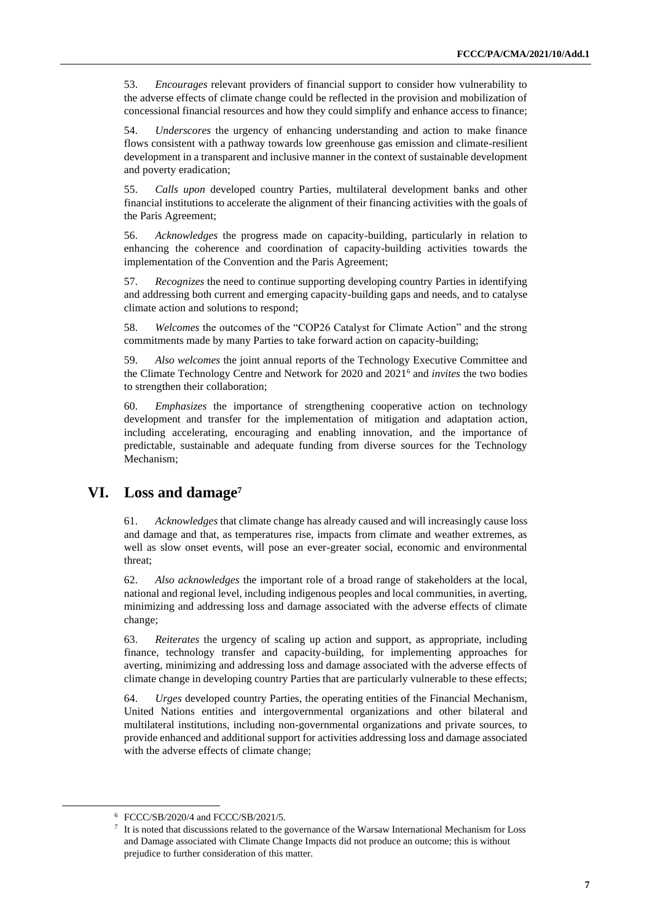53. *Encourages* relevant providers of financial support to consider how vulnerability to the adverse effects of climate change could be reflected in the provision and mobilization of concessional financial resources and how they could simplify and enhance access to finance;

54. *Underscores* the urgency of enhancing understanding and action to make finance flows consistent with a pathway towards low greenhouse gas emission and climate-resilient development in a transparent and inclusive manner in the context of sustainable development and poverty eradication;

55. *Calls upon* developed country Parties, multilateral development banks and other financial institutions to accelerate the alignment of their financing activities with the goals of the Paris Agreement;

56. *Acknowledges* the progress made on capacity-building, particularly in relation to enhancing the coherence and coordination of capacity-building activities towards the implementation of the Convention and the Paris Agreement;

57. *Recognizes* the need to continue supporting developing country Parties in identifying and addressing both current and emerging capacity-building gaps and needs, and to catalyse climate action and solutions to respond;

58. *Welcomes* the outcomes of the "COP26 Catalyst for Climate Action" and the strong commitments made by many Parties to take forward action on capacity-building;

59. *Also welcomes* the joint annual reports of the Technology Executive Committee and the Climate Technology Centre and Network for 2020 and 2021[6] and *invites* the two bodies to strengthen their collaboration;

60. *Emphasizes* the importance of strengthening cooperative action on technology development and transfer for the implementation of mitigation and adaptation action, including accelerating, encouraging and enabling innovation, and the importance of predictable, sustainable and adequate funding from diverse sources for the Technology Mechanism;

## VI. Loss and damage[7]

61. *Acknowledges* that climate change has already caused and will increasingly cause loss and damage and that, as temperatures rise, impacts from climate and weather extremes, as well as slow onset events, will pose an ever-greater social, economic and environmental threat;

62. *Also acknowledges* the important role of a broad range of stakeholders at the local, national and regional level, including indigenous peoples and local communities, in averting, minimizing and addressing loss and damage associated with the adverse effects of climate change;

63. *Reiterates* the urgency of scaling up action and support, as appropriate, including finance, technology transfer and capacity-building, for implementing approaches for averting, minimizing and addressing loss and damage associated with the adverse effects of climate change in developing country Parties that are particularly vulnerable to these effects;

64. *Urges* developed country Parties, the operating entities of the Financial Mechanism, United Nations entities and intergovernmental organizations and other bilateral and multilateral institutions, including non-governmental organizations and private sources, to provide enhanced and additional support for activities addressing loss and damage associated with the adverse effects of climate change;

---

[6] FCCC/SB/2020/4 and FCCC/SB/2021/5.

[7] It is noted that discussions related to the governance of the Warsaw International Mechanism for Loss and Damage associated with Climate Change Impacts did not produce an outcome; this is without prejudice to further consideration of this matter.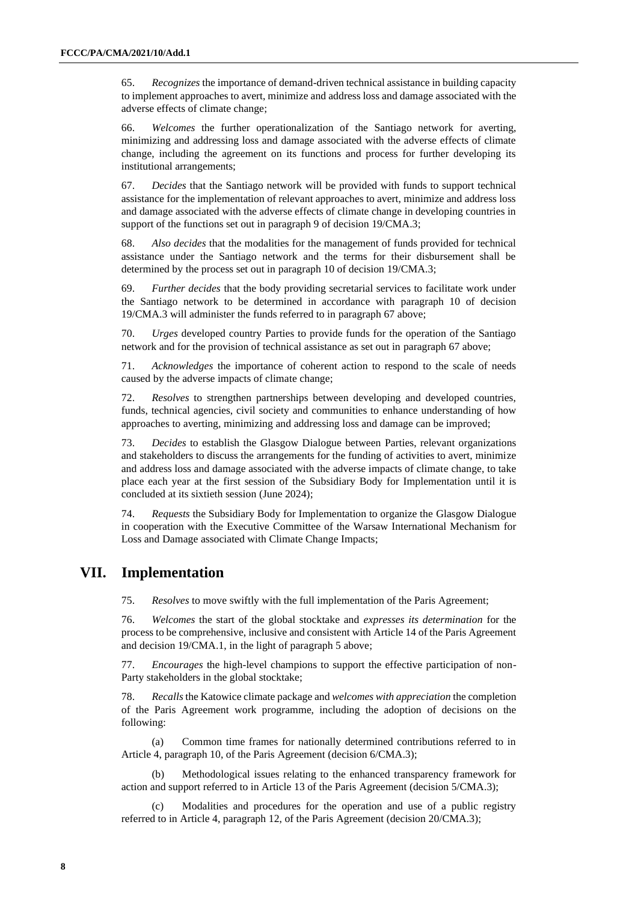65. *Recognizes* the importance of demand-driven technical assistance in building capacity to implement approaches to avert, minimize and address loss and damage associated with the adverse effects of climate change;

66. *Welcomes* the further operationalization of the Santiago network for averting, minimizing and addressing loss and damage associated with the adverse effects of climate change, including the agreement on its functions and process for further developing its institutional arrangements;

67. *Decides* that the Santiago network will be provided with funds to support technical assistance for the implementation of relevant approaches to avert, minimize and address loss and damage associated with the adverse effects of climate change in developing countries in support of the functions set out in paragraph 9 of decision 19/CMA.3;

68. *Also decides* that the modalities for the management of funds provided for technical assistance under the Santiago network and the terms for their disbursement shall be determined by the process set out in paragraph 10 of decision 19/CMA.3;

69. *Further decides* that the body providing secretarial services to facilitate work under the Santiago network to be determined in accordance with paragraph 10 of decision 19/CMA.3 will administer the funds referred to in paragraph 67 above;

70. *Urges* developed country Parties to provide funds for the operation of the Santiago network and for the provision of technical assistance as set out in paragraph 67 above;

71. *Acknowledges* the importance of coherent action to respond to the scale of needs caused by the adverse impacts of climate change;

72. *Resolves* to strengthen partnerships between developing and developed countries, funds, technical agencies, civil society and communities to enhance understanding of how approaches to averting, minimizing and addressing loss and damage can be improved;

73. *Decides* to establish the Glasgow Dialogue between Parties, relevant organizations and stakeholders to discuss the arrangements for the funding of activities to avert, minimize and address loss and damage associated with the adverse impacts of climate change, to take place each year at the first session of the Subsidiary Body for Implementation until it is concluded at its sixtieth session (June 2024);

74. *Requests* the Subsidiary Body for Implementation to organize the Glasgow Dialogue in cooperation with the Executive Committee of the Warsaw International Mechanism for Loss and Damage associated with Climate Change Impacts;

## VII. Implementation

75. *Resolves* to move swiftly with the full implementation of the Paris Agreement;

76. *Welcomes* the start of the global stocktake and *expresses its determination* for the process to be comprehensive, inclusive and consistent with Article 14 of the Paris Agreement and decision 19/CMA.1, in the light of paragraph 5 above;

77. *Encourages* the high-level champions to support the effective participation of non-Party stakeholders in the global stocktake;

78. *Recalls* the Katowice climate package and *welcomes with appreciation* the completion of the Paris Agreement work programme, including the adoption of decisions on the following:

(a) Common time frames for nationally determined contributions referred to in Article 4, paragraph 10, of the Paris Agreement (decision 6/CMA.3);

(b) Methodological issues relating to the enhanced transparency framework for action and support referred to in Article 13 of the Paris Agreement (decision 5/CMA.3);

(c) Modalities and procedures for the operation and use of a public registry referred to in Article 4, paragraph 12, of the Paris Agreement (decision 20/CMA.3);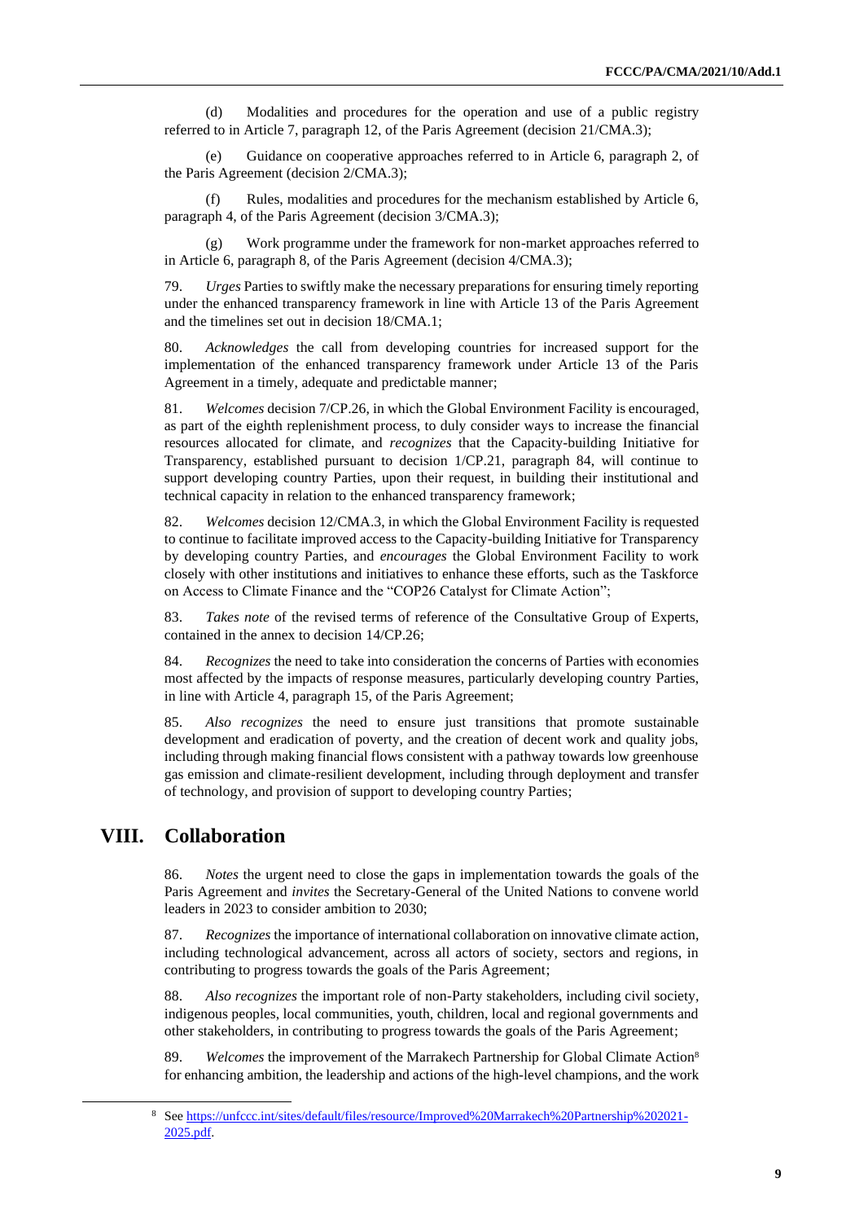(d) Modalities and procedures for the operation and use of a public registry referred to in Article 7, paragraph 12, of the Paris Agreement (decision 21/CMA.3);

(e) Guidance on cooperative approaches referred to in Article 6, paragraph 2, of the Paris Agreement (decision 2/CMA.3);

(f) Rules, modalities and procedures for the mechanism established by Article 6, paragraph 4, of the Paris Agreement (decision 3/CMA.3);

(g) Work programme under the framework for non-market approaches referred to in Article 6, paragraph 8, of the Paris Agreement (decision 4/CMA.3);

79. *Urges* Parties to swiftly make the necessary preparations for ensuring timely reporting under the enhanced transparency framework in line with Article 13 of the Paris Agreement and the timelines set out in decision 18/CMA.1;

80. *Acknowledges* the call from developing countries for increased support for the implementation of the enhanced transparency framework under Article 13 of the Paris Agreement in a timely, adequate and predictable manner;

81. *Welcomes* decision 7/CP.26, in which the Global Environment Facility is encouraged, as part of the eighth replenishment process, to duly consider ways to increase the financial resources allocated for climate, and *recognizes* that the Capacity-building Initiative for Transparency, established pursuant to decision 1/CP.21, paragraph 84, will continue to support developing country Parties, upon their request, in building their institutional and technical capacity in relation to the enhanced transparency framework;

82. *Welcomes* decision 12/CMA.3, in which the Global Environment Facility is requested to continue to facilitate improved access to the Capacity-building Initiative for Transparency by developing country Parties, and *encourages* the Global Environment Facility to work closely with other institutions and initiatives to enhance these efforts, such as the Taskforce on Access to Climate Finance and the "COP26 Catalyst for Climate Action";

83. *Takes note* of the revised terms of reference of the Consultative Group of Experts, contained in the annex to decision 14/CP.26;

84. *Recognizes* the need to take into consideration the concerns of Parties with economies most affected by the impacts of response measures, particularly developing country Parties, in line with Article 4, paragraph 15, of the Paris Agreement;

85. *Also recognizes* the need to ensure just transitions that promote sustainable development and eradication of poverty, and the creation of decent work and quality jobs, including through making financial flows consistent with a pathway towards low greenhouse gas emission and climate-resilient development, including through deployment and transfer of technology, and provision of support to developing country Parties;

# VIII. Collaboration

86. *Notes* the urgent need to close the gaps in implementation towards the goals of the Paris Agreement and *invites* the Secretary-General of the United Nations to convene world leaders in 2023 to consider ambition to 2030;

87. *Recognizes* the importance of international collaboration on innovative climate action, including technological advancement, across all actors of society, sectors and regions, in contributing to progress towards the goals of the Paris Agreement;

88. *Also recognizes* the important role of non-Party stakeholders, including civil society, indigenous peoples, local communities, youth, children, local and regional governments and other stakeholders, in contributing to progress towards the goals of the Paris Agreement;

89. *Welcomes* the improvement of the Marrakech Partnership for Global Climate Action[8] for enhancing ambition, the leadership and actions of the high-level champions, and the work

[8] See https://unfccc.int/sites/default/files/resource/Improved%20Marrakech%20Partnership%202021-2025.pdf.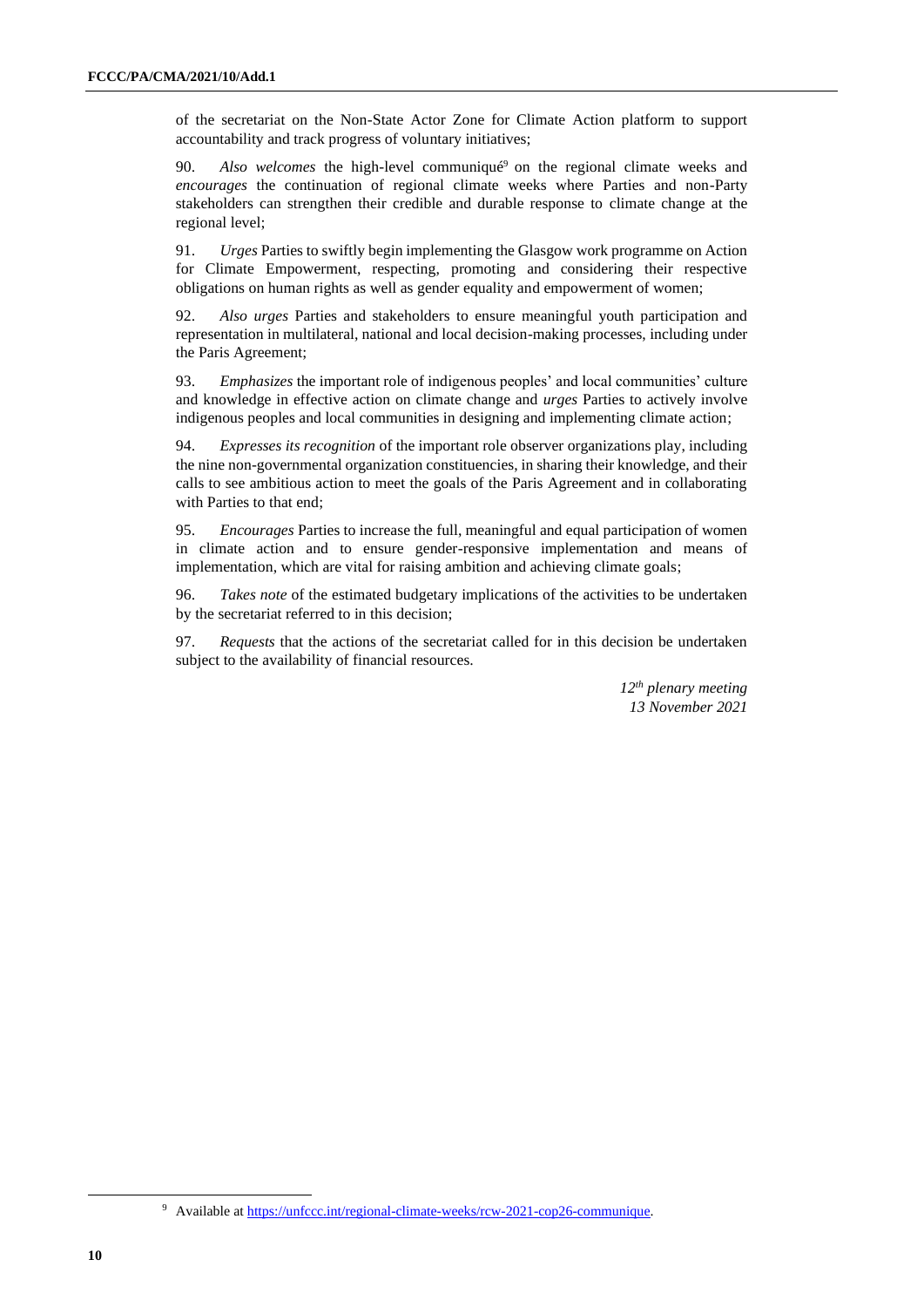of the secretariat on the Non-State Actor Zone for Climate Action platform to support accountability and track progress of voluntary initiatives;

90. *Also welcomes* the high-level communiqué[9] on the regional climate weeks and *encourages* the continuation of regional climate weeks where Parties and non-Party stakeholders can strengthen their credible and durable response to climate change at the regional level;

91. *Urges* Parties to swiftly begin implementing the Glasgow work programme on Action for Climate Empowerment, respecting, promoting and considering their respective obligations on human rights as well as gender equality and empowerment of women;

92. *Also urges* Parties and stakeholders to ensure meaningful youth participation and representation in multilateral, national and local decision-making processes, including under the Paris Agreement;

93. *Emphasizes* the important role of indigenous peoples' and local communities' culture and knowledge in effective action on climate change and *urges* Parties to actively involve indigenous peoples and local communities in designing and implementing climate action;

94. *Expresses its recognition* of the important role observer organizations play, including the nine non-governmental organization constituencies, in sharing their knowledge, and their calls to see ambitious action to meet the goals of the Paris Agreement and in collaborating with Parties to that end;

95. *Encourages* Parties to increase the full, meaningful and equal participation of women in climate action and to ensure gender-responsive implementation and means of implementation, which are vital for raising ambition and achieving climate goals;

96. *Takes note* of the estimated budgetary implications of the activities to be undertaken by the secretariat referred to in this decision;

97. *Requests* that the actions of the secretariat called for in this decision be undertaken subject to the availability of financial resources.

*12th plenary meeting*
*13 November 2021*

[9] Available at https://unfccc.int/regional-climate-weeks/rcw-2021-cop26-communique.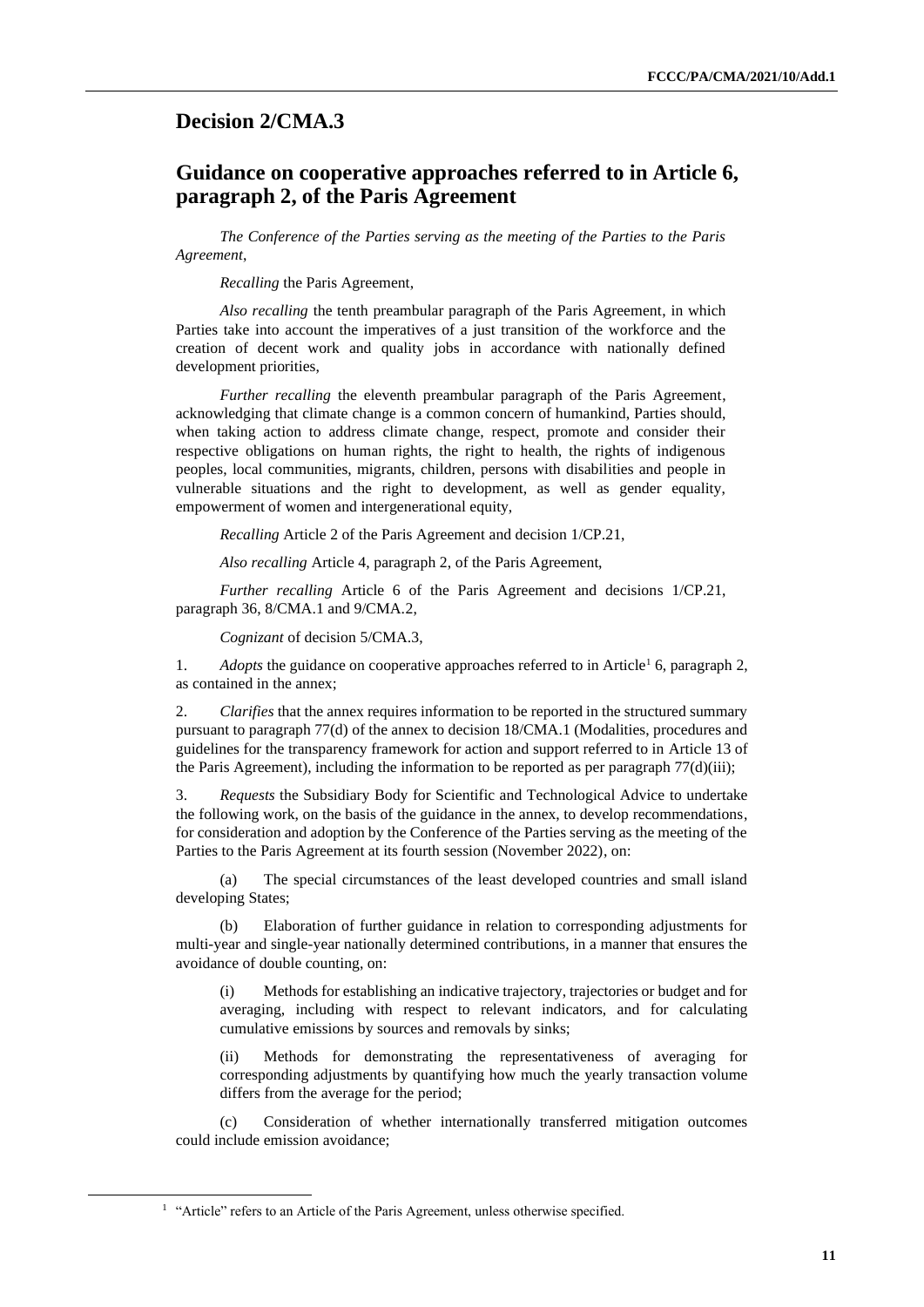## Decision 2/CMA.3

## Guidance on cooperative approaches referred to in Article 6, paragraph 2, of the Paris Agreement

*The Conference of the Parties serving as the meeting of the Parties to the Paris Agreement*,

*Recalling* the Paris Agreement,

*Also recalling* the tenth preambular paragraph of the Paris Agreement, in which Parties take into account the imperatives of a just transition of the workforce and the creation of decent work and quality jobs in accordance with nationally defined development priorities,

*Further recalling* the eleventh preambular paragraph of the Paris Agreement, acknowledging that climate change is a common concern of humankind, Parties should, when taking action to address climate change, respect, promote and consider their respective obligations on human rights, the right to health, the rights of indigenous peoples, local communities, migrants, children, persons with disabilities and people in vulnerable situations and the right to development, as well as gender equality, empowerment of women and intergenerational equity,

*Recalling* Article 2 of the Paris Agreement and decision 1/CP.21,

*Also recalling* Article 4, paragraph 2, of the Paris Agreement,

*Further recalling* Article 6 of the Paris Agreement and decisions 1/CP.21, paragraph 36, 8/CMA.1 and 9/CMA.2,

*Cognizant* of decision 5/CMA.3,

1. *Adopts* the guidance on cooperative approaches referred to in Article[1] 6, paragraph 2, as contained in the annex;

2. *Clarifies* that the annex requires information to be reported in the structured summary pursuant to paragraph 77(d) of the annex to decision 18/CMA.1 (Modalities, procedures and guidelines for the transparency framework for action and support referred to in Article 13 of the Paris Agreement), including the information to be reported as per paragraph 77(d)(iii);

3. *Requests* the Subsidiary Body for Scientific and Technological Advice to undertake the following work, on the basis of the guidance in the annex, to develop recommendations, for consideration and adoption by the Conference of the Parties serving as the meeting of the Parties to the Paris Agreement at its fourth session (November 2022), on:

(a) The special circumstances of the least developed countries and small island developing States;

(b) Elaboration of further guidance in relation to corresponding adjustments for multi-year and single-year nationally determined contributions, in a manner that ensures the avoidance of double counting, on:

(i) Methods for establishing an indicative trajectory, trajectories or budget and for averaging, including with respect to relevant indicators, and for calculating cumulative emissions by sources and removals by sinks;

(ii) Methods for demonstrating the representativeness of averaging for corresponding adjustments by quantifying how much the yearly transaction volume differs from the average for the period;

(c) Consideration of whether internationally transferred mitigation outcomes could include emission avoidance;

[1] "Article" refers to an Article of the Paris Agreement, unless otherwise specified.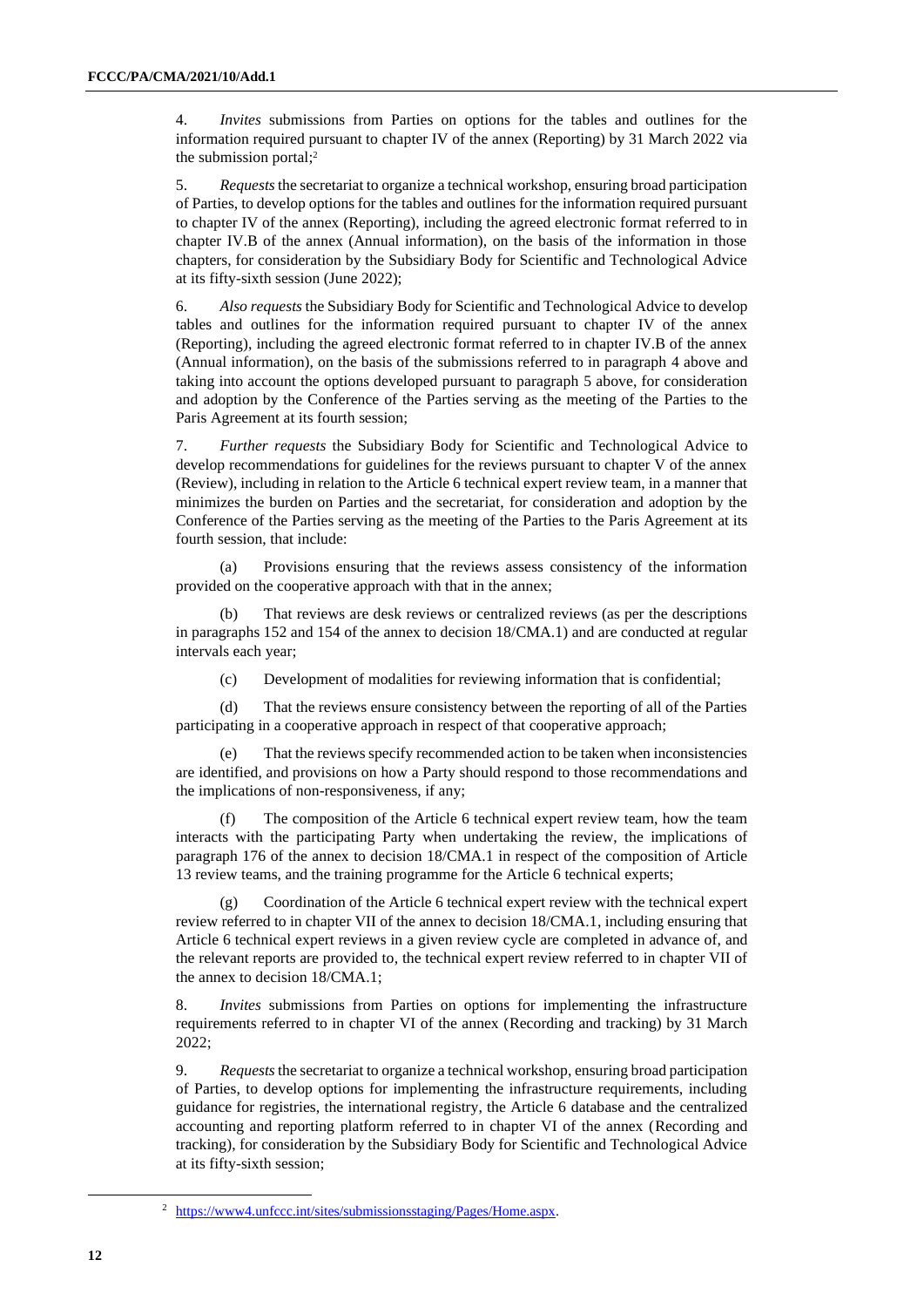4. *Invites* submissions from Parties on options for the tables and outlines for the information required pursuant to chapter IV of the annex (Reporting) by 31 March 2022 via the submission portal;[2]

5. *Requests* the secretariat to organize a technical workshop, ensuring broad participation of Parties, to develop options for the tables and outlines for the information required pursuant to chapter IV of the annex (Reporting), including the agreed electronic format referred to in chapter IV.B of the annex (Annual information), on the basis of the information in those chapters, for consideration by the Subsidiary Body for Scientific and Technological Advice at its fifty-sixth session (June 2022);

6. *Also requests* the Subsidiary Body for Scientific and Technological Advice to develop tables and outlines for the information required pursuant to chapter IV of the annex (Reporting), including the agreed electronic format referred to in chapter IV.B of the annex (Annual information), on the basis of the submissions referred to in paragraph 4 above and taking into account the options developed pursuant to paragraph 5 above, for consideration and adoption by the Conference of the Parties serving as the meeting of the Parties to the Paris Agreement at its fourth session;

7. *Further requests* the Subsidiary Body for Scientific and Technological Advice to develop recommendations for guidelines for the reviews pursuant to chapter V of the annex (Review), including in relation to the Article 6 technical expert review team, in a manner that minimizes the burden on Parties and the secretariat, for consideration and adoption by the Conference of the Parties serving as the meeting of the Parties to the Paris Agreement at its fourth session, that include:

(a) Provisions ensuring that the reviews assess consistency of the information provided on the cooperative approach with that in the annex;

(b) That reviews are desk reviews or centralized reviews (as per the descriptions in paragraphs 152 and 154 of the annex to decision 18/CMA.1) and are conducted at regular intervals each year;

(c) Development of modalities for reviewing information that is confidential;

(d) That the reviews ensure consistency between the reporting of all of the Parties participating in a cooperative approach in respect of that cooperative approach;

(e) That the reviews specify recommended action to be taken when inconsistencies are identified, and provisions on how a Party should respond to those recommendations and the implications of non-responsiveness, if any;

(f) The composition of the Article 6 technical expert review team, how the team interacts with the participating Party when undertaking the review, the implications of paragraph 176 of the annex to decision 18/CMA.1 in respect of the composition of Article 13 review teams, and the training programme for the Article 6 technical experts;

(g) Coordination of the Article 6 technical expert review with the technical expert review referred to in chapter VII of the annex to decision 18/CMA.1, including ensuring that Article 6 technical expert reviews in a given review cycle are completed in advance of, and the relevant reports are provided to, the technical expert review referred to in chapter VII of the annex to decision 18/CMA.1;

8. *Invites* submissions from Parties on options for implementing the infrastructure requirements referred to in chapter VI of the annex (Recording and tracking) by 31 March 2022;

9. *Requests* the secretariat to organize a technical workshop, ensuring broad participation of Parties, to develop options for implementing the infrastructure requirements, including guidance for registries, the international registry, the Article 6 database and the centralized accounting and reporting platform referred to in chapter VI of the annex (Recording and tracking), for consideration by the Subsidiary Body for Scientific and Technological Advice at its fifty-sixth session;

[2] https://www4.unfccc.int/sites/submissionsstaging/Pages/Home.aspx.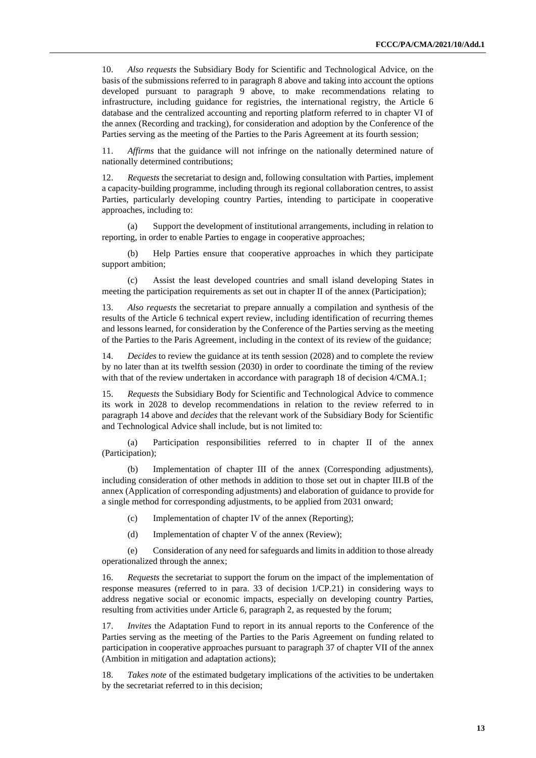10. *Also requests* the Subsidiary Body for Scientific and Technological Advice, on the basis of the submissions referred to in paragraph 8 above and taking into account the options developed pursuant to paragraph 9 above, to make recommendations relating to infrastructure, including guidance for registries, the international registry, the Article 6 database and the centralized accounting and reporting platform referred to in chapter VI of the annex (Recording and tracking), for consideration and adoption by the Conference of the Parties serving as the meeting of the Parties to the Paris Agreement at its fourth session;

11. *Affirms* that the guidance will not infringe on the nationally determined nature of nationally determined contributions;

12. *Requests* the secretariat to design and, following consultation with Parties, implement a capacity-building programme, including through its regional collaboration centres, to assist Parties, particularly developing country Parties, intending to participate in cooperative approaches, including to:

(a) Support the development of institutional arrangements, including in relation to reporting, in order to enable Parties to engage in cooperative approaches;

(b) Help Parties ensure that cooperative approaches in which they participate support ambition;

(c) Assist the least developed countries and small island developing States in meeting the participation requirements as set out in chapter II of the annex (Participation);

13. *Also requests* the secretariat to prepare annually a compilation and synthesis of the results of the Article 6 technical expert review, including identification of recurring themes and lessons learned, for consideration by the Conference of the Parties serving as the meeting of the Parties to the Paris Agreement, including in the context of its review of the guidance;

14. *Decides* to review the guidance at its tenth session (2028) and to complete the review by no later than at its twelfth session (2030) in order to coordinate the timing of the review with that of the review undertaken in accordance with paragraph 18 of decision 4/CMA.1;

15. *Requests* the Subsidiary Body for Scientific and Technological Advice to commence its work in 2028 to develop recommendations in relation to the review referred to in paragraph 14 above and *decides* that the relevant work of the Subsidiary Body for Scientific and Technological Advice shall include, but is not limited to:

(a) Participation responsibilities referred to in chapter II of the annex (Participation);

(b) Implementation of chapter III of the annex (Corresponding adjustments), including consideration of other methods in addition to those set out in chapter III.B of the annex (Application of corresponding adjustments) and elaboration of guidance to provide for a single method for corresponding adjustments, to be applied from 2031 onward;

(c) Implementation of chapter IV of the annex (Reporting);

(d) Implementation of chapter V of the annex (Review);

(e) Consideration of any need for safeguards and limits in addition to those already operationalized through the annex;

16. *Requests* the secretariat to support the forum on the impact of the implementation of response measures (referred to in para. 33 of decision 1/CP.21) in considering ways to address negative social or economic impacts, especially on developing country Parties, resulting from activities under Article 6, paragraph 2, as requested by the forum;

17. *Invites* the Adaptation Fund to report in its annual reports to the Conference of the Parties serving as the meeting of the Parties to the Paris Agreement on funding related to participation in cooperative approaches pursuant to paragraph 37 of chapter VII of the annex (Ambition in mitigation and adaptation actions);

18. *Takes note* of the estimated budgetary implications of the activities to be undertaken by the secretariat referred to in this decision;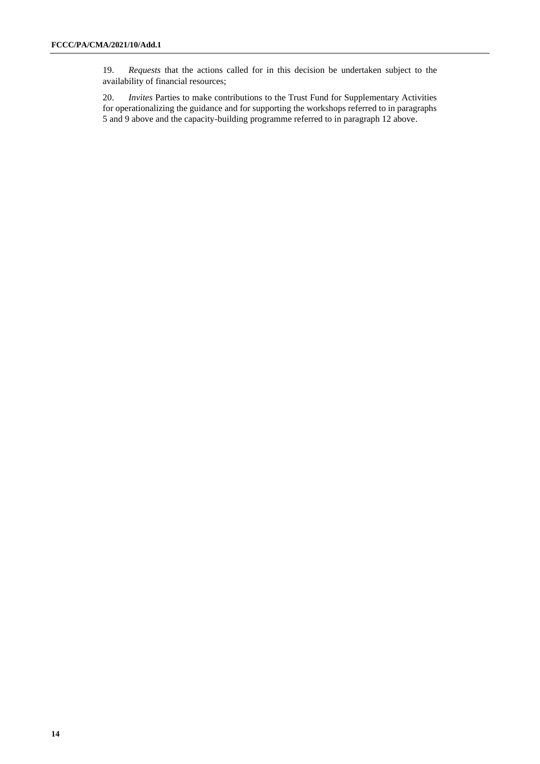19. *Requests* that the actions called for in this decision be undertaken subject to the availability of financial resources;

20. *Invites* Parties to make contributions to the Trust Fund for Supplementary Activities for operationalizing the guidance and for supporting the workshops referred to in paragraphs 5 and 9 above and the capacity-building programme referred to in paragraph 12 above.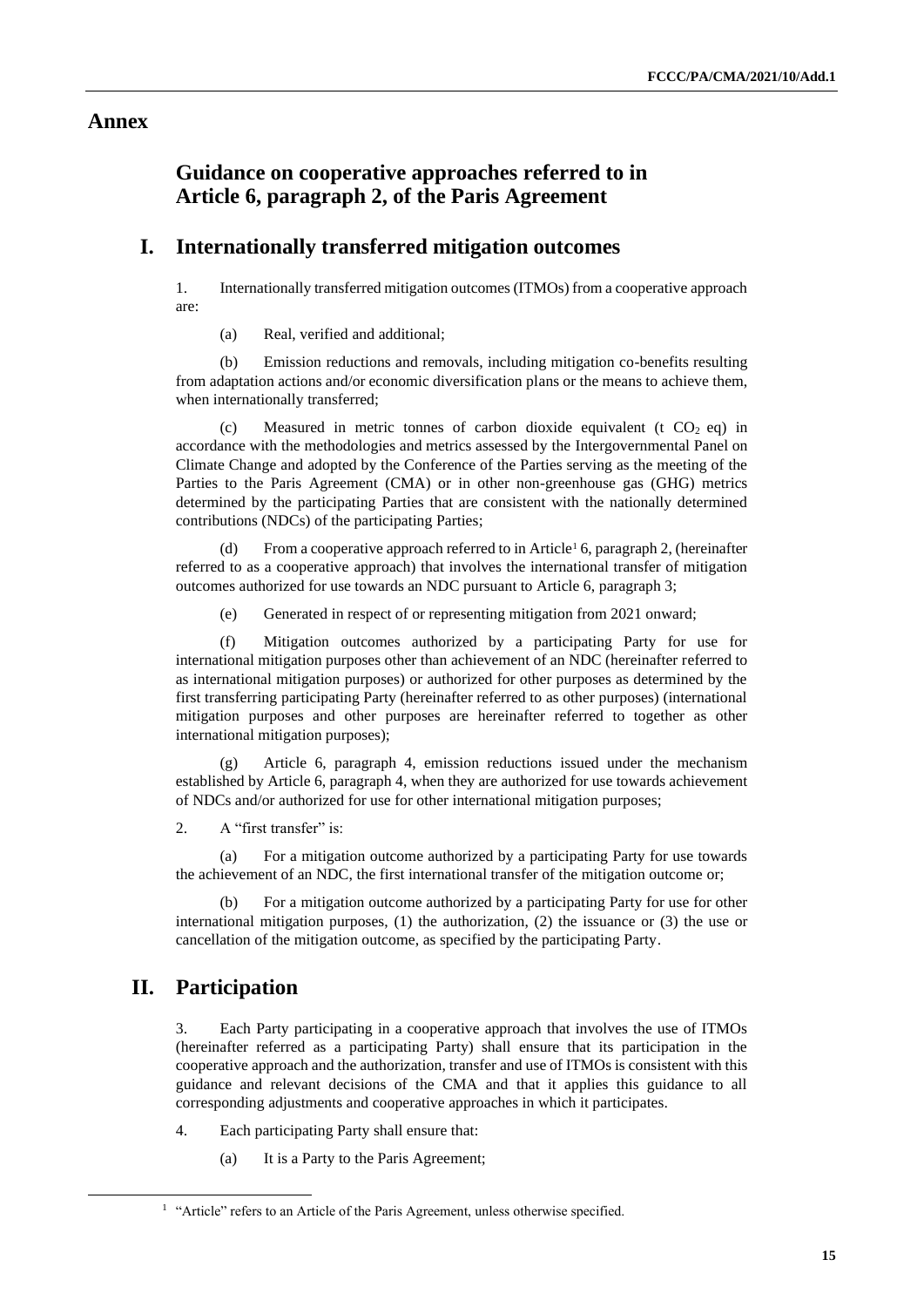# Annex

## Guidance on cooperative approaches referred to in Article 6, paragraph 2, of the Paris Agreement

## I. Internationally transferred mitigation outcomes

1. Internationally transferred mitigation outcomes (ITMOs) from a cooperative approach are:

 (a) Real, verified and additional;

 (b) Emission reductions and removals, including mitigation co-benefits resulting from adaptation actions and/or economic diversification plans or the means to achieve them, when internationally transferred;

 (c) Measured in metric tonnes of carbon dioxide equivalent (t $CO_2$ eq) in accordance with the methodologies and metrics assessed by the Intergovernmental Panel on Climate Change and adopted by the Conference of the Parties serving as the meeting of the Parties to the Paris Agreement (CMA) or in other non-greenhouse gas (GHG) metrics determined by the participating Parties that are consistent with the nationally determined contributions (NDCs) of the participating Parties;

 (d) From a cooperative approach referred to in Article[1] 6, paragraph 2, (hereinafter referred to as a cooperative approach) that involves the international transfer of mitigation outcomes authorized for use towards an NDC pursuant to Article 6, paragraph 3;

 (e) Generated in respect of or representing mitigation from 2021 onward;

 (f) Mitigation outcomes authorized by a participating Party for use for international mitigation purposes other than achievement of an NDC (hereinafter referred to as international mitigation purposes) or authorized for other purposes as determined by the first transferring participating Party (hereinafter referred to as other purposes) (international mitigation purposes and other purposes are hereinafter referred to together as other international mitigation purposes);

 (g) Article 6, paragraph 4, emission reductions issued under the mechanism established by Article 6, paragraph 4, when they are authorized for use towards achievement of NDCs and/or authorized for use for other international mitigation purposes;

2. A "first transfer" is:

 (a) For a mitigation outcome authorized by a participating Party for use towards the achievement of an NDC, the first international transfer of the mitigation outcome or;

 (b) For a mitigation outcome authorized by a participating Party for use for other international mitigation purposes, (1) the authorization, (2) the issuance or (3) the use or cancellation of the mitigation outcome, as specified by the participating Party.

## II. Participation

3. Each Party participating in a cooperative approach that involves the use of ITMOs (hereinafter referred as a participating Party) shall ensure that its participation in the cooperative approach and the authorization, transfer and use of ITMOs is consistent with this guidance and relevant decisions of the CMA and that it applies this guidance to all corresponding adjustments and cooperative approaches in which it participates.

4. Each participating Party shall ensure that:

 (a) It is a Party to the Paris Agreement;

[1] "Article" refers to an Article of the Paris Agreement, unless otherwise specified.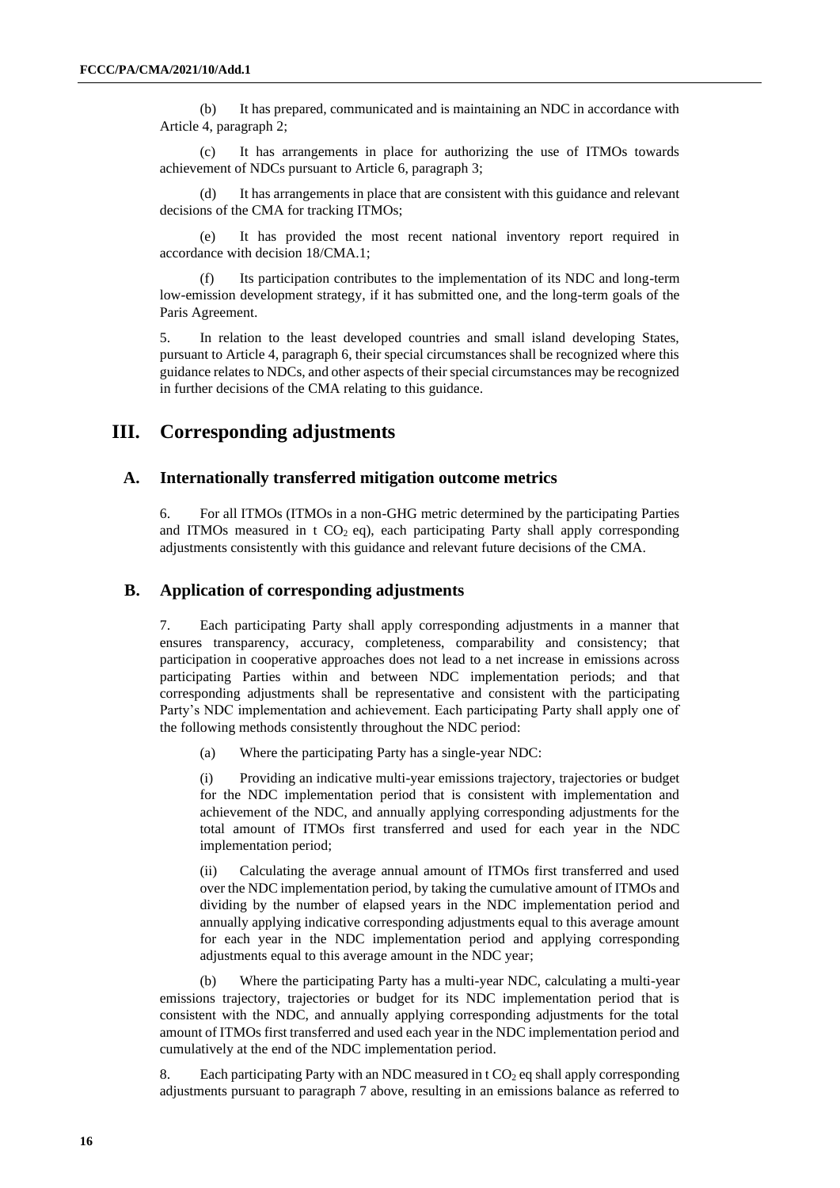(b) It has prepared, communicated and is maintaining an NDC in accordance with Article 4, paragraph 2;

(c) It has arrangements in place for authorizing the use of ITMOs towards achievement of NDCs pursuant to Article 6, paragraph 3;

(d) It has arrangements in place that are consistent with this guidance and relevant decisions of the CMA for tracking ITMOs;

(e) It has provided the most recent national inventory report required in accordance with decision 18/CMA.1;

(f) Its participation contributes to the implementation of its NDC and long-term low-emission development strategy, if it has submitted one, and the long-term goals of the Paris Agreement.

5. In relation to the least developed countries and small island developing States, pursuant to Article 4, paragraph 6, their special circumstances shall be recognized where this guidance relates to NDCs, and other aspects of their special circumstances may be recognized in further decisions of the CMA relating to this guidance.

# III. Corresponding adjustments

## A. Internationally transferred mitigation outcome metrics

6. For all ITMOs (ITMOs in a non-GHG metric determined by the participating Parties and ITMOs measured in t $CO_2$ eq), each participating Party shall apply corresponding adjustments consistently with this guidance and relevant future decisions of the CMA.

## B. Application of corresponding adjustments

7. Each participating Party shall apply corresponding adjustments in a manner that ensures transparency, accuracy, completeness, comparability and consistency; that participation in cooperative approaches does not lead to a net increase in emissions across participating Parties within and between NDC implementation periods; and that corresponding adjustments shall be representative and consistent with the participating Party's NDC implementation and achievement. Each participating Party shall apply one of the following methods consistently throughout the NDC period:

(a) Where the participating Party has a single-year NDC:

(i) Providing an indicative multi-year emissions trajectory, trajectories or budget for the NDC implementation period that is consistent with implementation and achievement of the NDC, and annually applying corresponding adjustments for the total amount of ITMOs first transferred and used for each year in the NDC implementation period;

(ii) Calculating the average annual amount of ITMOs first transferred and used over the NDC implementation period, by taking the cumulative amount of ITMOs and dividing by the number of elapsed years in the NDC implementation period and annually applying indicative corresponding adjustments equal to this average amount for each year in the NDC implementation period and applying corresponding adjustments equal to this average amount in the NDC year;

(b) Where the participating Party has a multi-year NDC, calculating a multi-year emissions trajectory, trajectories or budget for its NDC implementation period that is consistent with the NDC, and annually applying corresponding adjustments for the total amount of ITMOs first transferred and used each year in the NDC implementation period and cumulatively at the end of the NDC implementation period.

8. Each participating Party with an NDC measured in t $CO_2$ eq shall apply corresponding adjustments pursuant to paragraph 7 above, resulting in an emissions balance as referred to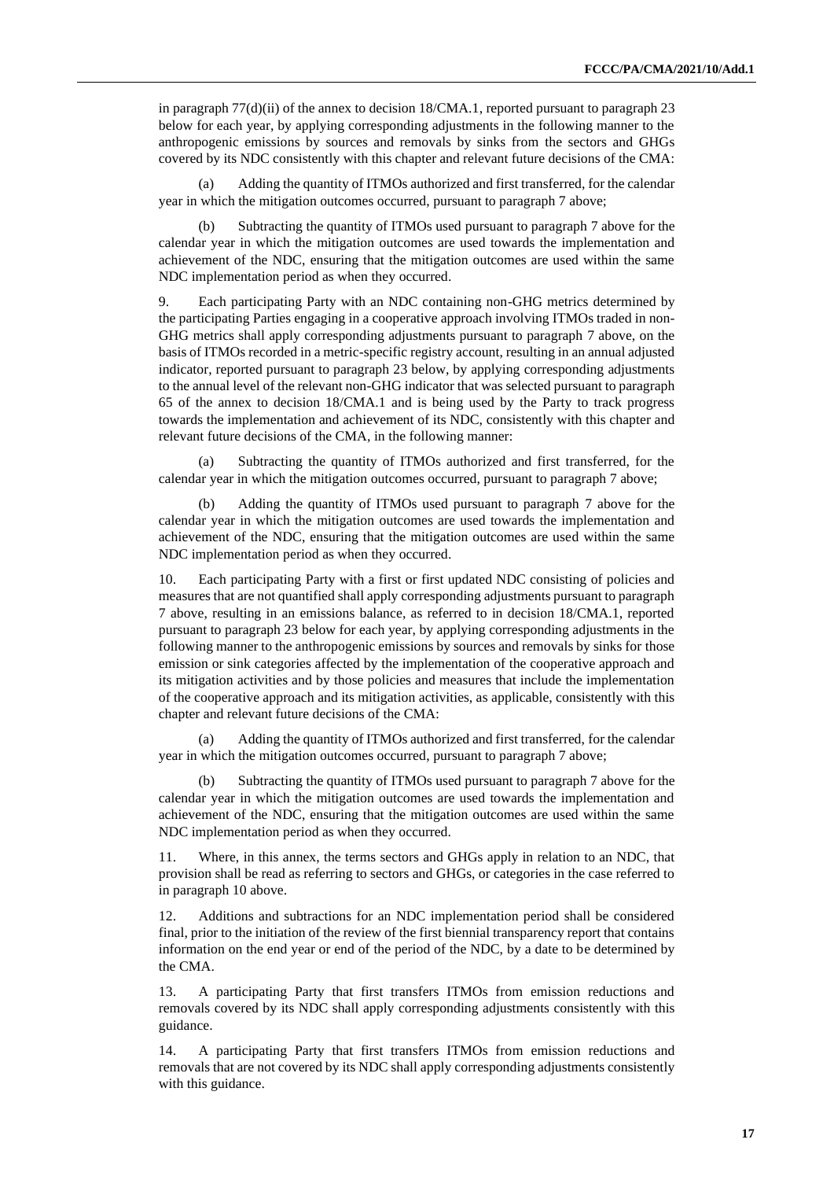in paragraph 77(d)(ii) of the annex to decision 18/CMA.1, reported pursuant to paragraph 23 below for each year, by applying corresponding adjustments in the following manner to the anthropogenic emissions by sources and removals by sinks from the sectors and GHGs covered by its NDC consistently with this chapter and relevant future decisions of the CMA:

(a) Adding the quantity of ITMOs authorized and first transferred, for the calendar year in which the mitigation outcomes occurred, pursuant to paragraph 7 above;

(b) Subtracting the quantity of ITMOs used pursuant to paragraph 7 above for the calendar year in which the mitigation outcomes are used towards the implementation and achievement of the NDC, ensuring that the mitigation outcomes are used within the same NDC implementation period as when they occurred.

9. Each participating Party with an NDC containing non-GHG metrics determined by the participating Parties engaging in a cooperative approach involving ITMOs traded in non-GHG metrics shall apply corresponding adjustments pursuant to paragraph 7 above, on the basis of ITMOs recorded in a metric-specific registry account, resulting in an annual adjusted indicator, reported pursuant to paragraph 23 below, by applying corresponding adjustments to the annual level of the relevant non-GHG indicator that was selected pursuant to paragraph 65 of the annex to decision 18/CMA.1 and is being used by the Party to track progress towards the implementation and achievement of its NDC, consistently with this chapter and relevant future decisions of the CMA, in the following manner:

(a) Subtracting the quantity of ITMOs authorized and first transferred, for the calendar year in which the mitigation outcomes occurred, pursuant to paragraph 7 above;

(b) Adding the quantity of ITMOs used pursuant to paragraph 7 above for the calendar year in which the mitigation outcomes are used towards the implementation and achievement of the NDC, ensuring that the mitigation outcomes are used within the same NDC implementation period as when they occurred.

10. Each participating Party with a first or first updated NDC consisting of policies and measures that are not quantified shall apply corresponding adjustments pursuant to paragraph 7 above, resulting in an emissions balance, as referred to in decision 18/CMA.1, reported pursuant to paragraph 23 below for each year, by applying corresponding adjustments in the following manner to the anthropogenic emissions by sources and removals by sinks for those emission or sink categories affected by the implementation of the cooperative approach and its mitigation activities and by those policies and measures that include the implementation of the cooperative approach and its mitigation activities, as applicable, consistently with this chapter and relevant future decisions of the CMA:

(a) Adding the quantity of ITMOs authorized and first transferred, for the calendar year in which the mitigation outcomes occurred, pursuant to paragraph 7 above;

(b) Subtracting the quantity of ITMOs used pursuant to paragraph 7 above for the calendar year in which the mitigation outcomes are used towards the implementation and achievement of the NDC, ensuring that the mitigation outcomes are used within the same NDC implementation period as when they occurred.

11. Where, in this annex, the terms sectors and GHGs apply in relation to an NDC, that provision shall be read as referring to sectors and GHGs, or categories in the case referred to in paragraph 10 above.

12. Additions and subtractions for an NDC implementation period shall be considered final, prior to the initiation of the review of the first biennial transparency report that contains information on the end year or end of the period of the NDC, by a date to be determined by the CMA.

13. A participating Party that first transfers ITMOs from emission reductions and removals covered by its NDC shall apply corresponding adjustments consistently with this guidance.

14. A participating Party that first transfers ITMOs from emission reductions and removals that are not covered by its NDC shall apply corresponding adjustments consistently with this guidance.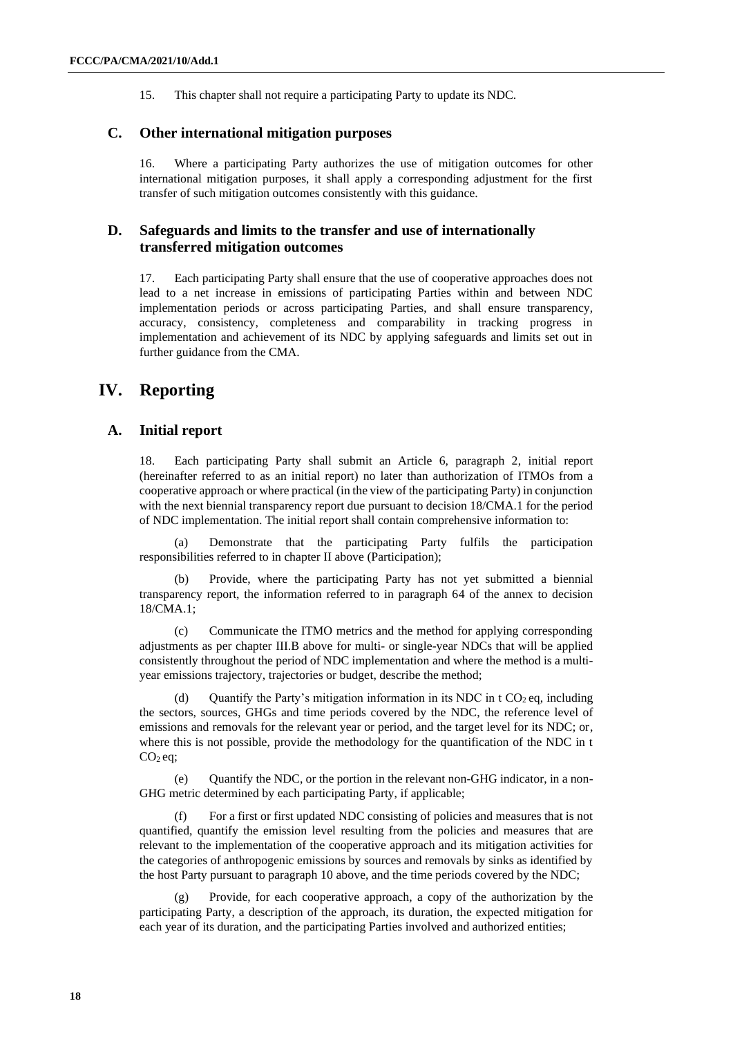15. This chapter shall not require a participating Party to update its NDC.

### C. Other international mitigation purposes

16. Where a participating Party authorizes the use of mitigation outcomes for other international mitigation purposes, it shall apply a corresponding adjustment for the first transfer of such mitigation outcomes consistently with this guidance.

### D. Safeguards and limits to the transfer and use of internationally transferred mitigation outcomes

17. Each participating Party shall ensure that the use of cooperative approaches does not lead to a net increase in emissions of participating Parties within and between NDC implementation periods or across participating Parties, and shall ensure transparency, accuracy, consistency, completeness and comparability in tracking progress in implementation and achievement of its NDC by applying safeguards and limits set out in further guidance from the CMA.

## IV. Reporting

### A. Initial report

18. Each participating Party shall submit an Article 6, paragraph 2, initial report (hereinafter referred to as an initial report) no later than authorization of ITMOs from a cooperative approach or where practical (in the view of the participating Party) in conjunction with the next biennial transparency report due pursuant to decision 18/CMA.1 for the period of NDC implementation. The initial report shall contain comprehensive information to:

(a) Demonstrate that the participating Party fulfils the participation responsibilities referred to in chapter II above (Participation);

(b) Provide, where the participating Party has not yet submitted a biennial transparency report, the information referred to in paragraph 64 of the annex to decision 18/CMA.1;

(c) Communicate the ITMO metrics and the method for applying corresponding adjustments as per chapter III.B above for multi- or single-year NDCs that will be applied consistently throughout the period of NDC implementation and where the method is a multi-year emissions trajectory, trajectories or budget, describe the method;

(d) Quantify the Party's mitigation information in its NDC in t $CO_2$ eq, including the sectors, sources, GHGs and time periods covered by the NDC, the reference level of emissions and removals for the relevant year or period, and the target level for its NDC; or, where this is not possible, provide the methodology for the quantification of the NDC in t $CO_2$ eq;

(e) Quantify the NDC, or the portion in the relevant non-GHG indicator, in a non-GHG metric determined by each participating Party, if applicable;

(f) For a first or first updated NDC consisting of policies and measures that is not quantified, quantify the emission level resulting from the policies and measures that are relevant to the implementation of the cooperative approach and its mitigation activities for the categories of anthropogenic emissions by sources and removals by sinks as identified by the host Party pursuant to paragraph 10 above, and the time periods covered by the NDC;

(g) Provide, for each cooperative approach, a copy of the authorization by the participating Party, a description of the approach, its duration, the expected mitigation for each year of its duration, and the participating Parties involved and authorized entities;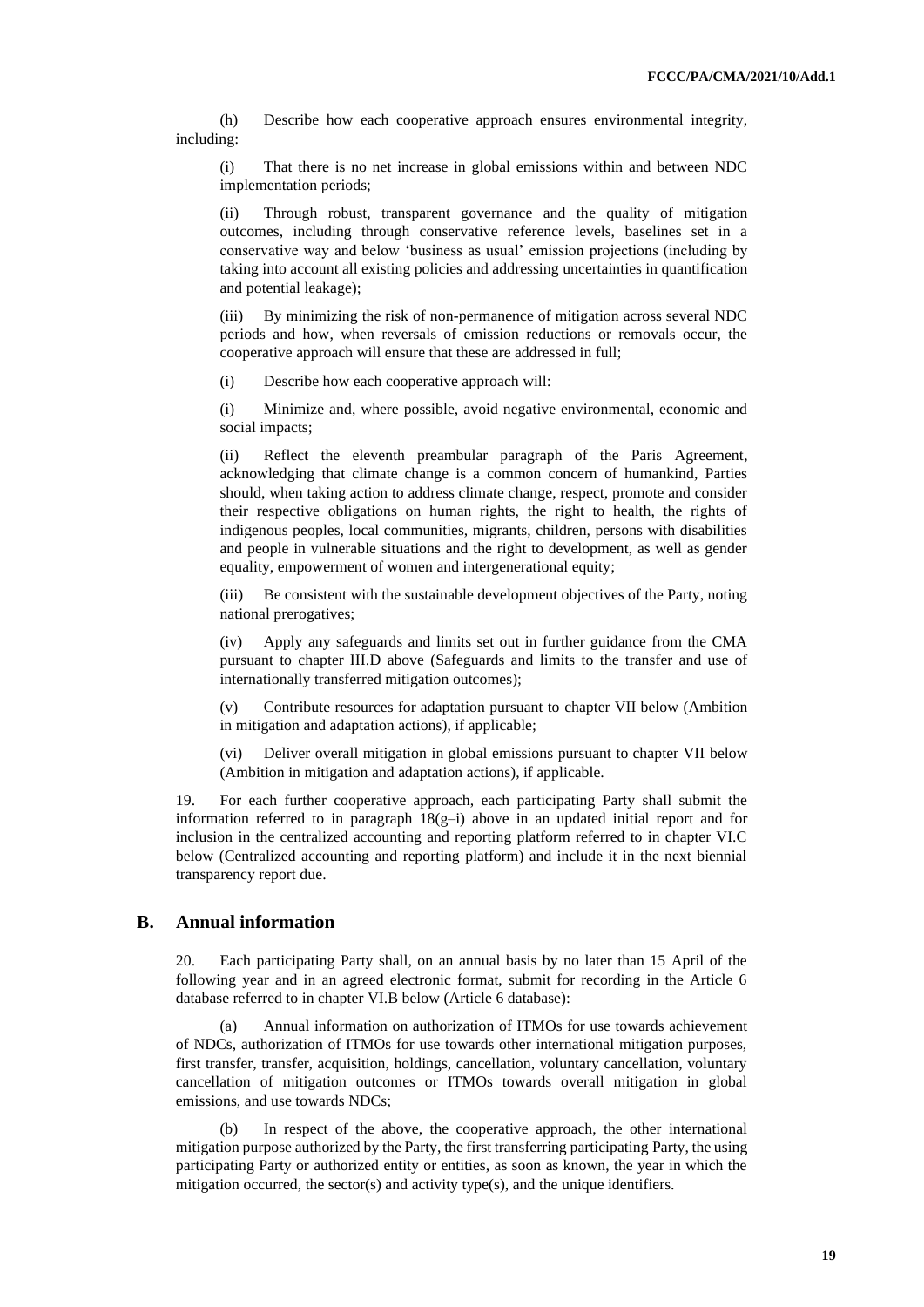(h) Describe how each cooperative approach ensures environmental integrity, including:

(i) That there is no net increase in global emissions within and between NDC implementation periods;

(ii) Through robust, transparent governance and the quality of mitigation outcomes, including through conservative reference levels, baselines set in a conservative way and below 'business as usual' emission projections (including by taking into account all existing policies and addressing uncertainties in quantification and potential leakage);

(iii) By minimizing the risk of non-permanence of mitigation across several NDC periods and how, when reversals of emission reductions or removals occur, the cooperative approach will ensure that these are addressed in full;

(i) Describe how each cooperative approach will:

(i) Minimize and, where possible, avoid negative environmental, economic and social impacts;

(ii) Reflect the eleventh preambular paragraph of the Paris Agreement, acknowledging that climate change is a common concern of humankind, Parties should, when taking action to address climate change, respect, promote and consider their respective obligations on human rights, the right to health, the rights of indigenous peoples, local communities, migrants, children, persons with disabilities and people in vulnerable situations and the right to development, as well as gender equality, empowerment of women and intergenerational equity;

(iii) Be consistent with the sustainable development objectives of the Party, noting national prerogatives;

(iv) Apply any safeguards and limits set out in further guidance from the CMA pursuant to chapter III.D above (Safeguards and limits to the transfer and use of internationally transferred mitigation outcomes);

(v) Contribute resources for adaptation pursuant to chapter VII below (Ambition in mitigation and adaptation actions), if applicable;

(vi) Deliver overall mitigation in global emissions pursuant to chapter VII below (Ambition in mitigation and adaptation actions), if applicable.

19. For each further cooperative approach, each participating Party shall submit the information referred to in paragraph 18(g–i) above in an updated initial report and for inclusion in the centralized accounting and reporting platform referred to in chapter VI.C below (Centralized accounting and reporting platform) and include it in the next biennial transparency report due.

## B. Annual information

20. Each participating Party shall, on an annual basis by no later than 15 April of the following year and in an agreed electronic format, submit for recording in the Article 6 database referred to in chapter VI.B below (Article 6 database):

(a) Annual information on authorization of ITMOs for use towards achievement of NDCs, authorization of ITMOs for use towards other international mitigation purposes, first transfer, transfer, acquisition, holdings, cancellation, voluntary cancellation, voluntary cancellation of mitigation outcomes or ITMOs towards overall mitigation in global emissions, and use towards NDCs;

(b) In respect of the above, the cooperative approach, the other international mitigation purpose authorized by the Party, the first transferring participating Party, the using participating Party or authorized entity or entities, as soon as known, the year in which the mitigation occurred, the sector(s) and activity type(s), and the unique identifiers.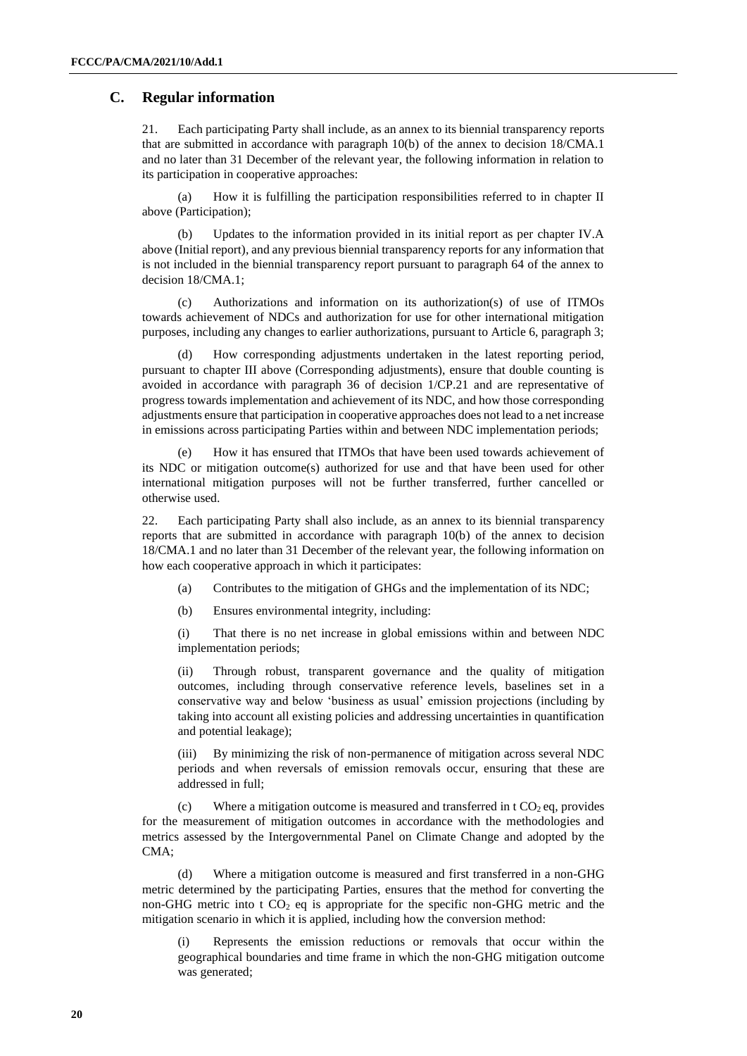## C. Regular information

21. Each participating Party shall include, as an annex to its biennial transparency reports that are submitted in accordance with paragraph 10(b) of the annex to decision 18/CMA.1 and no later than 31 December of the relevant year, the following information in relation to its participation in cooperative approaches:

(a) How it is fulfilling the participation responsibilities referred to in chapter II above (Participation);

(b) Updates to the information provided in its initial report as per chapter IV.A above (Initial report), and any previous biennial transparency reports for any information that is not included in the biennial transparency report pursuant to paragraph 64 of the annex to decision 18/CMA.1;

(c) Authorizations and information on its authorization(s) of use of ITMOs towards achievement of NDCs and authorization for use for other international mitigation purposes, including any changes to earlier authorizations, pursuant to Article 6, paragraph 3;

(d) How corresponding adjustments undertaken in the latest reporting period, pursuant to chapter III above (Corresponding adjustments), ensure that double counting is avoided in accordance with paragraph 36 of decision 1/CP.21 and are representative of progress towards implementation and achievement of its NDC, and how those corresponding adjustments ensure that participation in cooperative approaches does not lead to a net increase in emissions across participating Parties within and between NDC implementation periods;

(e) How it has ensured that ITMOs that have been used towards achievement of its NDC or mitigation outcome(s) authorized for use and that have been used for other international mitigation purposes will not be further transferred, further cancelled or otherwise used.

22. Each participating Party shall also include, as an annex to its biennial transparency reports that are submitted in accordance with paragraph 10(b) of the annex to decision 18/CMA.1 and no later than 31 December of the relevant year, the following information on how each cooperative approach in which it participates:

(a) Contributes to the mitigation of GHGs and the implementation of its NDC;

(b) Ensures environmental integrity, including:

(i) That there is no net increase in global emissions within and between NDC implementation periods;

(ii) Through robust, transparent governance and the quality of mitigation outcomes, including through conservative reference levels, baselines set in a conservative way and below 'business as usual' emission projections (including by taking into account all existing policies and addressing uncertainties in quantification and potential leakage);

(iii) By minimizing the risk of non-permanence of mitigation across several NDC periods and when reversals of emission removals occur, ensuring that these are addressed in full;

(c) Where a mitigation outcome is measured and transferred in t $CO_2$ eq, provides for the measurement of mitigation outcomes in accordance with the methodologies and metrics assessed by the Intergovernmental Panel on Climate Change and adopted by the CMA;

(d) Where a mitigation outcome is measured and first transferred in a non-GHG metric determined by the participating Parties, ensures that the method for converting the non-GHG metric into t $CO_2$ eq is appropriate for the specific non-GHG metric and the mitigation scenario in which it is applied, including how the conversion method:

(i) Represents the emission reductions or removals that occur within the geographical boundaries and time frame in which the non-GHG mitigation outcome was generated;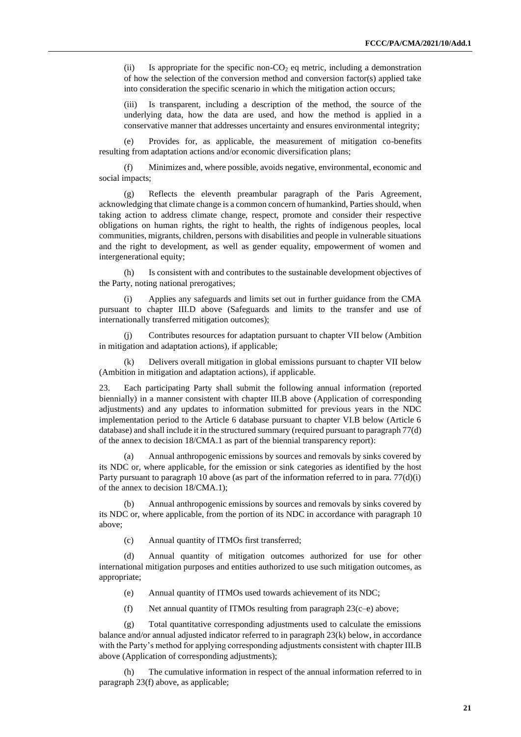(ii) Is appropriate for the specific non-$CO_2$ eq metric, including a demonstration of how the selection of the conversion method and conversion factor(s) applied take into consideration the specific scenario in which the mitigation action occurs;

(iii) Is transparent, including a description of the method, the source of the underlying data, how the data are used, and how the method is applied in a conservative manner that addresses uncertainty and ensures environmental integrity;

(e) Provides for, as applicable, the measurement of mitigation co-benefits resulting from adaptation actions and/or economic diversification plans;

(f) Minimizes and, where possible, avoids negative, environmental, economic and social impacts;

(g) Reflects the eleventh preambular paragraph of the Paris Agreement, acknowledging that climate change is a common concern of humankind, Parties should, when taking action to address climate change, respect, promote and consider their respective obligations on human rights, the right to health, the rights of indigenous peoples, local communities, migrants, children, persons with disabilities and people in vulnerable situations and the right to development, as well as gender equality, empowerment of women and intergenerational equity;

(h) Is consistent with and contributes to the sustainable development objectives of the Party, noting national prerogatives;

(i) Applies any safeguards and limits set out in further guidance from the CMA pursuant to chapter III.D above (Safeguards and limits to the transfer and use of internationally transferred mitigation outcomes);

(j) Contributes resources for adaptation pursuant to chapter VII below (Ambition in mitigation and adaptation actions), if applicable;

(k) Delivers overall mitigation in global emissions pursuant to chapter VII below (Ambition in mitigation and adaptation actions), if applicable.

23. Each participating Party shall submit the following annual information (reported biennially) in a manner consistent with chapter III.B above (Application of corresponding adjustments) and any updates to information submitted for previous years in the NDC implementation period to the Article 6 database pursuant to chapter VI.B below (Article 6 database) and shall include it in the structured summary (required pursuant to paragraph 77(d) of the annex to decision 18/CMA.1 as part of the biennial transparency report):

(a) Annual anthropogenic emissions by sources and removals by sinks covered by its NDC or, where applicable, for the emission or sink categories as identified by the host Party pursuant to paragraph 10 above (as part of the information referred to in para. 77(d)(i) of the annex to decision 18/CMA.1);

(b) Annual anthropogenic emissions by sources and removals by sinks covered by its NDC or, where applicable, from the portion of its NDC in accordance with paragraph 10 above;

(c) Annual quantity of ITMOs first transferred;

(d) Annual quantity of mitigation outcomes authorized for use for other international mitigation purposes and entities authorized to use such mitigation outcomes, as appropriate;

(e) Annual quantity of ITMOs used towards achievement of its NDC;

(f) Net annual quantity of ITMOs resulting from paragraph 23(c–e) above;

(g) Total quantitative corresponding adjustments used to calculate the emissions balance and/or annual adjusted indicator referred to in paragraph 23(k) below, in accordance with the Party's method for applying corresponding adjustments consistent with chapter III.B above (Application of corresponding adjustments);

(h) The cumulative information in respect of the annual information referred to in paragraph 23(f) above, as applicable;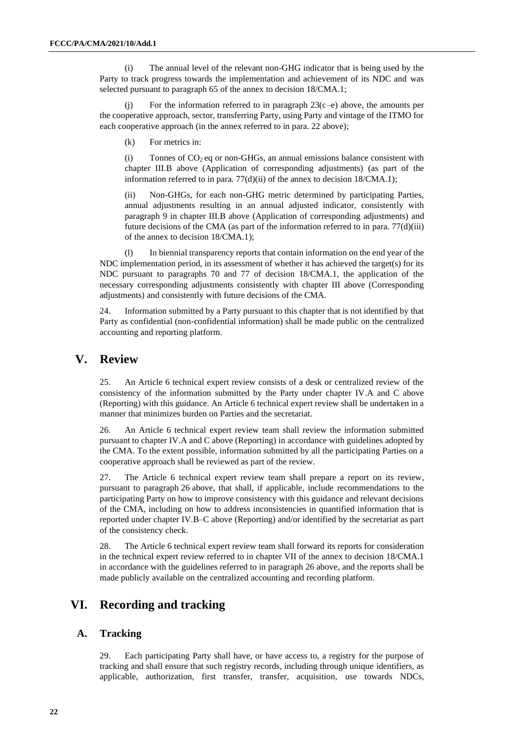(i) The annual level of the relevant non-GHG indicator that is being used by the Party to track progress towards the implementation and achievement of its NDC and was selected pursuant to paragraph 65 of the annex to decision 18/CMA.1;

(j) For the information referred to in paragraph 23(c–e) above, the amounts per the cooperative approach, sector, transferring Party, using Party and vintage of the ITMO for each cooperative approach (in the annex referred to in para. 22 above);

(k) For metrics in:

(i) Tonnes of $CO_2$ eq or non-GHGs, an annual emissions balance consistent with chapter III.B above (Application of corresponding adjustments) (as part of the information referred to in para. 77(d)(ii) of the annex to decision 18/CMA.1);

(ii) Non-GHGs, for each non-GHG metric determined by participating Parties, annual adjustments resulting in an annual adjusted indicator, consistently with paragraph 9 in chapter III.B above (Application of corresponding adjustments) and future decisions of the CMA (as part of the information referred to in para. 77(d)(iii) of the annex to decision 18/CMA.1);

(l) In biennial transparency reports that contain information on the end year of the NDC implementation period, in its assessment of whether it has achieved the target(s) for its NDC pursuant to paragraphs 70 and 77 of decision 18/CMA.1, the application of the necessary corresponding adjustments consistently with chapter III above (Corresponding adjustments) and consistently with future decisions of the CMA.

24. Information submitted by a Party pursuant to this chapter that is not identified by that Party as confidential (non-confidential information) shall be made public on the centralized accounting and reporting platform.

# V. Review

25. An Article 6 technical expert review consists of a desk or centralized review of the consistency of the information submitted by the Party under chapter IV.A and C above (Reporting) with this guidance. An Article 6 technical expert review shall be undertaken in a manner that minimizes burden on Parties and the secretariat.

26. An Article 6 technical expert review team shall review the information submitted pursuant to chapter IV.A and C above (Reporting) in accordance with guidelines adopted by the CMA. To the extent possible, information submitted by all the participating Parties on a cooperative approach shall be reviewed as part of the review.

27. The Article 6 technical expert review team shall prepare a report on its review, pursuant to paragraph 26 above, that shall, if applicable, include recommendations to the participating Party on how to improve consistency with this guidance and relevant decisions of the CMA, including on how to address inconsistencies in quantified information that is reported under chapter IV.B–C above (Reporting) and/or identified by the secretariat as part of the consistency check.

28. The Article 6 technical expert review team shall forward its reports for consideration in the technical expert review referred to in chapter VII of the annex to decision 18/CMA.1 in accordance with the guidelines referred to in paragraph 26 above, and the reports shall be made publicly available on the centralized accounting and recording platform.

# VI. Recording and tracking

## A. Tracking

29. Each participating Party shall have, or have access to, a registry for the purpose of tracking and shall ensure that such registry records, including through unique identifiers, as applicable, authorization, first transfer, transfer, acquisition, use towards NDCs,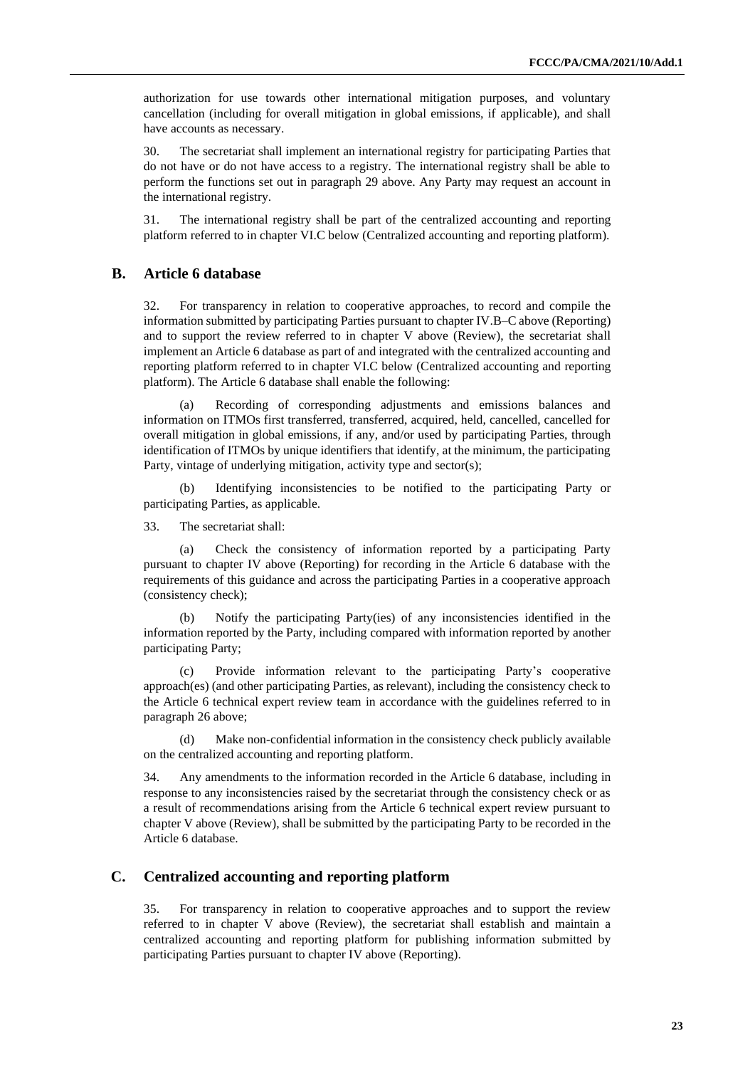authorization for use towards other international mitigation purposes, and voluntary cancellation (including for overall mitigation in global emissions, if applicable), and shall have accounts as necessary.

30. The secretariat shall implement an international registry for participating Parties that do not have or do not have access to a registry. The international registry shall be able to perform the functions set out in paragraph 29 above. Any Party may request an account in the international registry.

31. The international registry shall be part of the centralized accounting and reporting platform referred to in chapter VI.C below (Centralized accounting and reporting platform).

## B. Article 6 database

32. For transparency in relation to cooperative approaches, to record and compile the information submitted by participating Parties pursuant to chapter IV.B–C above (Reporting) and to support the review referred to in chapter V above (Review), the secretariat shall implement an Article 6 database as part of and integrated with the centralized accounting and reporting platform referred to in chapter VI.C below (Centralized accounting and reporting platform). The Article 6 database shall enable the following:

(a) Recording of corresponding adjustments and emissions balances and information on ITMOs first transferred, transferred, acquired, held, cancelled, cancelled for overall mitigation in global emissions, if any, and/or used by participating Parties, through identification of ITMOs by unique identifiers that identify, at the minimum, the participating Party, vintage of underlying mitigation, activity type and sector(s);

(b) Identifying inconsistencies to be notified to the participating Party or participating Parties, as applicable.

33. The secretariat shall:

(a) Check the consistency of information reported by a participating Party pursuant to chapter IV above (Reporting) for recording in the Article 6 database with the requirements of this guidance and across the participating Parties in a cooperative approach (consistency check);

(b) Notify the participating Party(ies) of any inconsistencies identified in the information reported by the Party, including compared with information reported by another participating Party;

(c) Provide information relevant to the participating Party's cooperative approach(es) (and other participating Parties, as relevant), including the consistency check to the Article 6 technical expert review team in accordance with the guidelines referred to in paragraph 26 above;

(d) Make non-confidential information in the consistency check publicly available on the centralized accounting and reporting platform.

34. Any amendments to the information recorded in the Article 6 database, including in response to any inconsistencies raised by the secretariat through the consistency check or as a result of recommendations arising from the Article 6 technical expert review pursuant to chapter V above (Review), shall be submitted by the participating Party to be recorded in the Article 6 database.

## C. Centralized accounting and reporting platform

35. For transparency in relation to cooperative approaches and to support the review referred to in chapter V above (Review), the secretariat shall establish and maintain a centralized accounting and reporting platform for publishing information submitted by participating Parties pursuant to chapter IV above (Reporting).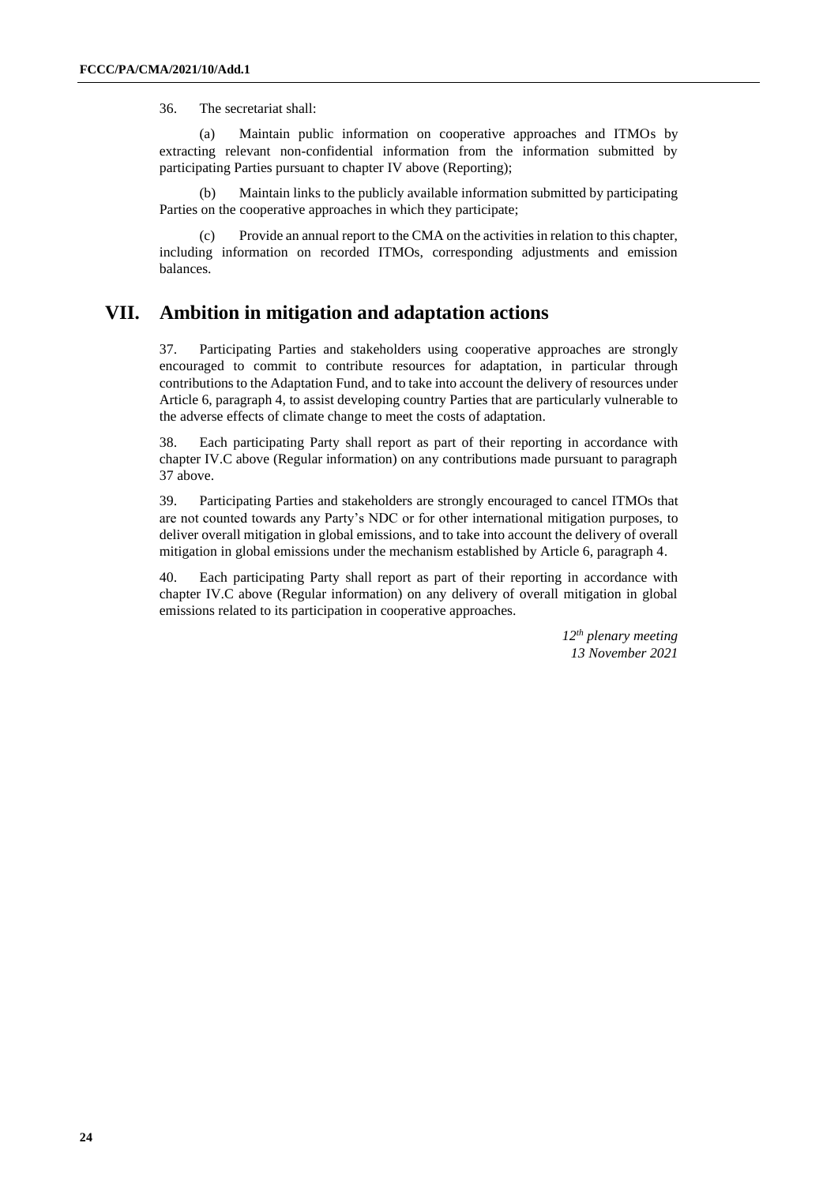36. The secretariat shall:

(a) Maintain public information on cooperative approaches and ITMOs by extracting relevant non-confidential information from the information submitted by participating Parties pursuant to chapter IV above (Reporting);

(b) Maintain links to the publicly available information submitted by participating Parties on the cooperative approaches in which they participate;

(c) Provide an annual report to the CMA on the activities in relation to this chapter, including information on recorded ITMOs, corresponding adjustments and emission balances.

## VII. Ambition in mitigation and adaptation actions

37. Participating Parties and stakeholders using cooperative approaches are strongly encouraged to commit to contribute resources for adaptation, in particular through contributions to the Adaptation Fund, and to take into account the delivery of resources under Article 6, paragraph 4, to assist developing country Parties that are particularly vulnerable to the adverse effects of climate change to meet the costs of adaptation.

38. Each participating Party shall report as part of their reporting in accordance with chapter IV.C above (Regular information) on any contributions made pursuant to paragraph 37 above.

39. Participating Parties and stakeholders are strongly encouraged to cancel ITMOs that are not counted towards any Party's NDC or for other international mitigation purposes, to deliver overall mitigation in global emissions, and to take into account the delivery of overall mitigation in global emissions under the mechanism established by Article 6, paragraph 4.

40. Each participating Party shall report as part of their reporting in accordance with chapter IV.C above (Regular information) on any delivery of overall mitigation in global emissions related to its participation in cooperative approaches.

*12th plenary meeting*
*13 November 2021*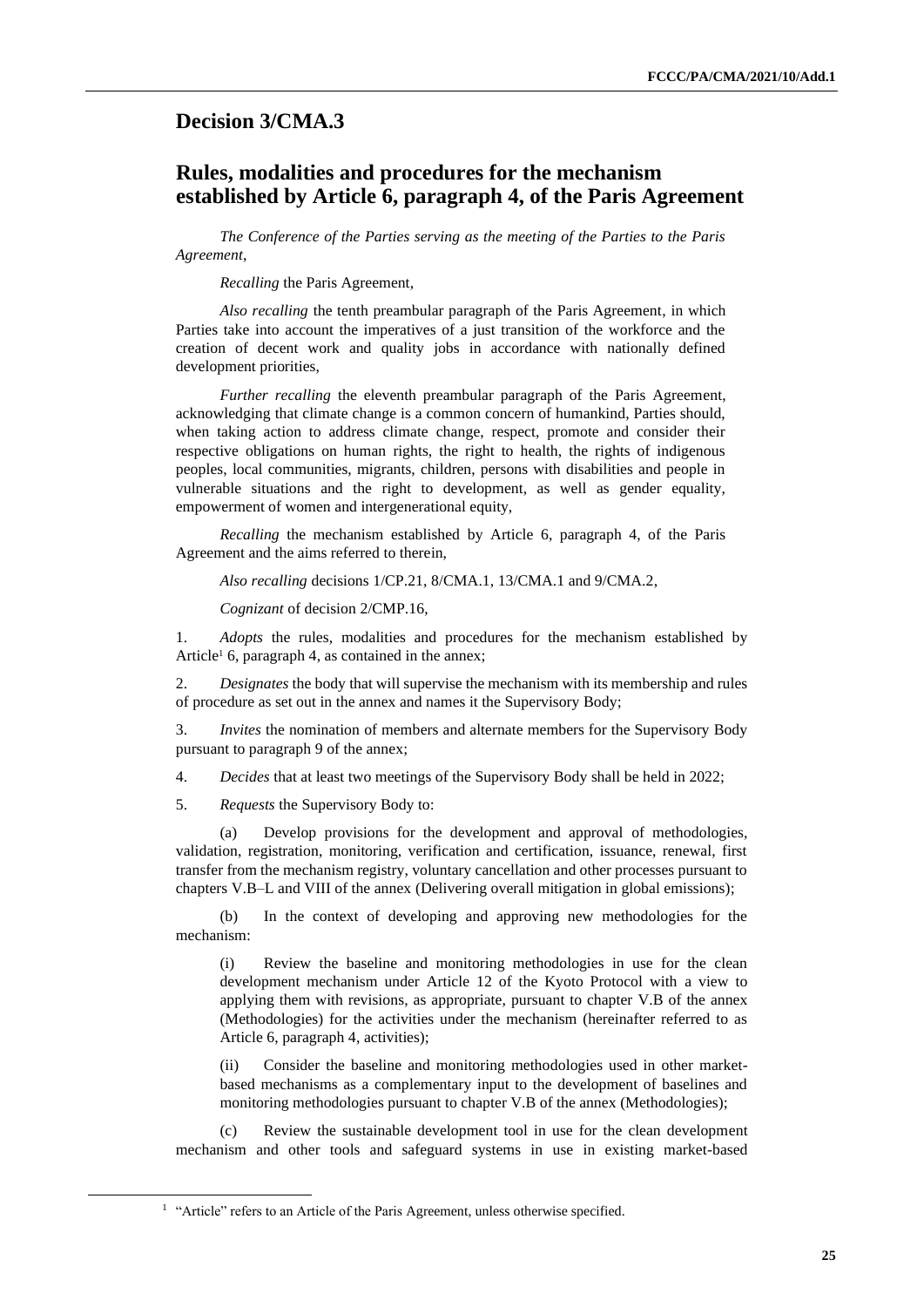## Decision 3/CMA.3

## Rules, modalities and procedures for the mechanism established by Article 6, paragraph 4, of the Paris Agreement

*The Conference of the Parties serving as the meeting of the Parties to the Paris Agreement*,

*Recalling* the Paris Agreement,

*Also recalling* the tenth preambular paragraph of the Paris Agreement, in which Parties take into account the imperatives of a just transition of the workforce and the creation of decent work and quality jobs in accordance with nationally defined development priorities,

*Further recalling* the eleventh preambular paragraph of the Paris Agreement, acknowledging that climate change is a common concern of humankind, Parties should, when taking action to address climate change, respect, promote and consider their respective obligations on human rights, the right to health, the rights of indigenous peoples, local communities, migrants, children, persons with disabilities and people in vulnerable situations and the right to development, as well as gender equality, empowerment of women and intergenerational equity,

*Recalling* the mechanism established by Article 6, paragraph 4, of the Paris Agreement and the aims referred to therein,

*Also recalling* decisions 1/CP.21, 8/CMA.1, 13/CMA.1 and 9/CMA.2,

*Cognizant* of decision 2/CMP.16,

1. *Adopts* the rules, modalities and procedures for the mechanism established by Article[1] 6, paragraph 4, as contained in the annex;

2. *Designates* the body that will supervise the mechanism with its membership and rules of procedure as set out in the annex and names it the Supervisory Body;

3. *Invites* the nomination of members and alternate members for the Supervisory Body pursuant to paragraph 9 of the annex;

4. *Decides* that at least two meetings of the Supervisory Body shall be held in 2022;

5. *Requests* the Supervisory Body to:

   (a) Develop provisions for the development and approval of methodologies, validation, registration, monitoring, verification and certification, issuance, renewal, first transfer from the mechanism registry, voluntary cancellation and other processes pursuant to chapters V.B–L and VIII of the annex (Delivering overall mitigation in global emissions);

   (b) In the context of developing and approving new methodologies for the mechanism:

      (i) Review the baseline and monitoring methodologies in use for the clean development mechanism under Article 12 of the Kyoto Protocol with a view to applying them with revisions, as appropriate, pursuant to chapter V.B of the annex (Methodologies) for the activities under the mechanism (hereinafter referred to as Article 6, paragraph 4, activities);

      (ii) Consider the baseline and monitoring methodologies used in other market-based mechanisms as a complementary input to the development of baselines and monitoring methodologies pursuant to chapter V.B of the annex (Methodologies);

   (c) Review the sustainable development tool in use for the clean development mechanism and other tools and safeguard systems in use in existing market-based

[1] "Article" refers to an Article of the Paris Agreement, unless otherwise specified.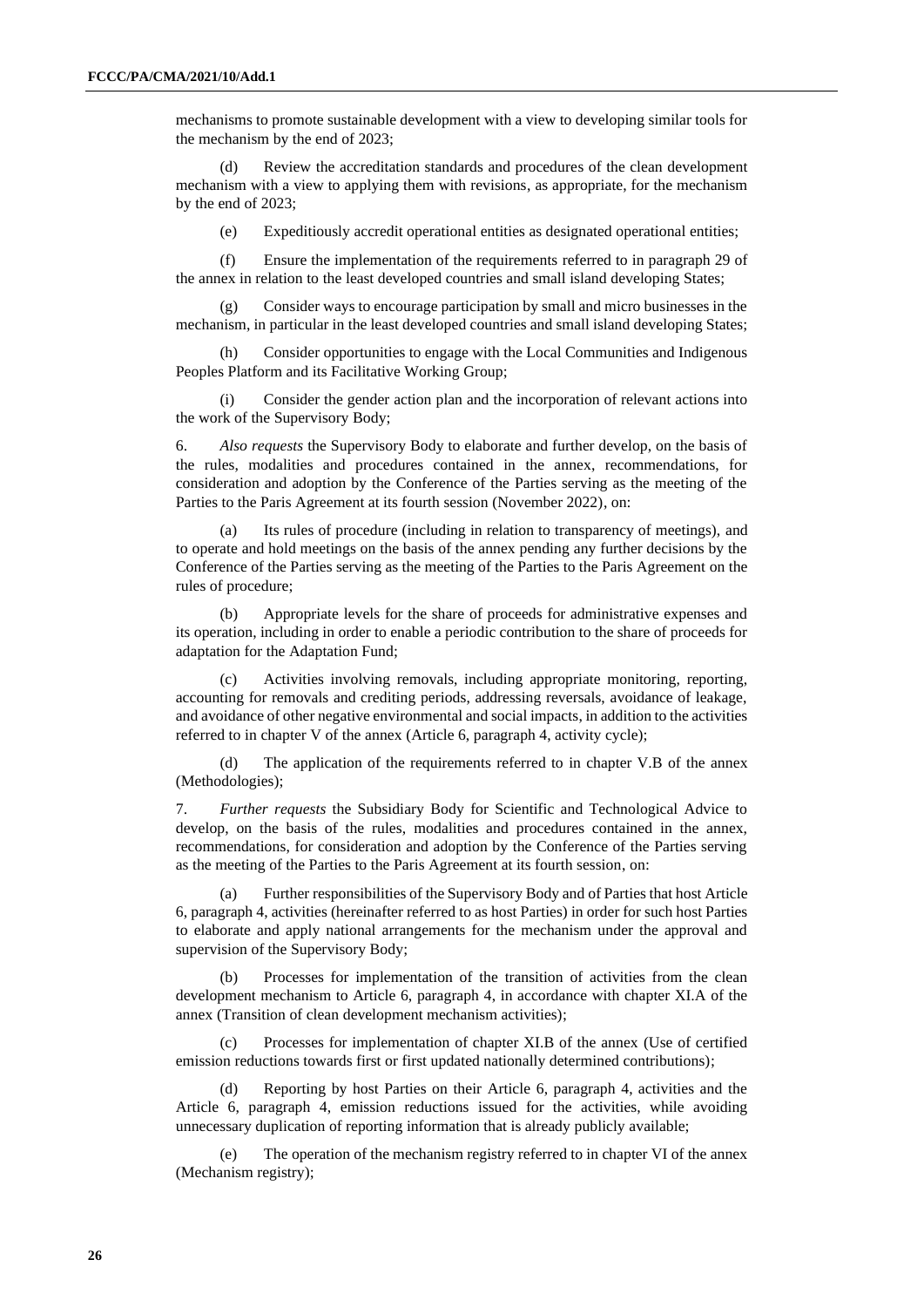mechanisms to promote sustainable development with a view to developing similar tools for the mechanism by the end of 2023;

(d) Review the accreditation standards and procedures of the clean development mechanism with a view to applying them with revisions, as appropriate, for the mechanism by the end of 2023;

(e) Expeditiously accredit operational entities as designated operational entities;

(f) Ensure the implementation of the requirements referred to in paragraph 29 of the annex in relation to the least developed countries and small island developing States;

(g) Consider ways to encourage participation by small and micro businesses in the mechanism, in particular in the least developed countries and small island developing States;

(h) Consider opportunities to engage with the Local Communities and Indigenous Peoples Platform and its Facilitative Working Group;

(i) Consider the gender action plan and the incorporation of relevant actions into the work of the Supervisory Body;

6. *Also requests* the Supervisory Body to elaborate and further develop, on the basis of the rules, modalities and procedures contained in the annex, recommendations, for consideration and adoption by the Conference of the Parties serving as the meeting of the Parties to the Paris Agreement at its fourth session (November 2022), on:

(a) Its rules of procedure (including in relation to transparency of meetings), and to operate and hold meetings on the basis of the annex pending any further decisions by the Conference of the Parties serving as the meeting of the Parties to the Paris Agreement on the rules of procedure;

(b) Appropriate levels for the share of proceeds for administrative expenses and its operation, including in order to enable a periodic contribution to the share of proceeds for adaptation for the Adaptation Fund;

(c) Activities involving removals, including appropriate monitoring, reporting, accounting for removals and crediting periods, addressing reversals, avoidance of leakage, and avoidance of other negative environmental and social impacts, in addition to the activities referred to in chapter V of the annex (Article 6, paragraph 4, activity cycle);

(d) The application of the requirements referred to in chapter V.B of the annex (Methodologies);

7. *Further requests* the Subsidiary Body for Scientific and Technological Advice to develop, on the basis of the rules, modalities and procedures contained in the annex, recommendations, for consideration and adoption by the Conference of the Parties serving as the meeting of the Parties to the Paris Agreement at its fourth session, on:

(a) Further responsibilities of the Supervisory Body and of Parties that host Article 6, paragraph 4, activities (hereinafter referred to as host Parties) in order for such host Parties to elaborate and apply national arrangements for the mechanism under the approval and supervision of the Supervisory Body;

(b) Processes for implementation of the transition of activities from the clean development mechanism to Article 6, paragraph 4, in accordance with chapter XI.A of the annex (Transition of clean development mechanism activities);

(c) Processes for implementation of chapter XI.B of the annex (Use of certified emission reductions towards first or first updated nationally determined contributions);

(d) Reporting by host Parties on their Article 6, paragraph 4, activities and the Article 6, paragraph 4, emission reductions issued for the activities, while avoiding unnecessary duplication of reporting information that is already publicly available;

(e) The operation of the mechanism registry referred to in chapter VI of the annex (Mechanism registry);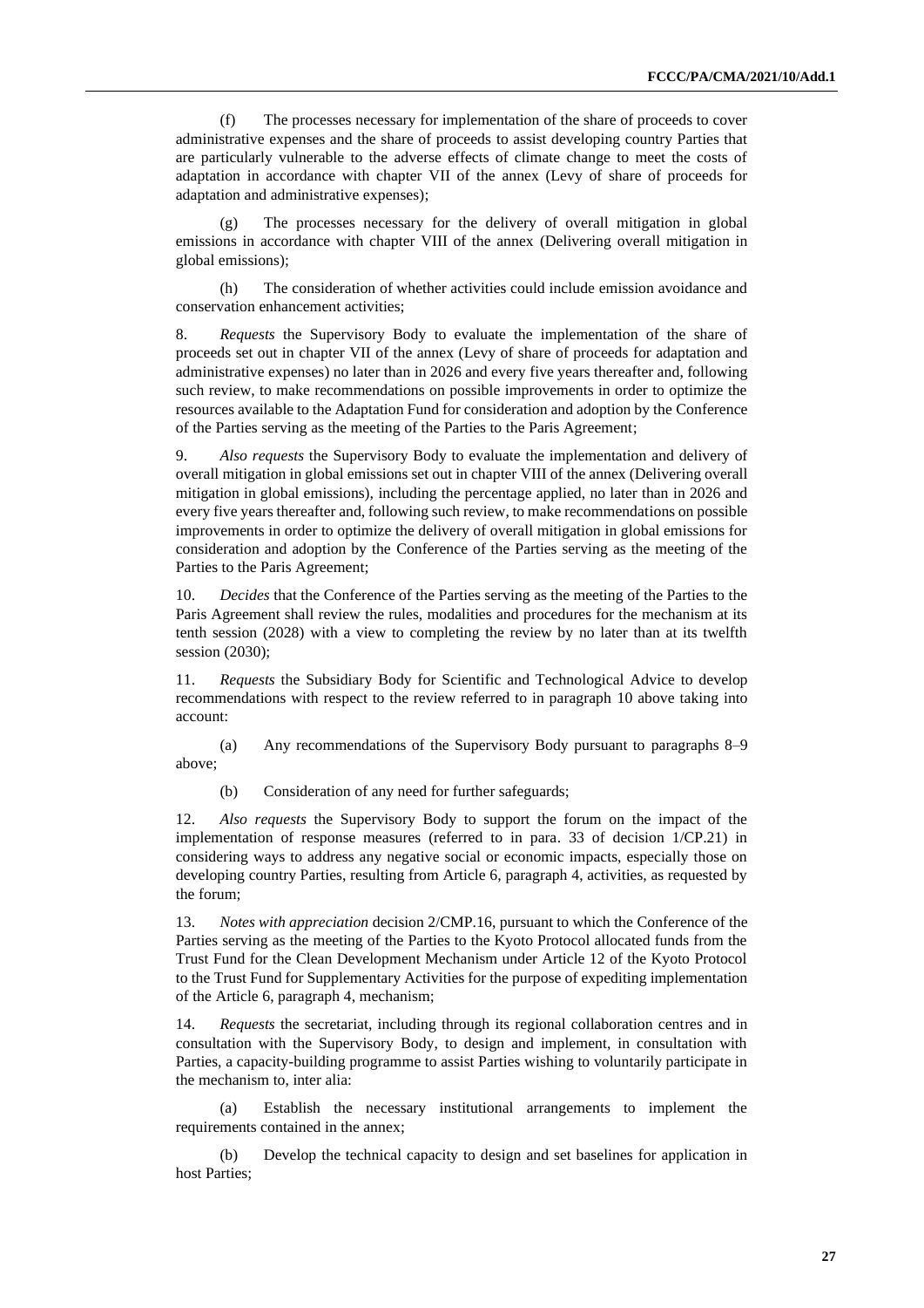(f) The processes necessary for implementation of the share of proceeds to cover administrative expenses and the share of proceeds to assist developing country Parties that are particularly vulnerable to the adverse effects of climate change to meet the costs of adaptation in accordance with chapter VII of the annex (Levy of share of proceeds for adaptation and administrative expenses);

(g) The processes necessary for the delivery of overall mitigation in global emissions in accordance with chapter VIII of the annex (Delivering overall mitigation in global emissions);

(h) The consideration of whether activities could include emission avoidance and conservation enhancement activities;

8. *Requests* the Supervisory Body to evaluate the implementation of the share of proceeds set out in chapter VII of the annex (Levy of share of proceeds for adaptation and administrative expenses) no later than in 2026 and every five years thereafter and, following such review, to make recommendations on possible improvements in order to optimize the resources available to the Adaptation Fund for consideration and adoption by the Conference of the Parties serving as the meeting of the Parties to the Paris Agreement;

9. *Also requests* the Supervisory Body to evaluate the implementation and delivery of overall mitigation in global emissions set out in chapter VIII of the annex (Delivering overall mitigation in global emissions), including the percentage applied, no later than in 2026 and every five years thereafter and, following such review, to make recommendations on possible improvements in order to optimize the delivery of overall mitigation in global emissions for consideration and adoption by the Conference of the Parties serving as the meeting of the Parties to the Paris Agreement;

10. *Decides* that the Conference of the Parties serving as the meeting of the Parties to the Paris Agreement shall review the rules, modalities and procedures for the mechanism at its tenth session (2028) with a view to completing the review by no later than at its twelfth session (2030);

11. *Requests* the Subsidiary Body for Scientific and Technological Advice to develop recommendations with respect to the review referred to in paragraph 10 above taking into account:

(a) Any recommendations of the Supervisory Body pursuant to paragraphs 8–9 above;

(b) Consideration of any need for further safeguards;

12. *Also requests* the Supervisory Body to support the forum on the impact of the implementation of response measures (referred to in para. 33 of decision 1/CP.21) in considering ways to address any negative social or economic impacts, especially those on developing country Parties, resulting from Article 6, paragraph 4, activities, as requested by the forum;

13. *Notes with appreciation* decision 2/CMP.16, pursuant to which the Conference of the Parties serving as the meeting of the Parties to the Kyoto Protocol allocated funds from the Trust Fund for the Clean Development Mechanism under Article 12 of the Kyoto Protocol to the Trust Fund for Supplementary Activities for the purpose of expediting implementation of the Article 6, paragraph 4, mechanism;

14. *Requests* the secretariat, including through its regional collaboration centres and in consultation with the Supervisory Body, to design and implement, in consultation with Parties, a capacity-building programme to assist Parties wishing to voluntarily participate in the mechanism to, inter alia:

(a) Establish the necessary institutional arrangements to implement the requirements contained in the annex;

(b) Develop the technical capacity to design and set baselines for application in host Parties;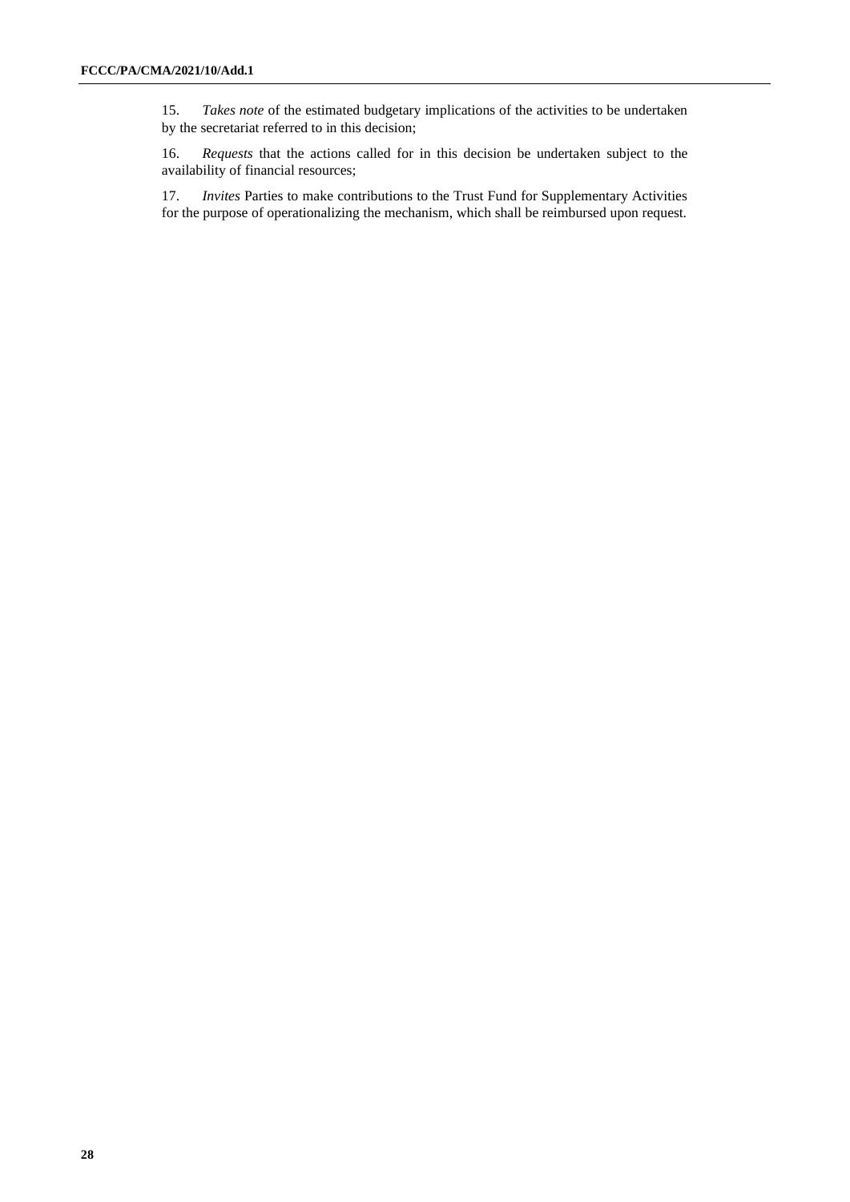15. *Takes note* of the estimated budgetary implications of the activities to be undertaken by the secretariat referred to in this decision;

16. *Requests* that the actions called for in this decision be undertaken subject to the availability of financial resources;

17. *Invites* Parties to make contributions to the Trust Fund for Supplementary Activities for the purpose of operationalizing the mechanism, which shall be reimbursed upon request.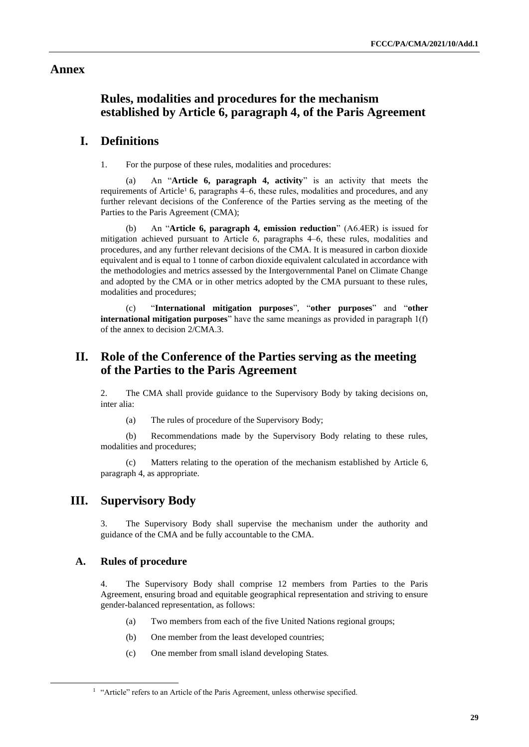# Annex

## Rules, modalities and procedures for the mechanism established by Article 6, paragraph 4, of the Paris Agreement

## I. Definitions

1. For the purpose of these rules, modalities and procedures:

(a) An "**Article 6, paragraph 4, activity**" is an activity that meets the requirements of Article[1] 6, paragraphs 4–6, these rules, modalities and procedures, and any further relevant decisions of the Conference of the Parties serving as the meeting of the Parties to the Paris Agreement (CMA);

(b) An "**Article 6, paragraph 4, emission reduction**" (A6.4ER) is issued for mitigation achieved pursuant to Article 6, paragraphs 4–6, these rules, modalities and procedures, and any further relevant decisions of the CMA. It is measured in carbon dioxide equivalent and is equal to 1 tonne of carbon dioxide equivalent calculated in accordance with the methodologies and metrics assessed by the Intergovernmental Panel on Climate Change and adopted by the CMA or in other metrics adopted by the CMA pursuant to these rules, modalities and procedures;

(c) "**International mitigation purposes**", "**other purposes**" and "**other international mitigation purposes**" have the same meanings as provided in paragraph 1(f) of the annex to decision 2/CMA.3.

## II. Role of the Conference of the Parties serving as the meeting of the Parties to the Paris Agreement

2. The CMA shall provide guidance to the Supervisory Body by taking decisions on, inter alia:

(a) The rules of procedure of the Supervisory Body;

(b) Recommendations made by the Supervisory Body relating to these rules, modalities and procedures;

(c) Matters relating to the operation of the mechanism established by Article 6, paragraph 4, as appropriate.

## III. Supervisory Body

3. The Supervisory Body shall supervise the mechanism under the authority and guidance of the CMA and be fully accountable to the CMA.

### A. Rules of procedure

4. The Supervisory Body shall comprise 12 members from Parties to the Paris Agreement, ensuring broad and equitable geographical representation and striving to ensure gender-balanced representation, as follows:

(a) Two members from each of the five United Nations regional groups;

(b) One member from the least developed countries;

(c) One member from small island developing States.

[1] "Article" refers to an Article of the Paris Agreement, unless otherwise specified.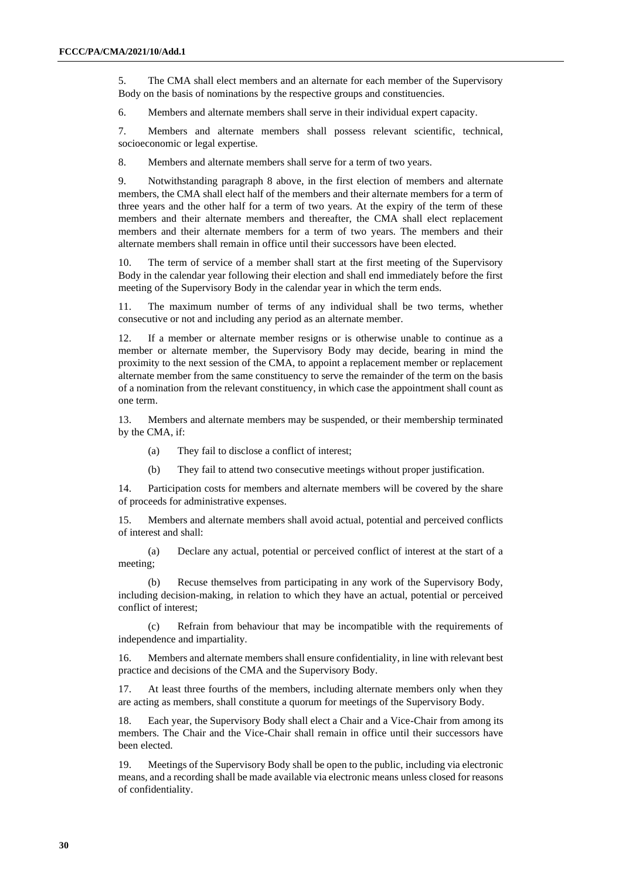5. The CMA shall elect members and an alternate for each member of the Supervisory Body on the basis of nominations by the respective groups and constituencies.

6. Members and alternate members shall serve in their individual expert capacity.

7. Members and alternate members shall possess relevant scientific, technical, socioeconomic or legal expertise.

8. Members and alternate members shall serve for a term of two years.

9. Notwithstanding paragraph 8 above, in the first election of members and alternate members, the CMA shall elect half of the members and their alternate members for a term of three years and the other half for a term of two years. At the expiry of the term of these members and their alternate members and thereafter, the CMA shall elect replacement members and their alternate members for a term of two years. The members and their alternate members shall remain in office until their successors have been elected.

10. The term of service of a member shall start at the first meeting of the Supervisory Body in the calendar year following their election and shall end immediately before the first meeting of the Supervisory Body in the calendar year in which the term ends.

11. The maximum number of terms of any individual shall be two terms, whether consecutive or not and including any period as an alternate member.

12. If a member or alternate member resigns or is otherwise unable to continue as a member or alternate member, the Supervisory Body may decide, bearing in mind the proximity to the next session of the CMA, to appoint a replacement member or replacement alternate member from the same constituency to serve the remainder of the term on the basis of a nomination from the relevant constituency, in which case the appointment shall count as one term.

13. Members and alternate members may be suspended, or their membership terminated by the CMA, if:

(a) They fail to disclose a conflict of interest;

(b) They fail to attend two consecutive meetings without proper justification.

14. Participation costs for members and alternate members will be covered by the share of proceeds for administrative expenses.

15. Members and alternate members shall avoid actual, potential and perceived conflicts of interest and shall:

(a) Declare any actual, potential or perceived conflict of interest at the start of a meeting;

(b) Recuse themselves from participating in any work of the Supervisory Body, including decision-making, in relation to which they have an actual, potential or perceived conflict of interest;

(c) Refrain from behaviour that may be incompatible with the requirements of independence and impartiality.

16. Members and alternate members shall ensure confidentiality, in line with relevant best practice and decisions of the CMA and the Supervisory Body.

17. At least three fourths of the members, including alternate members only when they are acting as members, shall constitute a quorum for meetings of the Supervisory Body.

18. Each year, the Supervisory Body shall elect a Chair and a Vice-Chair from among its members. The Chair and the Vice-Chair shall remain in office until their successors have been elected.

19. Meetings of the Supervisory Body shall be open to the public, including via electronic means, and a recording shall be made available via electronic means unless closed for reasons of confidentiality.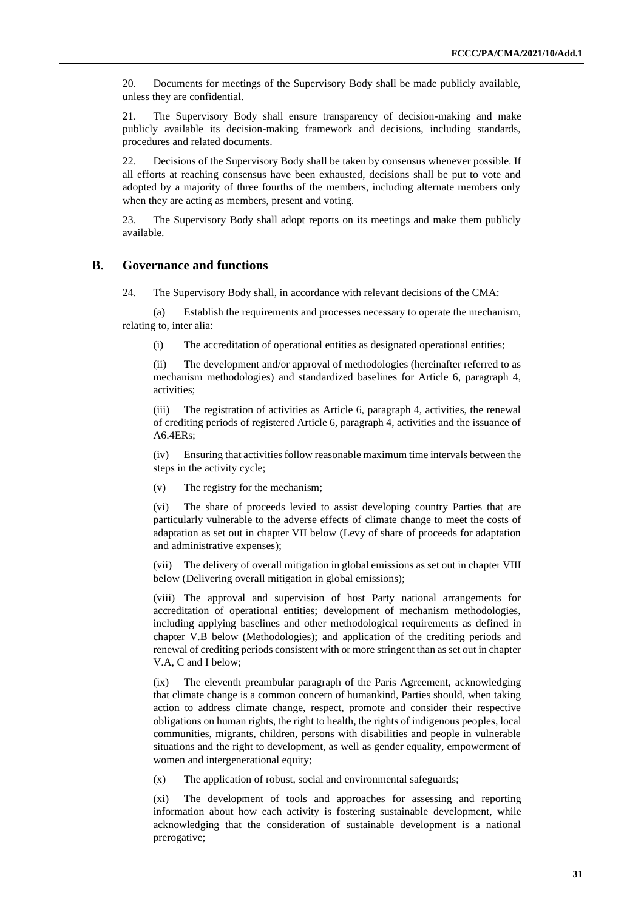20. Documents for meetings of the Supervisory Body shall be made publicly available, unless they are confidential.

21. The Supervisory Body shall ensure transparency of decision-making and make publicly available its decision-making framework and decisions, including standards, procedures and related documents.

22. Decisions of the Supervisory Body shall be taken by consensus whenever possible. If all efforts at reaching consensus have been exhausted, decisions shall be put to vote and adopted by a majority of three fourths of the members, including alternate members only when they are acting as members, present and voting.

23. The Supervisory Body shall adopt reports on its meetings and make them publicly available.

## B. Governance and functions

24. The Supervisory Body shall, in accordance with relevant decisions of the CMA:

(a) Establish the requirements and processes necessary to operate the mechanism, relating to, inter alia:

(i) The accreditation of operational entities as designated operational entities;

(ii) The development and/or approval of methodologies (hereinafter referred to as mechanism methodologies) and standardized baselines for Article 6, paragraph 4, activities;

(iii) The registration of activities as Article 6, paragraph 4, activities, the renewal of crediting periods of registered Article 6, paragraph 4, activities and the issuance of A6.4ERs;

(iv) Ensuring that activities follow reasonable maximum time intervals between the steps in the activity cycle;

(v) The registry for the mechanism;

(vi) The share of proceeds levied to assist developing country Parties that are particularly vulnerable to the adverse effects of climate change to meet the costs of adaptation as set out in chapter VII below (Levy of share of proceeds for adaptation and administrative expenses);

(vii) The delivery of overall mitigation in global emissions as set out in chapter VIII below (Delivering overall mitigation in global emissions);

(viii) The approval and supervision of host Party national arrangements for accreditation of operational entities; development of mechanism methodologies, including applying baselines and other methodological requirements as defined in chapter V.B below (Methodologies); and application of the crediting periods and renewal of crediting periods consistent with or more stringent than as set out in chapter V.A, C and I below;

(ix) The eleventh preambular paragraph of the Paris Agreement, acknowledging that climate change is a common concern of humankind, Parties should, when taking action to address climate change, respect, promote and consider their respective obligations on human rights, the right to health, the rights of indigenous peoples, local communities, migrants, children, persons with disabilities and people in vulnerable situations and the right to development, as well as gender equality, empowerment of women and intergenerational equity;

(x) The application of robust, social and environmental safeguards;

(xi) The development of tools and approaches for assessing and reporting information about how each activity is fostering sustainable development, while acknowledging that the consideration of sustainable development is a national prerogative;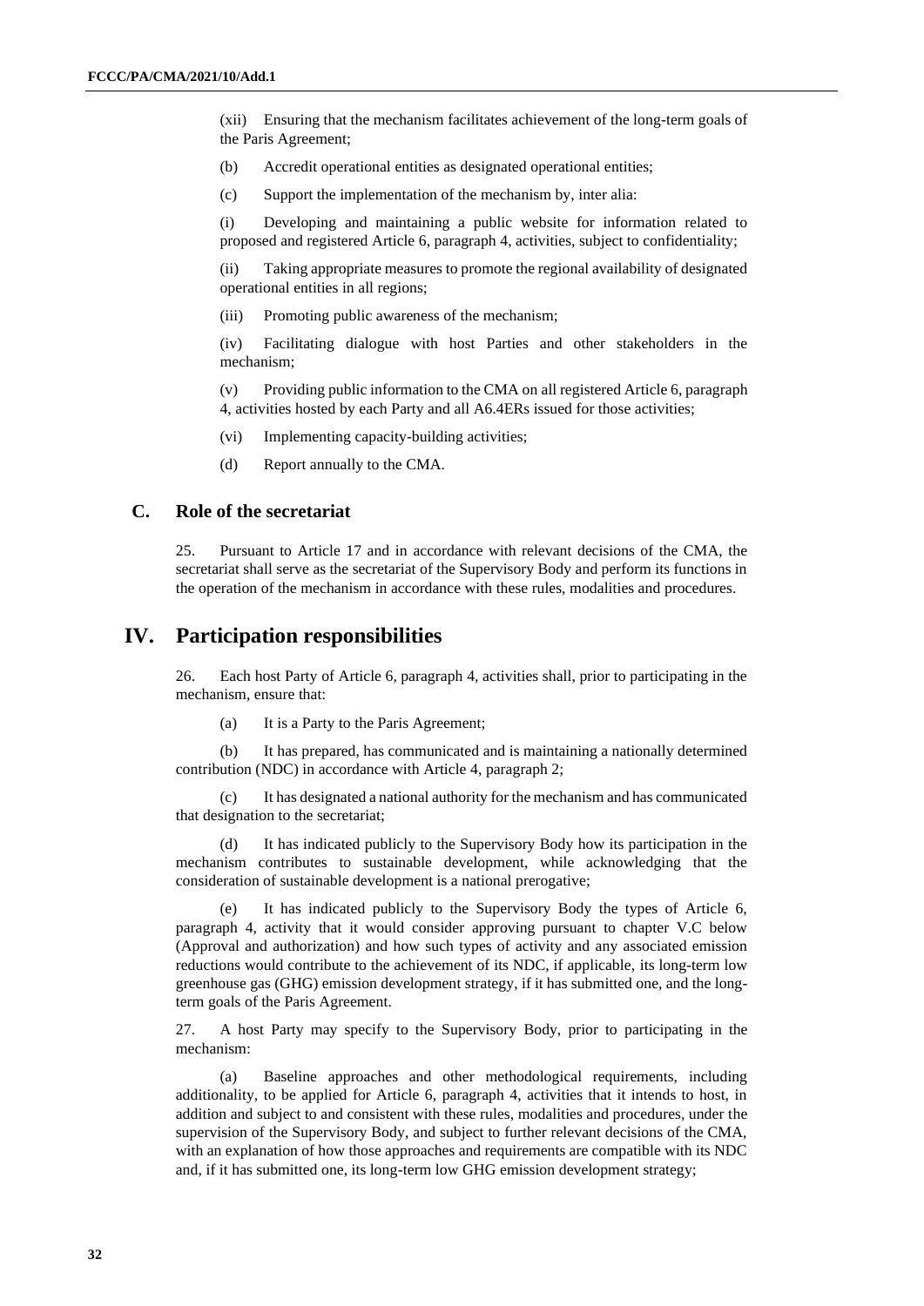(xii) Ensuring that the mechanism facilitates achievement of the long-term goals of the Paris Agreement;

(b) Accredit operational entities as designated operational entities;

(c) Support the implementation of the mechanism by, inter alia:

(i) Developing and maintaining a public website for information related to proposed and registered Article 6, paragraph 4, activities, subject to confidentiality;

(ii) Taking appropriate measures to promote the regional availability of designated operational entities in all regions;

(iii) Promoting public awareness of the mechanism;

(iv) Facilitating dialogue with host Parties and other stakeholders in the mechanism;

(v) Providing public information to the CMA on all registered Article 6, paragraph 4, activities hosted by each Party and all A6.4ERs issued for those activities;

(vi) Implementing capacity-building activities;

(d) Report annually to the CMA.

### C. Role of the secretariat

25. Pursuant to Article 17 and in accordance with relevant decisions of the CMA, the secretariat shall serve as the secretariat of the Supervisory Body and perform its functions in the operation of the mechanism in accordance with these rules, modalities and procedures.

## IV. Participation responsibilities

26. Each host Party of Article 6, paragraph 4, activities shall, prior to participating in the mechanism, ensure that:

(a) It is a Party to the Paris Agreement;

(b) It has prepared, has communicated and is maintaining a nationally determined contribution (NDC) in accordance with Article 4, paragraph 2;

(c) It has designated a national authority for the mechanism and has communicated that designation to the secretariat;

(d) It has indicated publicly to the Supervisory Body how its participation in the mechanism contributes to sustainable development, while acknowledging that the consideration of sustainable development is a national prerogative;

(e) It has indicated publicly to the Supervisory Body the types of Article 6, paragraph 4, activity that it would consider approving pursuant to chapter V.C below (Approval and authorization) and how such types of activity and any associated emission reductions would contribute to the achievement of its NDC, if applicable, its long-term low greenhouse gas (GHG) emission development strategy, if it has submitted one, and the long-term goals of the Paris Agreement.

27. A host Party may specify to the Supervisory Body, prior to participating in the mechanism:

(a) Baseline approaches and other methodological requirements, including additionality, to be applied for Article 6, paragraph 4, activities that it intends to host, in addition and subject to and consistent with these rules, modalities and procedures, under the supervision of the Supervisory Body, and subject to further relevant decisions of the CMA, with an explanation of how those approaches and requirements are compatible with its NDC and, if it has submitted one, its long-term low GHG emission development strategy;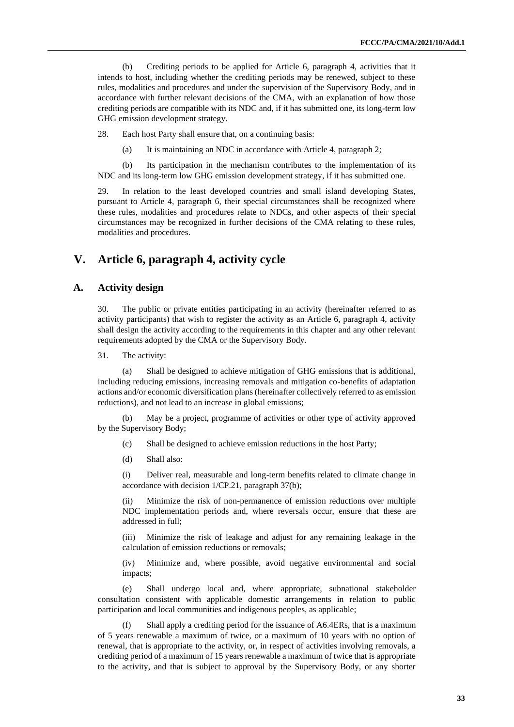(b) Crediting periods to be applied for Article 6, paragraph 4, activities that it intends to host, including whether the crediting periods may be renewed, subject to these rules, modalities and procedures and under the supervision of the Supervisory Body, and in accordance with further relevant decisions of the CMA, with an explanation of how those crediting periods are compatible with its NDC and, if it has submitted one, its long-term low GHG emission development strategy.

28. Each host Party shall ensure that, on a continuing basis:

(a) It is maintaining an NDC in accordance with Article 4, paragraph 2;

(b) Its participation in the mechanism contributes to the implementation of its NDC and its long-term low GHG emission development strategy, if it has submitted one.

29. In relation to the least developed countries and small island developing States, pursuant to Article 4, paragraph 6, their special circumstances shall be recognized where these rules, modalities and procedures relate to NDCs, and other aspects of their special circumstances may be recognized in further decisions of the CMA relating to these rules, modalities and procedures.

# V. Article 6, paragraph 4, activity cycle

## A. Activity design

30. The public or private entities participating in an activity (hereinafter referred to as activity participants) that wish to register the activity as an Article 6, paragraph 4, activity shall design the activity according to the requirements in this chapter and any other relevant requirements adopted by the CMA or the Supervisory Body.

31. The activity:

(a) Shall be designed to achieve mitigation of GHG emissions that is additional, including reducing emissions, increasing removals and mitigation co-benefits of adaptation actions and/or economic diversification plans (hereinafter collectively referred to as emission reductions), and not lead to an increase in global emissions;

(b) May be a project, programme of activities or other type of activity approved by the Supervisory Body;

(c) Shall be designed to achieve emission reductions in the host Party;

(d) Shall also:

(i) Deliver real, measurable and long-term benefits related to climate change in accordance with decision 1/CP.21, paragraph 37(b);

(ii) Minimize the risk of non-permanence of emission reductions over multiple NDC implementation periods and, where reversals occur, ensure that these are addressed in full;

(iii) Minimize the risk of leakage and adjust for any remaining leakage in the calculation of emission reductions or removals;

(iv) Minimize and, where possible, avoid negative environmental and social impacts;

(e) Shall undergo local and, where appropriate, subnational stakeholder consultation consistent with applicable domestic arrangements in relation to public participation and local communities and indigenous peoples, as applicable;

(f) Shall apply a crediting period for the issuance of A6.4ERs, that is a maximum of 5 years renewable a maximum of twice, or a maximum of 10 years with no option of renewal, that is appropriate to the activity, or, in respect of activities involving removals, a crediting period of a maximum of 15 years renewable a maximum of twice that is appropriate to the activity, and that is subject to approval by the Supervisory Body, or any shorter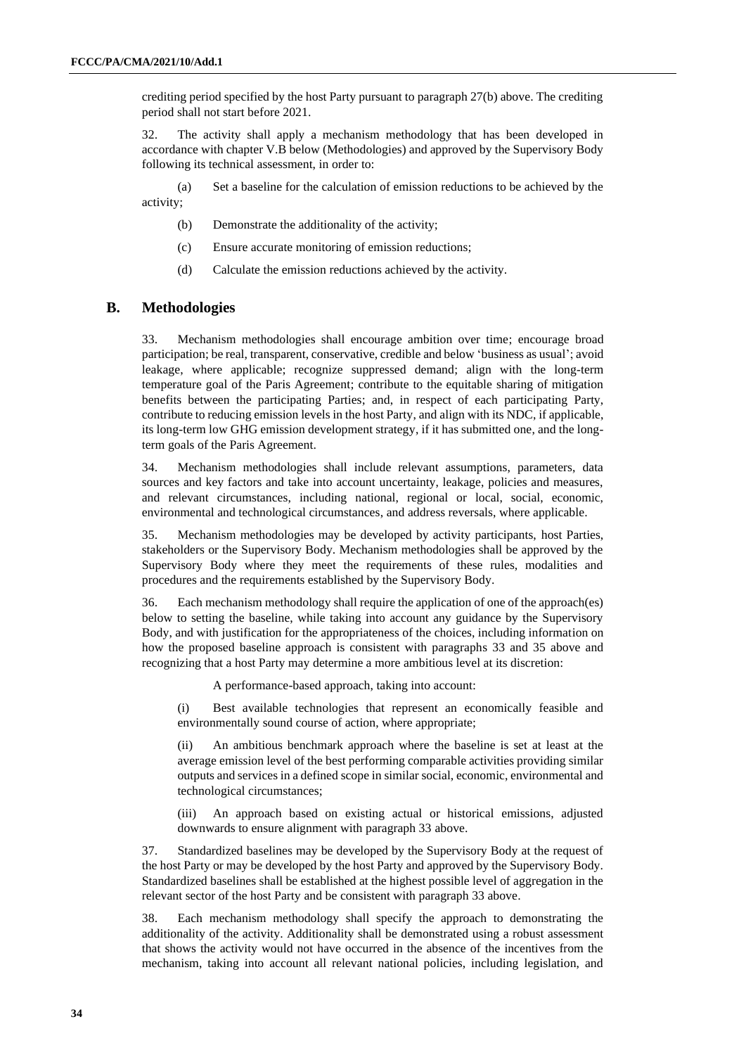crediting period specified by the host Party pursuant to paragraph 27(b) above. The crediting period shall not start before 2021.

32. The activity shall apply a mechanism methodology that has been developed in accordance with chapter V.B below (Methodologies) and approved by the Supervisory Body following its technical assessment, in order to:

(a) Set a baseline for the calculation of emission reductions to be achieved by the activity;

(b) Demonstrate the additionality of the activity;

(c) Ensure accurate monitoring of emission reductions;

(d) Calculate the emission reductions achieved by the activity.

## B. Methodologies

33. Mechanism methodologies shall encourage ambition over time; encourage broad participation; be real, transparent, conservative, credible and below 'business as usual'; avoid leakage, where applicable; recognize suppressed demand; align with the long-term temperature goal of the Paris Agreement; contribute to the equitable sharing of mitigation benefits between the participating Parties; and, in respect of each participating Party, contribute to reducing emission levels in the host Party, and align with its NDC, if applicable, its long-term low GHG emission development strategy, if it has submitted one, and the long-term goals of the Paris Agreement.

34. Mechanism methodologies shall include relevant assumptions, parameters, data sources and key factors and take into account uncertainty, leakage, policies and measures, and relevant circumstances, including national, regional or local, social, economic, environmental and technological circumstances, and address reversals, where applicable.

35. Mechanism methodologies may be developed by activity participants, host Parties, stakeholders or the Supervisory Body. Mechanism methodologies shall be approved by the Supervisory Body where they meet the requirements of these rules, modalities and procedures and the requirements established by the Supervisory Body.

36. Each mechanism methodology shall require the application of one of the approach(es) below to setting the baseline, while taking into account any guidance by the Supervisory Body, and with justification for the appropriateness of the choices, including information on how the proposed baseline approach is consistent with paragraphs 33 and 35 above and recognizing that a host Party may determine a more ambitious level at its discretion:

A performance-based approach, taking into account:

(i) Best available technologies that represent an economically feasible and environmentally sound course of action, where appropriate;

(ii) An ambitious benchmark approach where the baseline is set at least at the average emission level of the best performing comparable activities providing similar outputs and services in a defined scope in similar social, economic, environmental and technological circumstances;

(iii) An approach based on existing actual or historical emissions, adjusted downwards to ensure alignment with paragraph 33 above.

37. Standardized baselines may be developed by the Supervisory Body at the request of the host Party or may be developed by the host Party and approved by the Supervisory Body. Standardized baselines shall be established at the highest possible level of aggregation in the relevant sector of the host Party and be consistent with paragraph 33 above.

38. Each mechanism methodology shall specify the approach to demonstrating the additionality of the activity. Additionality shall be demonstrated using a robust assessment that shows the activity would not have occurred in the absence of the incentives from the mechanism, taking into account all relevant national policies, including legislation, and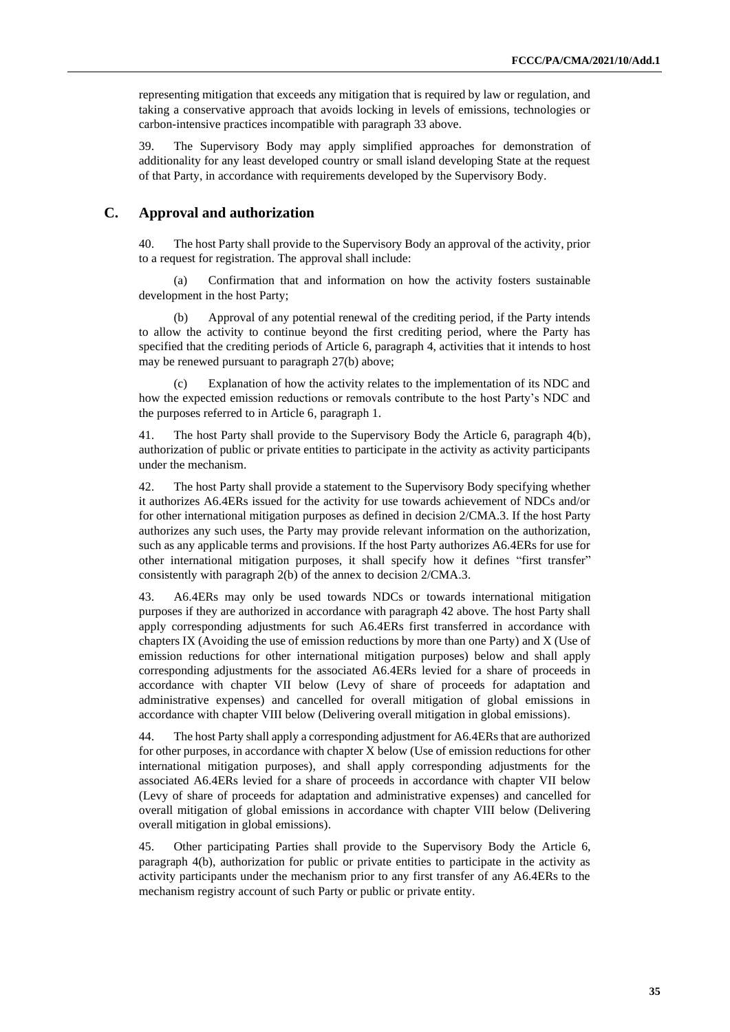representing mitigation that exceeds any mitigation that is required by law or regulation, and taking a conservative approach that avoids locking in levels of emissions, technologies or carbon-intensive practices incompatible with paragraph 33 above.

39. The Supervisory Body may apply simplified approaches for demonstration of additionality for any least developed country or small island developing State at the request of that Party, in accordance with requirements developed by the Supervisory Body.

## C. Approval and authorization

40. The host Party shall provide to the Supervisory Body an approval of the activity, prior to a request for registration. The approval shall include:

(a) Confirmation that and information on how the activity fosters sustainable development in the host Party;

(b) Approval of any potential renewal of the crediting period, if the Party intends to allow the activity to continue beyond the first crediting period, where the Party has specified that the crediting periods of Article 6, paragraph 4, activities that it intends to host may be renewed pursuant to paragraph 27(b) above;

(c) Explanation of how the activity relates to the implementation of its NDC and how the expected emission reductions or removals contribute to the host Party's NDC and the purposes referred to in Article 6, paragraph 1.

41. The host Party shall provide to the Supervisory Body the Article 6, paragraph 4(b), authorization of public or private entities to participate in the activity as activity participants under the mechanism.

42. The host Party shall provide a statement to the Supervisory Body specifying whether it authorizes A6.4ERs issued for the activity for use towards achievement of NDCs and/or for other international mitigation purposes as defined in decision 2/CMA.3. If the host Party authorizes any such uses, the Party may provide relevant information on the authorization, such as any applicable terms and provisions. If the host Party authorizes A6.4ERs for use for other international mitigation purposes, it shall specify how it defines "first transfer" consistently with paragraph 2(b) of the annex to decision 2/CMA.3.

43. A6.4ERs may only be used towards NDCs or towards international mitigation purposes if they are authorized in accordance with paragraph 42 above. The host Party shall apply corresponding adjustments for such A6.4ERs first transferred in accordance with chapters IX (Avoiding the use of emission reductions by more than one Party) and X (Use of emission reductions for other international mitigation purposes) below and shall apply corresponding adjustments for the associated A6.4ERs levied for a share of proceeds in accordance with chapter VII below (Levy of share of proceeds for adaptation and administrative expenses) and cancelled for overall mitigation of global emissions in accordance with chapter VIII below (Delivering overall mitigation in global emissions).

44. The host Party shall apply a corresponding adjustment for A6.4ERs that are authorized for other purposes, in accordance with chapter X below (Use of emission reductions for other international mitigation purposes), and shall apply corresponding adjustments for the associated A6.4ERs levied for a share of proceeds in accordance with chapter VII below (Levy of share of proceeds for adaptation and administrative expenses) and cancelled for overall mitigation of global emissions in accordance with chapter VIII below (Delivering overall mitigation in global emissions).

45. Other participating Parties shall provide to the Supervisory Body the Article 6, paragraph 4(b), authorization for public or private entities to participate in the activity as activity participants under the mechanism prior to any first transfer of any A6.4ERs to the mechanism registry account of such Party or public or private entity.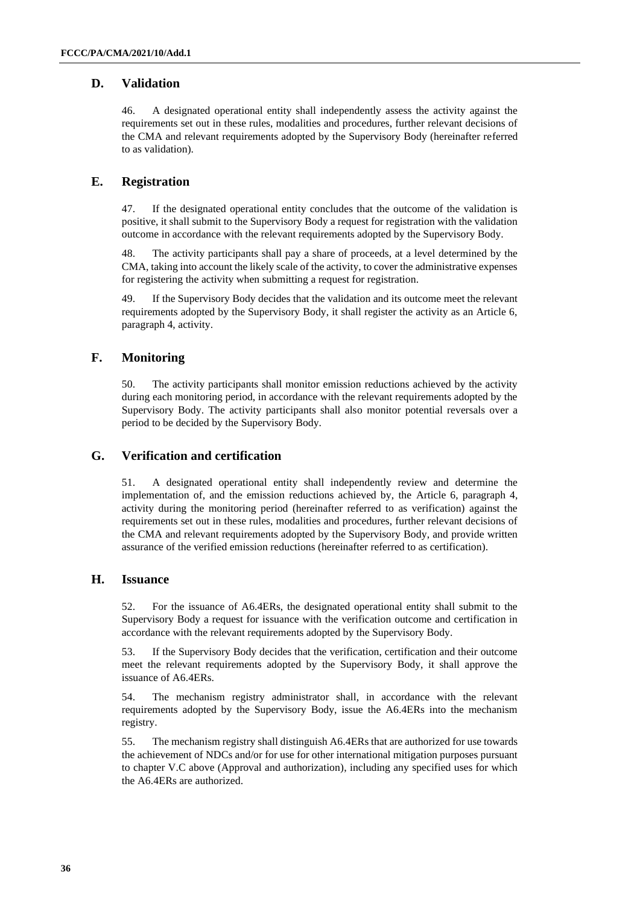## D. Validation

46. A designated operational entity shall independently assess the activity against the requirements set out in these rules, modalities and procedures, further relevant decisions of the CMA and relevant requirements adopted by the Supervisory Body (hereinafter referred to as validation).

## E. Registration

47. If the designated operational entity concludes that the outcome of the validation is positive, it shall submit to the Supervisory Body a request for registration with the validation outcome in accordance with the relevant requirements adopted by the Supervisory Body.

48. The activity participants shall pay a share of proceeds, at a level determined by the CMA, taking into account the likely scale of the activity, to cover the administrative expenses for registering the activity when submitting a request for registration.

49. If the Supervisory Body decides that the validation and its outcome meet the relevant requirements adopted by the Supervisory Body, it shall register the activity as an Article 6, paragraph 4, activity.

## F. Monitoring

50. The activity participants shall monitor emission reductions achieved by the activity during each monitoring period, in accordance with the relevant requirements adopted by the Supervisory Body. The activity participants shall also monitor potential reversals over a period to be decided by the Supervisory Body.

## G. Verification and certification

51. A designated operational entity shall independently review and determine the implementation of, and the emission reductions achieved by, the Article 6, paragraph 4, activity during the monitoring period (hereinafter referred to as verification) against the requirements set out in these rules, modalities and procedures, further relevant decisions of the CMA and relevant requirements adopted by the Supervisory Body, and provide written assurance of the verified emission reductions (hereinafter referred to as certification).

## H. Issuance

52. For the issuance of A6.4ERs, the designated operational entity shall submit to the Supervisory Body a request for issuance with the verification outcome and certification in accordance with the relevant requirements adopted by the Supervisory Body.

53. If the Supervisory Body decides that the verification, certification and their outcome meet the relevant requirements adopted by the Supervisory Body, it shall approve the issuance of A6.4ERs.

54. The mechanism registry administrator shall, in accordance with the relevant requirements adopted by the Supervisory Body, issue the A6.4ERs into the mechanism registry.

55. The mechanism registry shall distinguish A6.4ERs that are authorized for use towards the achievement of NDCs and/or for use for other international mitigation purposes pursuant to chapter V.C above (Approval and authorization), including any specified uses for which the A6.4ERs are authorized.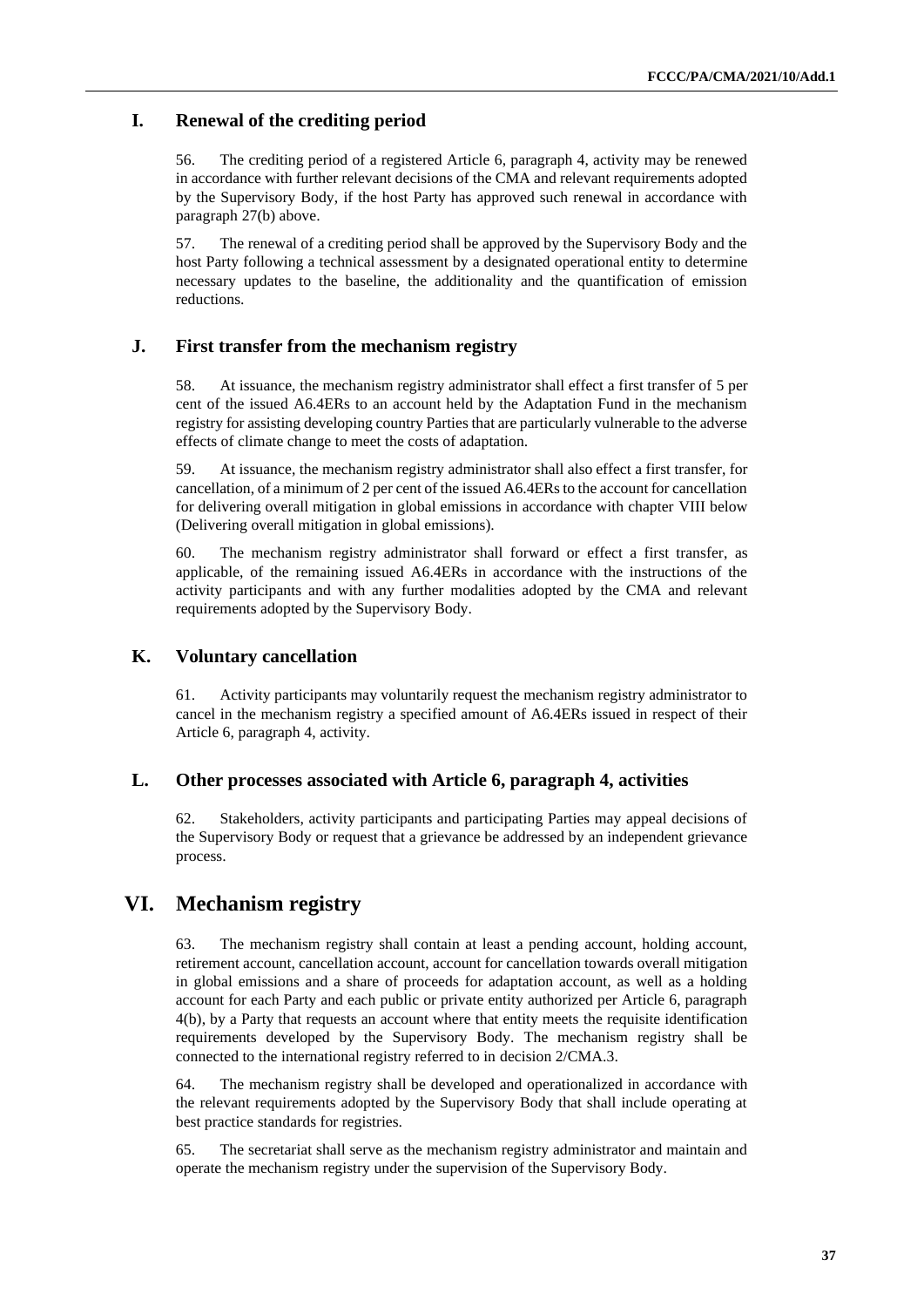### I. Renewal of the crediting period

56. The crediting period of a registered Article 6, paragraph 4, activity may be renewed in accordance with further relevant decisions of the CMA and relevant requirements adopted by the Supervisory Body, if the host Party has approved such renewal in accordance with paragraph 27(b) above.

57. The renewal of a crediting period shall be approved by the Supervisory Body and the host Party following a technical assessment by a designated operational entity to determine necessary updates to the baseline, the additionality and the quantification of emission reductions.

### J. First transfer from the mechanism registry

58. At issuance, the mechanism registry administrator shall effect a first transfer of 5 per cent of the issued A6.4ERs to an account held by the Adaptation Fund in the mechanism registry for assisting developing country Parties that are particularly vulnerable to the adverse effects of climate change to meet the costs of adaptation.

59. At issuance, the mechanism registry administrator shall also effect a first transfer, for cancellation, of a minimum of 2 per cent of the issued A6.4ERs to the account for cancellation for delivering overall mitigation in global emissions in accordance with chapter VIII below (Delivering overall mitigation in global emissions).

60. The mechanism registry administrator shall forward or effect a first transfer, as applicable, of the remaining issued A6.4ERs in accordance with the instructions of the activity participants and with any further modalities adopted by the CMA and relevant requirements adopted by the Supervisory Body.

### K. Voluntary cancellation

61. Activity participants may voluntarily request the mechanism registry administrator to cancel in the mechanism registry a specified amount of A6.4ERs issued in respect of their Article 6, paragraph 4, activity.

### L. Other processes associated with Article 6, paragraph 4, activities

62. Stakeholders, activity participants and participating Parties may appeal decisions of the Supervisory Body or request that a grievance be addressed by an independent grievance process.

## VI. Mechanism registry

63. The mechanism registry shall contain at least a pending account, holding account, retirement account, cancellation account, account for cancellation towards overall mitigation in global emissions and a share of proceeds for adaptation account, as well as a holding account for each Party and each public or private entity authorized per Article 6, paragraph 4(b), by a Party that requests an account where that entity meets the requisite identification requirements developed by the Supervisory Body. The mechanism registry shall be connected to the international registry referred to in decision 2/CMA.3.

64. The mechanism registry shall be developed and operationalized in accordance with the relevant requirements adopted by the Supervisory Body that shall include operating at best practice standards for registries.

65. The secretariat shall serve as the mechanism registry administrator and maintain and operate the mechanism registry under the supervision of the Supervisory Body.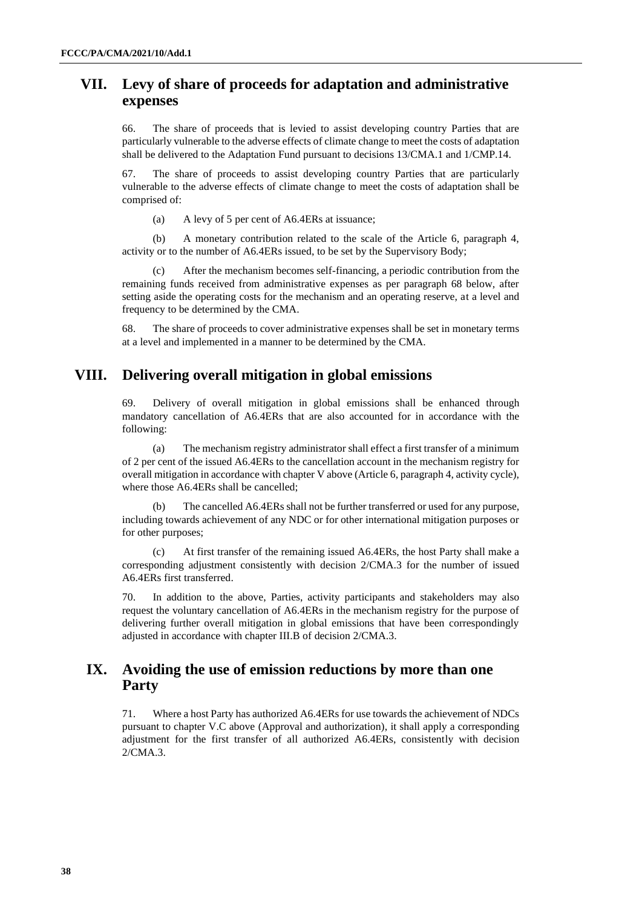## VII. Levy of share of proceeds for adaptation and administrative expenses

66. The share of proceeds that is levied to assist developing country Parties that are particularly vulnerable to the adverse effects of climate change to meet the costs of adaptation shall be delivered to the Adaptation Fund pursuant to decisions 13/CMA.1 and 1/CMP.14.

67. The share of proceeds to assist developing country Parties that are particularly vulnerable to the adverse effects of climate change to meet the costs of adaptation shall be comprised of:

(a) A levy of 5 per cent of A6.4ERs at issuance;

(b) A monetary contribution related to the scale of the Article 6, paragraph 4, activity or to the number of A6.4ERs issued, to be set by the Supervisory Body;

(c) After the mechanism becomes self-financing, a periodic contribution from the remaining funds received from administrative expenses as per paragraph 68 below, after setting aside the operating costs for the mechanism and an operating reserve, at a level and frequency to be determined by the CMA.

68. The share of proceeds to cover administrative expenses shall be set in monetary terms at a level and implemented in a manner to be determined by the CMA.

## VIII. Delivering overall mitigation in global emissions

69. Delivery of overall mitigation in global emissions shall be enhanced through mandatory cancellation of A6.4ERs that are also accounted for in accordance with the following:

(a) The mechanism registry administrator shall effect a first transfer of a minimum of 2 per cent of the issued A6.4ERs to the cancellation account in the mechanism registry for overall mitigation in accordance with chapter V above (Article 6, paragraph 4, activity cycle), where those A6.4ERs shall be cancelled;

(b) The cancelled A6.4ERs shall not be further transferred or used for any purpose, including towards achievement of any NDC or for other international mitigation purposes or for other purposes;

(c) At first transfer of the remaining issued A6.4ERs, the host Party shall make a corresponding adjustment consistently with decision 2/CMA.3 for the number of issued A6.4ERs first transferred.

70. In addition to the above, Parties, activity participants and stakeholders may also request the voluntary cancellation of A6.4ERs in the mechanism registry for the purpose of delivering further overall mitigation in global emissions that have been correspondingly adjusted in accordance with chapter III.B of decision 2/CMA.3.

## IX. Avoiding the use of emission reductions by more than one Party

71. Where a host Party has authorized A6.4ERs for use towards the achievement of NDCs pursuant to chapter V.C above (Approval and authorization), it shall apply a corresponding adjustment for the first transfer of all authorized A6.4ERs, consistently with decision 2/CMA.3.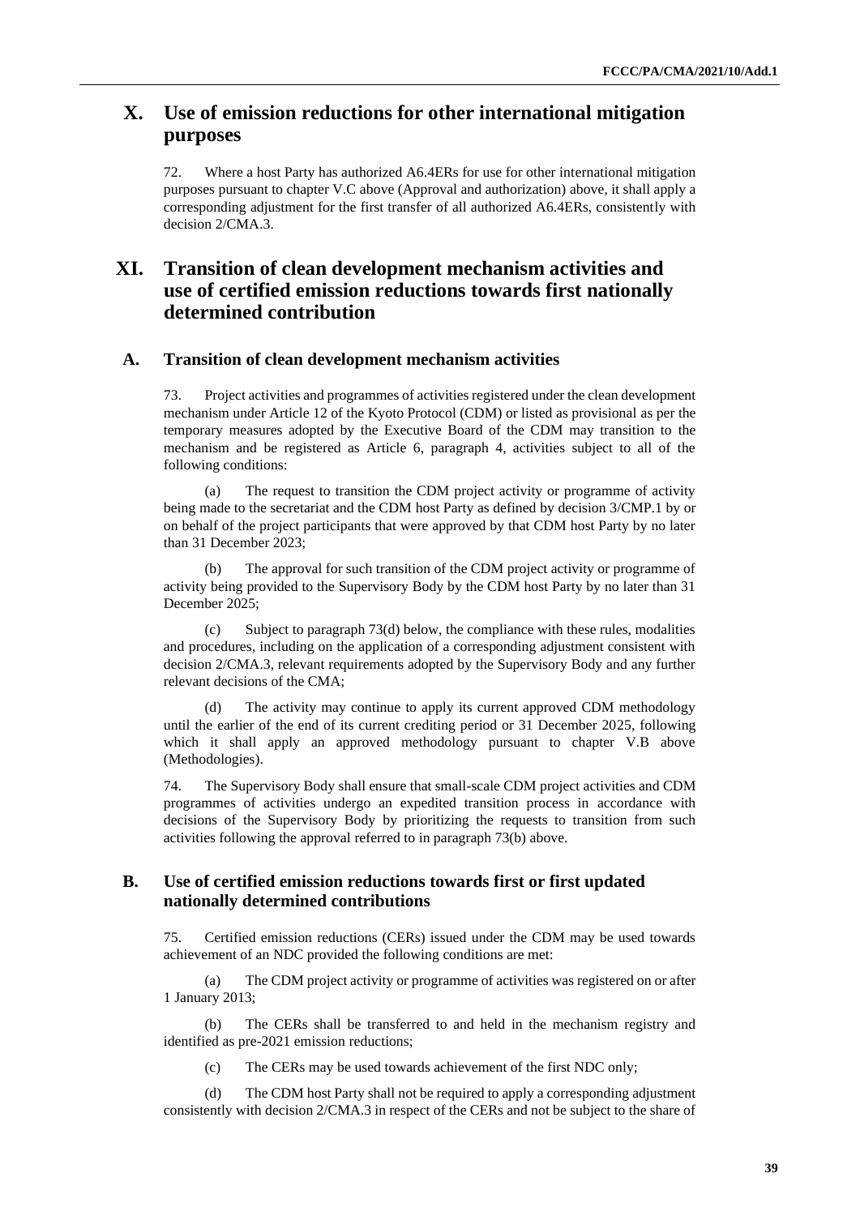## X. Use of emission reductions for other international mitigation purposes

72. Where a host Party has authorized A6.4ERs for use for other international mitigation purposes pursuant to chapter V.C above (Approval and authorization) above, it shall apply a corresponding adjustment for the first transfer of all authorized A6.4ERs, consistently with decision 2/CMA.3.

## XI. Transition of clean development mechanism activities and use of certified emission reductions towards first nationally determined contribution

### A. Transition of clean development mechanism activities

73. Project activities and programmes of activities registered under the clean development mechanism under Article 12 of the Kyoto Protocol (CDM) or listed as provisional as per the temporary measures adopted by the Executive Board of the CDM may transition to the mechanism and be registered as Article 6, paragraph 4, activities subject to all of the following conditions:

(a) The request to transition the CDM project activity or programme of activity being made to the secretariat and the CDM host Party as defined by decision 3/CMP.1 by or on behalf of the project participants that were approved by that CDM host Party by no later than 31 December 2023;

(b) The approval for such transition of the CDM project activity or programme of activity being provided to the Supervisory Body by the CDM host Party by no later than 31 December 2025;

(c) Subject to paragraph 73(d) below, the compliance with these rules, modalities and procedures, including on the application of a corresponding adjustment consistent with decision 2/CMA.3, relevant requirements adopted by the Supervisory Body and any further relevant decisions of the CMA;

(d) The activity may continue to apply its current approved CDM methodology until the earlier of the end of its current crediting period or 31 December 2025, following which it shall apply an approved methodology pursuant to chapter V.B above (Methodologies).

74. The Supervisory Body shall ensure that small-scale CDM project activities and CDM programmes of activities undergo an expedited transition process in accordance with decisions of the Supervisory Body by prioritizing the requests to transition from such activities following the approval referred to in paragraph 73(b) above.

### B. Use of certified emission reductions towards first or first updated nationally determined contributions

75. Certified emission reductions (CERs) issued under the CDM may be used towards achievement of an NDC provided the following conditions are met:

(a) The CDM project activity or programme of activities was registered on or after 1 January 2013;

(b) The CERs shall be transferred to and held in the mechanism registry and identified as pre-2021 emission reductions;

(c) The CERs may be used towards achievement of the first NDC only;

(d) The CDM host Party shall not be required to apply a corresponding adjustment consistently with decision 2/CMA.3 in respect of the CERs and not be subject to the share of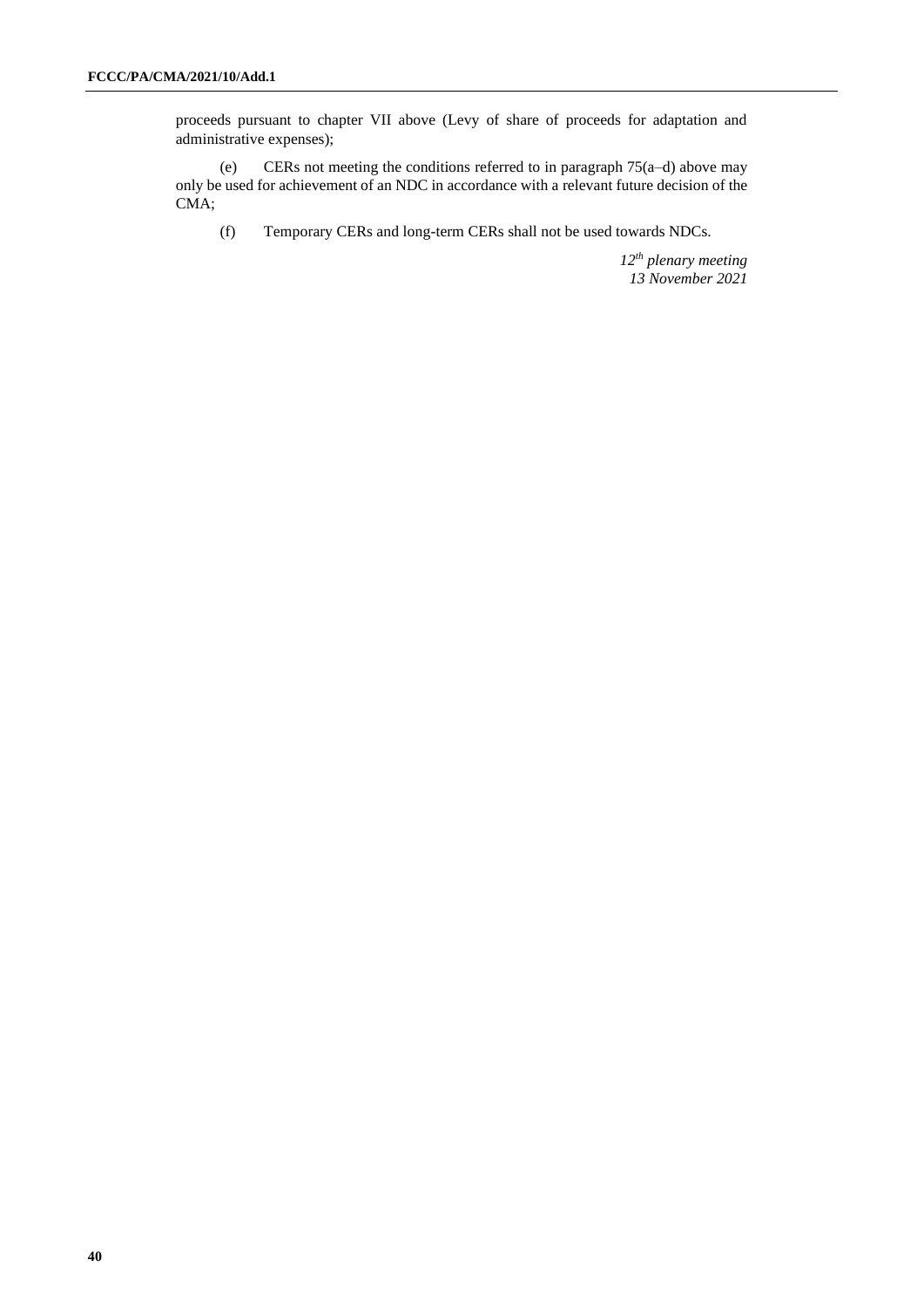proceeds pursuant to chapter VII above (Levy of share of proceeds for adaptation and administrative expenses);

(e) CERs not meeting the conditions referred to in paragraph 75(a–d) above may only be used for achievement of an NDC in accordance with a relevant future decision of the CMA;

(f) Temporary CERs and long-term CERs shall not be used towards NDCs.

*12th plenary meeting*
*13 November 2021*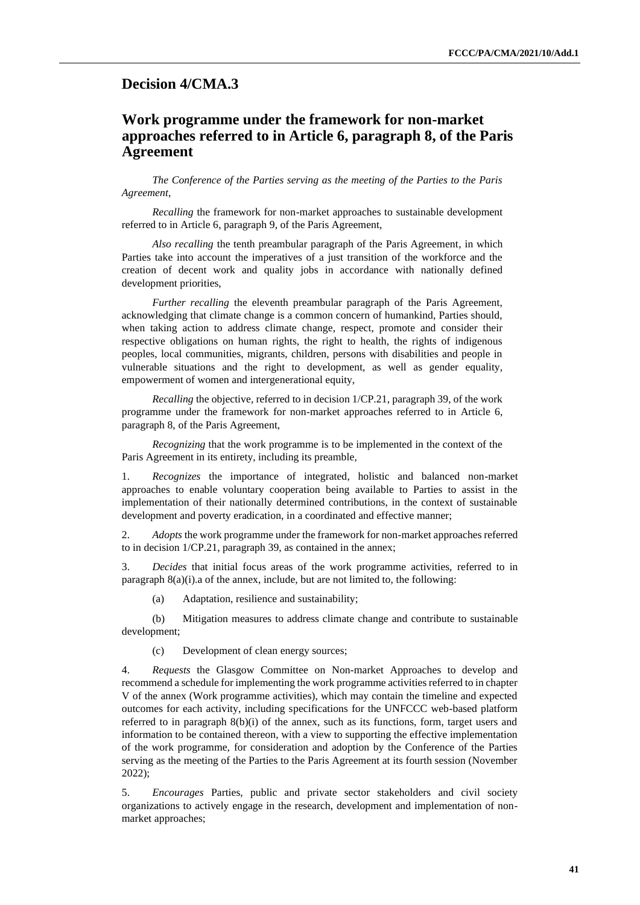## Decision 4/CMA.3

## Work programme under the framework for non-market approaches referred to in Article 6, paragraph 8, of the Paris Agreement

*The Conference of the Parties serving as the meeting of the Parties to the Paris Agreement*,

*Recalling* the framework for non-market approaches to sustainable development referred to in Article 6, paragraph 9, of the Paris Agreement,

*Also recalling* the tenth preambular paragraph of the Paris Agreement, in which Parties take into account the imperatives of a just transition of the workforce and the creation of decent work and quality jobs in accordance with nationally defined development priorities,

*Further recalling* the eleventh preambular paragraph of the Paris Agreement, acknowledging that climate change is a common concern of humankind, Parties should, when taking action to address climate change, respect, promote and consider their respective obligations on human rights, the right to health, the rights of indigenous peoples, local communities, migrants, children, persons with disabilities and people in vulnerable situations and the right to development, as well as gender equality, empowerment of women and intergenerational equity,

*Recalling* the objective, referred to in decision 1/CP.21, paragraph 39, of the work programme under the framework for non-market approaches referred to in Article 6, paragraph 8, of the Paris Agreement,

*Recognizing* that the work programme is to be implemented in the context of the Paris Agreement in its entirety, including its preamble,

1. *Recognizes* the importance of integrated, holistic and balanced non-market approaches to enable voluntary cooperation being available to Parties to assist in the implementation of their nationally determined contributions, in the context of sustainable development and poverty eradication, in a coordinated and effective manner;

2. *Adopts* the work programme under the framework for non-market approaches referred to in decision 1/CP.21, paragraph 39, as contained in the annex;

3. *Decides* that initial focus areas of the work programme activities, referred to in paragraph 8(a)(i).a of the annex, include, but are not limited to, the following:

   (a) Adaptation, resilience and sustainability;

   (b) Mitigation measures to address climate change and contribute to sustainable development;

   (c) Development of clean energy sources;

4. *Requests* the Glasgow Committee on Non-market Approaches to develop and recommend a schedule for implementing the work programme activities referred to in chapter V of the annex (Work programme activities), which may contain the timeline and expected outcomes for each activity, including specifications for the UNFCCC web-based platform referred to in paragraph 8(b)(i) of the annex, such as its functions, form, target users and information to be contained thereon, with a view to supporting the effective implementation of the work programme, for consideration and adoption by the Conference of the Parties serving as the meeting of the Parties to the Paris Agreement at its fourth session (November 2022);

5. *Encourages* Parties, public and private sector stakeholders and civil society organizations to actively engage in the research, development and implementation of non-market approaches;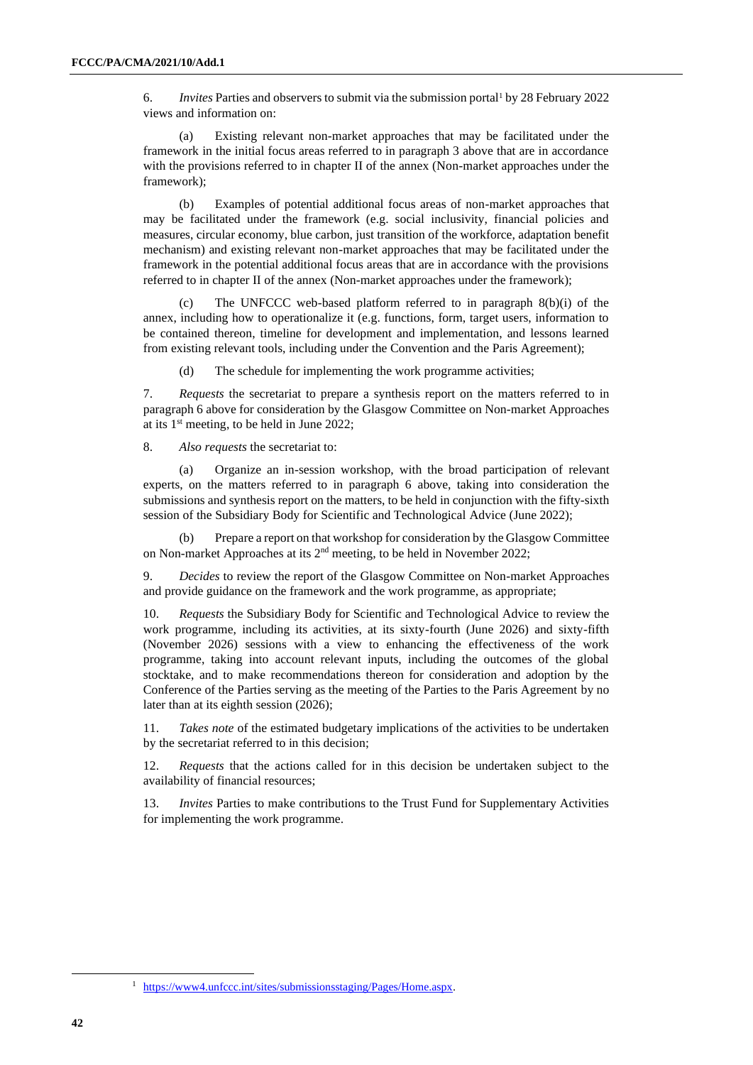6. *Invites* Parties and observers to submit via the submission portal[1] by 28 February 2022 views and information on:

(a) Existing relevant non-market approaches that may be facilitated under the framework in the initial focus areas referred to in paragraph 3 above that are in accordance with the provisions referred to in chapter II of the annex (Non-market approaches under the framework);

(b) Examples of potential additional focus areas of non-market approaches that may be facilitated under the framework (e.g. social inclusivity, financial policies and measures, circular economy, blue carbon, just transition of the workforce, adaptation benefit mechanism) and existing relevant non-market approaches that may be facilitated under the framework in the potential additional focus areas that are in accordance with the provisions referred to in chapter II of the annex (Non-market approaches under the framework);

(c) The UNFCCC web-based platform referred to in paragraph 8(b)(i) of the annex, including how to operationalize it (e.g. functions, form, target users, information to be contained thereon, timeline for development and implementation, and lessons learned from existing relevant tools, including under the Convention and the Paris Agreement);

(d) The schedule for implementing the work programme activities;

7. *Requests* the secretariat to prepare a synthesis report on the matters referred to in paragraph 6 above for consideration by the Glasgow Committee on Non-market Approaches at its 1st meeting, to be held in June 2022;

8. *Also requests* the secretariat to:

(a) Organize an in-session workshop, with the broad participation of relevant experts, on the matters referred to in paragraph 6 above, taking into consideration the submissions and synthesis report on the matters, to be held in conjunction with the fifty-sixth session of the Subsidiary Body for Scientific and Technological Advice (June 2022);

(b) Prepare a report on that workshop for consideration by the Glasgow Committee on Non-market Approaches at its 2nd meeting, to be held in November 2022;

9. *Decides* to review the report of the Glasgow Committee on Non-market Approaches and provide guidance on the framework and the work programme, as appropriate;

10. *Requests* the Subsidiary Body for Scientific and Technological Advice to review the work programme, including its activities, at its sixty-fourth (June 2026) and sixty-fifth (November 2026) sessions with a view to enhancing the effectiveness of the work programme, taking into account relevant inputs, including the outcomes of the global stocktake, and to make recommendations thereon for consideration and adoption by the Conference of the Parties serving as the meeting of the Parties to the Paris Agreement by no later than at its eighth session (2026);

11. *Takes note* of the estimated budgetary implications of the activities to be undertaken by the secretariat referred to in this decision;

12. *Requests* that the actions called for in this decision be undertaken subject to the availability of financial resources;

13. *Invites* Parties to make contributions to the Trust Fund for Supplementary Activities for implementing the work programme.

[1] https://www4.unfccc.int/sites/submissionsstaging/Pages/Home.aspx.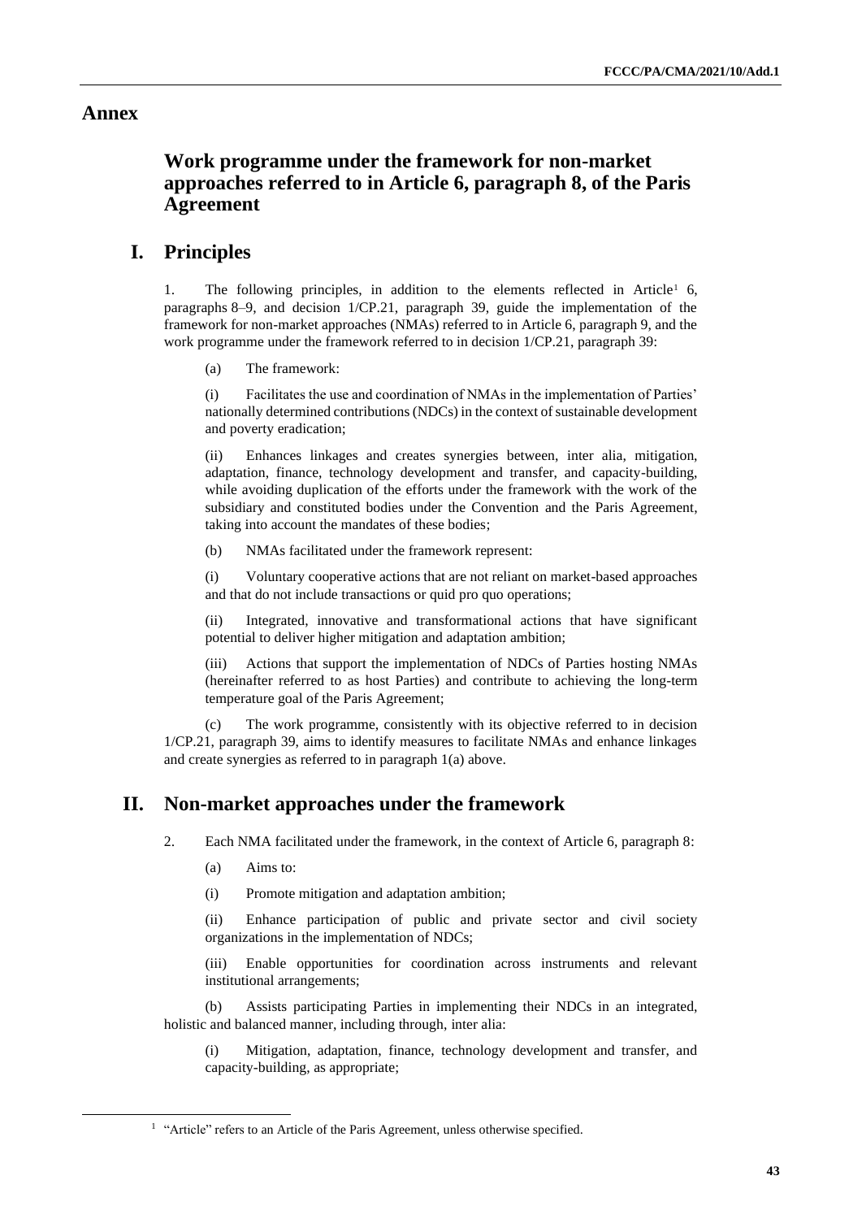# Annex

## Work programme under the framework for non-market approaches referred to in Article 6, paragraph 8, of the Paris Agreement

## I. Principles

1. The following principles, in addition to the elements reflected in Article[1] 6, paragraphs 8–9, and decision 1/CP.21, paragraph 39, guide the implementation of the framework for non-market approaches (NMAs) referred to in Article 6, paragraph 9, and the work programme under the framework referred to in decision 1/CP.21, paragraph 39:

(a) The framework:

(i) Facilitates the use and coordination of NMAs in the implementation of Parties' nationally determined contributions (NDCs) in the context of sustainable development and poverty eradication;

(ii) Enhances linkages and creates synergies between, inter alia, mitigation, adaptation, finance, technology development and transfer, and capacity-building, while avoiding duplication of the efforts under the framework with the work of the subsidiary and constituted bodies under the Convention and the Paris Agreement, taking into account the mandates of these bodies;

(b) NMAs facilitated under the framework represent:

(i) Voluntary cooperative actions that are not reliant on market-based approaches and that do not include transactions or quid pro quo operations;

(ii) Integrated, innovative and transformational actions that have significant potential to deliver higher mitigation and adaptation ambition;

(iii) Actions that support the implementation of NDCs of Parties hosting NMAs (hereinafter referred to as host Parties) and contribute to achieving the long-term temperature goal of the Paris Agreement;

(c) The work programme, consistently with its objective referred to in decision 1/CP.21, paragraph 39, aims to identify measures to facilitate NMAs and enhance linkages and create synergies as referred to in paragraph 1(a) above.

## II. Non-market approaches under the framework

2. Each NMA facilitated under the framework, in the context of Article 6, paragraph 8:

(a) Aims to:

(i) Promote mitigation and adaptation ambition;

(ii) Enhance participation of public and private sector and civil society organizations in the implementation of NDCs;

(iii) Enable opportunities for coordination across instruments and relevant institutional arrangements;

(b) Assists participating Parties in implementing their NDCs in an integrated, holistic and balanced manner, including through, inter alia:

(i) Mitigation, adaptation, finance, technology development and transfer, and capacity-building, as appropriate;

[1] "Article" refers to an Article of the Paris Agreement, unless otherwise specified.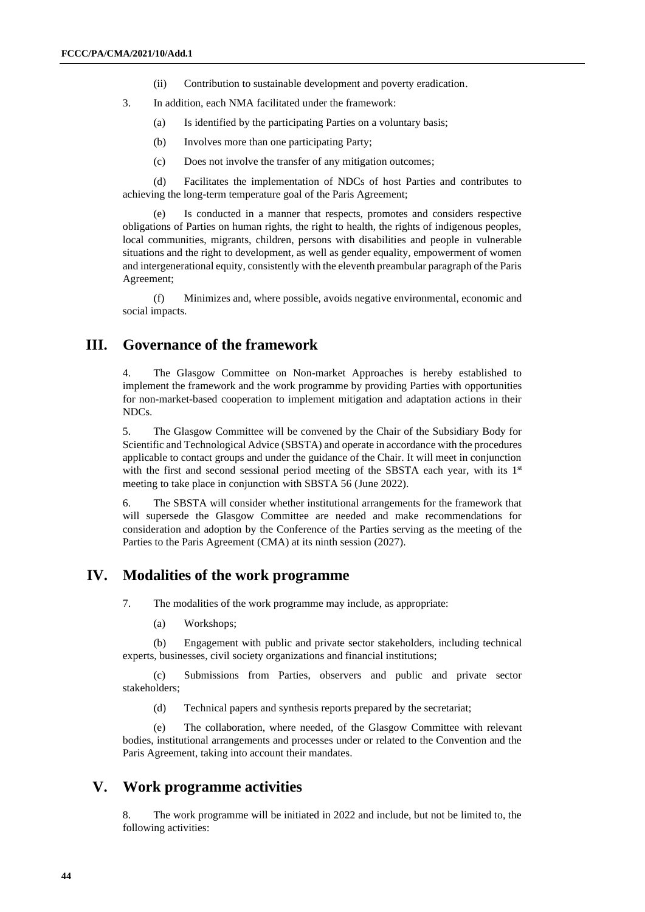(ii) Contribution to sustainable development and poverty eradication.

3. In addition, each NMA facilitated under the framework:

(a) Is identified by the participating Parties on a voluntary basis;

(b) Involves more than one participating Party;

(c) Does not involve the transfer of any mitigation outcomes;

(d) Facilitates the implementation of NDCs of host Parties and contributes to achieving the long-term temperature goal of the Paris Agreement;

(e) Is conducted in a manner that respects, promotes and considers respective obligations of Parties on human rights, the right to health, the rights of indigenous peoples, local communities, migrants, children, persons with disabilities and people in vulnerable situations and the right to development, as well as gender equality, empowerment of women and intergenerational equity, consistently with the eleventh preambular paragraph of the Paris Agreement;

(f) Minimizes and, where possible, avoids negative environmental, economic and social impacts.

## III. Governance of the framework

4. The Glasgow Committee on Non-market Approaches is hereby established to implement the framework and the work programme by providing Parties with opportunities for non-market-based cooperation to implement mitigation and adaptation actions in their NDCs.

5. The Glasgow Committee will be convened by the Chair of the Subsidiary Body for Scientific and Technological Advice (SBSTA) and operate in accordance with the procedures applicable to contact groups and under the guidance of the Chair. It will meet in conjunction with the first and second sessional period meeting of the SBSTA each year, with its 1st meeting to take place in conjunction with SBSTA 56 (June 2022).

6. The SBSTA will consider whether institutional arrangements for the framework that will supersede the Glasgow Committee are needed and make recommendations for consideration and adoption by the Conference of the Parties serving as the meeting of the Parties to the Paris Agreement (CMA) at its ninth session (2027).

## IV. Modalities of the work programme

7. The modalities of the work programme may include, as appropriate:

(a) Workshops;

(b) Engagement with public and private sector stakeholders, including technical experts, businesses, civil society organizations and financial institutions;

(c) Submissions from Parties, observers and public and private sector stakeholders;

(d) Technical papers and synthesis reports prepared by the secretariat;

(e) The collaboration, where needed, of the Glasgow Committee with relevant bodies, institutional arrangements and processes under or related to the Convention and the Paris Agreement, taking into account their mandates.

## V. Work programme activities

8. The work programme will be initiated in 2022 and include, but not be limited to, the following activities: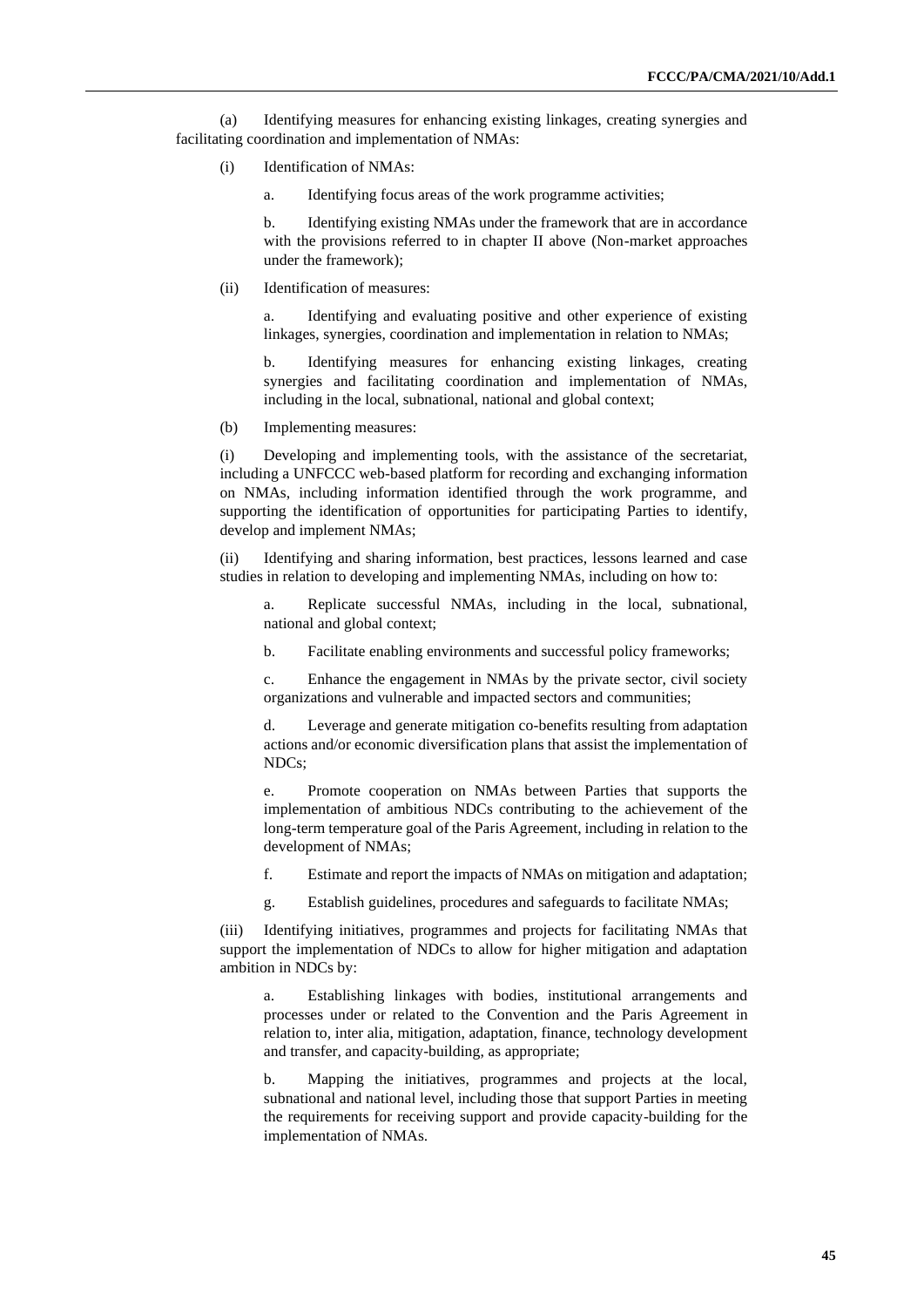(a) Identifying measures for enhancing existing linkages, creating synergies and facilitating coordination and implementation of NMAs:

(i) Identification of NMAs:

a. Identifying focus areas of the work programme activities;

b. Identifying existing NMAs under the framework that are in accordance with the provisions referred to in chapter II above (Non-market approaches under the framework);

(ii) Identification of measures:

a. Identifying and evaluating positive and other experience of existing linkages, synergies, coordination and implementation in relation to NMAs;

b. Identifying measures for enhancing existing linkages, creating synergies and facilitating coordination and implementation of NMAs, including in the local, subnational, national and global context;

(b) Implementing measures:

(i) Developing and implementing tools, with the assistance of the secretariat, including a UNFCCC web-based platform for recording and exchanging information on NMAs, including information identified through the work programme, and supporting the identification of opportunities for participating Parties to identify, develop and implement NMAs;

(ii) Identifying and sharing information, best practices, lessons learned and case studies in relation to developing and implementing NMAs, including on how to:

a. Replicate successful NMAs, including in the local, subnational, national and global context;

b. Facilitate enabling environments and successful policy frameworks;

c. Enhance the engagement in NMAs by the private sector, civil society organizations and vulnerable and impacted sectors and communities;

d. Leverage and generate mitigation co-benefits resulting from adaptation actions and/or economic diversification plans that assist the implementation of NDCs;

e. Promote cooperation on NMAs between Parties that supports the implementation of ambitious NDCs contributing to the achievement of the long-term temperature goal of the Paris Agreement, including in relation to the development of NMAs;

f. Estimate and report the impacts of NMAs on mitigation and adaptation;

g. Establish guidelines, procedures and safeguards to facilitate NMAs;

(iii) Identifying initiatives, programmes and projects for facilitating NMAs that support the implementation of NDCs to allow for higher mitigation and adaptation ambition in NDCs by:

a. Establishing linkages with bodies, institutional arrangements and processes under or related to the Convention and the Paris Agreement in relation to, inter alia, mitigation, adaptation, finance, technology development and transfer, and capacity-building, as appropriate;

b. Mapping the initiatives, programmes and projects at the local, subnational and national level, including those that support Parties in meeting the requirements for receiving support and provide capacity-building for the implementation of NMAs.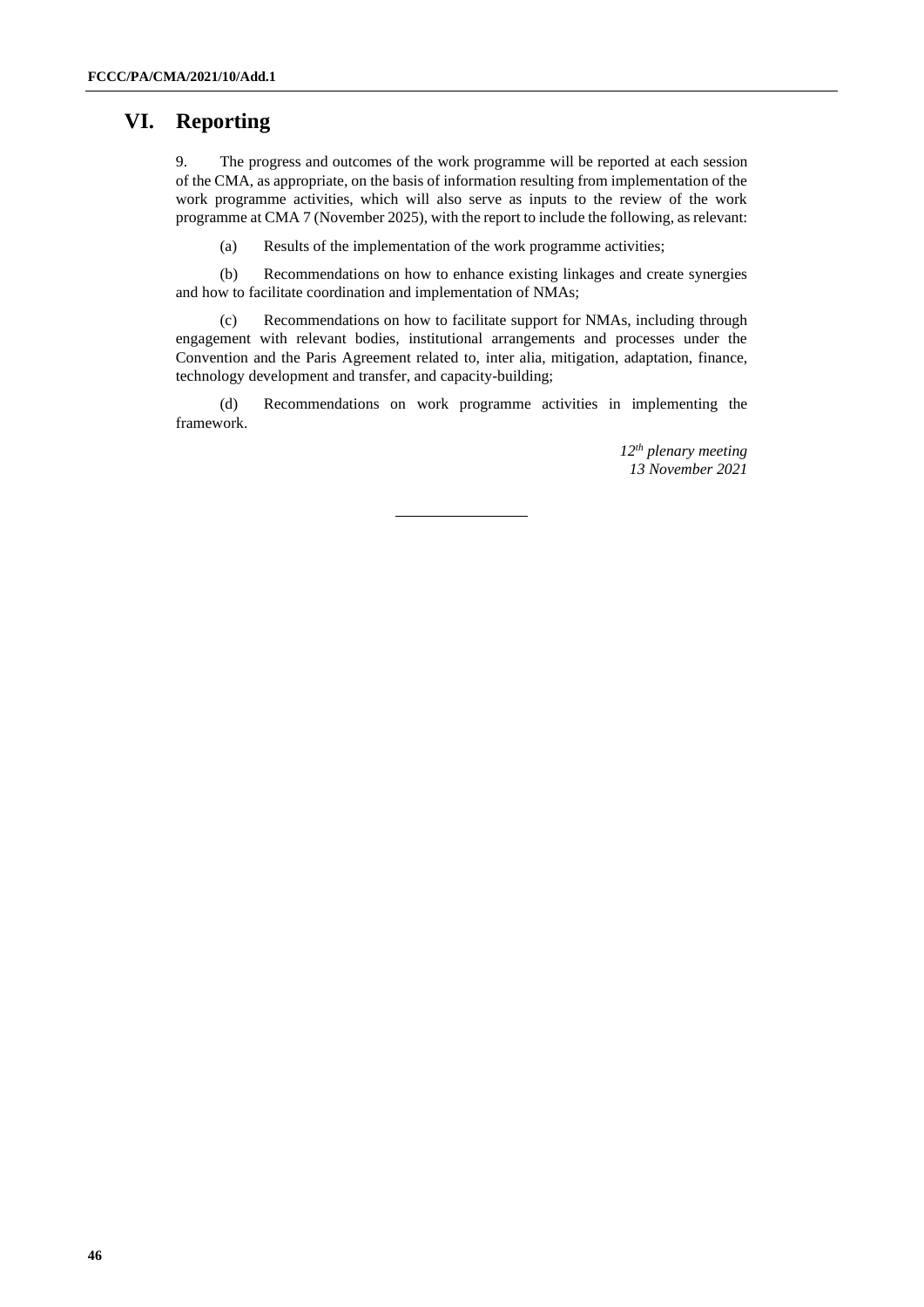# VI. Reporting

9. The progress and outcomes of the work programme will be reported at each session of the CMA, as appropriate, on the basis of information resulting from implementation of the work programme activities, which will also serve as inputs to the review of the work programme at CMA 7 (November 2025), with the report to include the following, as relevant:

(a) Results of the implementation of the work programme activities;

(b) Recommendations on how to enhance existing linkages and create synergies and how to facilitate coordination and implementation of NMAs;

(c) Recommendations on how to facilitate support for NMAs, including through engagement with relevant bodies, institutional arrangements and processes under the Convention and the Paris Agreement related to, inter alia, mitigation, adaptation, finance, technology development and transfer, and capacity-building;

(d) Recommendations on work programme activities in implementing the framework.

*12th plenary meeting*
*13 November 2021*